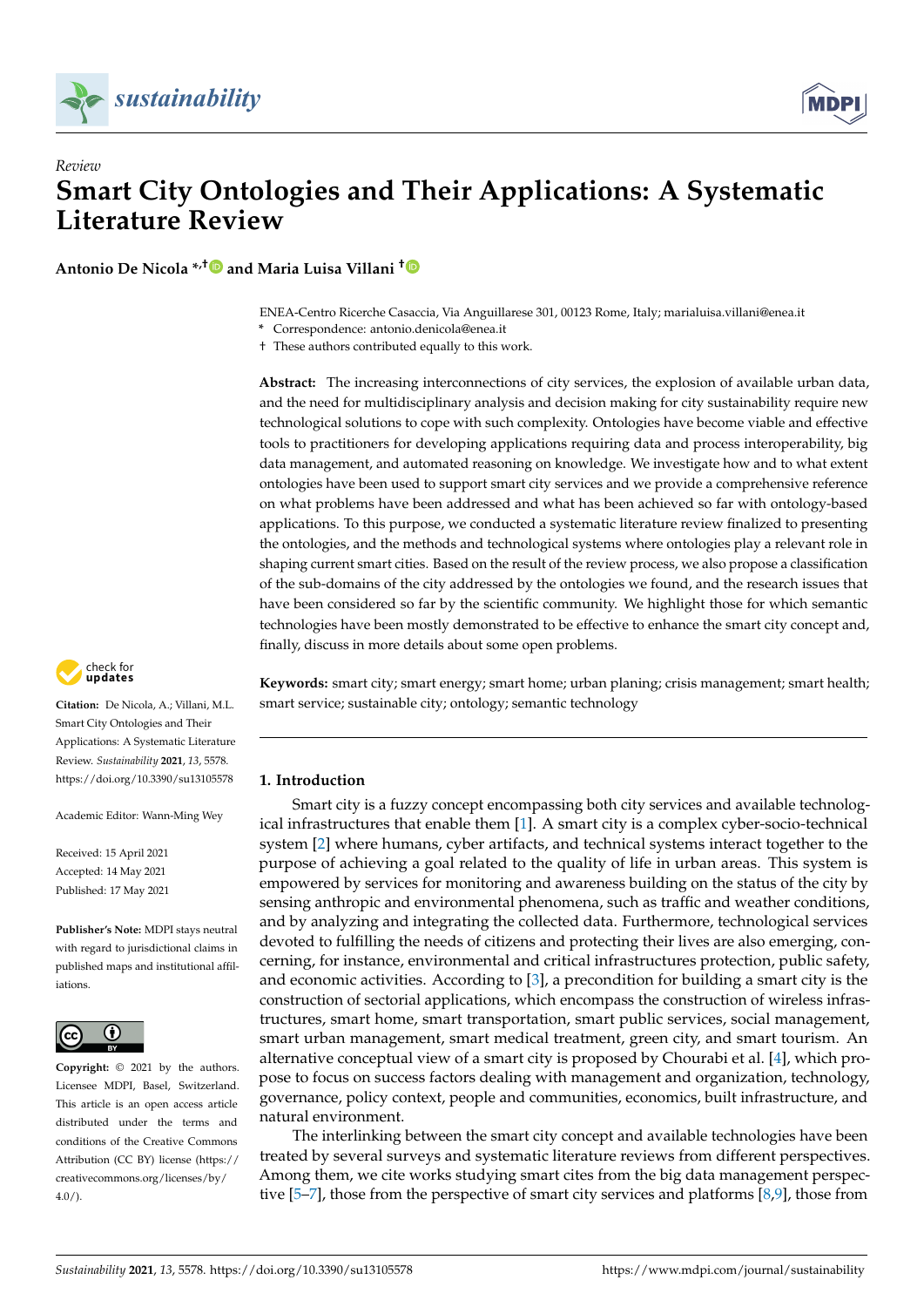*Review*

# Smart City Ontologies and Their Applications: A Systematic Literature Review

**Antonio De Nicola \*,† and Maria Luisa Villani †**

ENEA-Centro Ricerche Casaccia, Via Anguillarese 301, 00123 Rome, Italy; marialuisa.villani@enea.it
\* Correspondence: antonio.denicola@enea.it
† These authors contributed equally to this work.

**Abstract:** The increasing interconnections of city services, the explosion of available urban data, and the need for multidisciplinary analysis and decision making for city sustainability require new technological solutions to cope with such complexity. Ontologies have become viable and effective tools to practitioners for developing applications requiring data and process interoperability, big data management, and automated reasoning on knowledge. We investigate how and to what extent ontologies have been used to support smart city services and we provide a comprehensive reference on what problems have been addressed and what has been achieved so far with ontology-based applications. To this purpose, we conducted a systematic literature review finalized to presenting the ontologies, and the methods and technological systems where ontologies play a relevant role in shaping current smart cities. Based on the result of the review process, we also propose a classification of the sub-domains of the city addressed by the ontologies we found, and the research issues that have been considered so far by the scientific community. We highlight those for which semantic technologies have been mostly demonstrated to be effective to enhance the smart city concept and, finally, discuss in more details about some open problems.

**Keywords:** smart city; smart energy; smart home; urban planing; crisis management; smart health; smart service; sustainable city; ontology; semantic technology

**Citation:** De Nicola, A.; Villani, M.L. Smart City Ontologies and Their Applications: A Systematic Literature Review. *Sustainability* **2021**, *13*, 5578. https://doi.org/10.3390/su13105578

Academic Editor: Wann-Ming Wey

Received: 15 April 2021
Accepted: 14 May 2021
Published: 17 May 2021

**Publisher's Note:** MDPI stays neutral with regard to jurisdictional claims in published maps and institutional affiliations.

**Copyright:** © 2021 by the authors. Licensee MDPI, Basel, Switzerland. This article is an open access article distributed under the terms and conditions of the Creative Commons Attribution (CC BY) license (https://creativecommons.org/licenses/by/4.0/).

## 1. Introduction

Smart city is a fuzzy concept encompassing both city services and available technological infrastructures that enable them [1]. A smart city is a complex cyber-socio-technical system [2] where humans, cyber artifacts, and technical systems interact together to the purpose of achieving a goal related to the quality of life in urban areas. This system is empowered by services for monitoring and awareness building on the status of the city by sensing anthropic and environmental phenomena, such as traffic and weather conditions, and by analyzing and integrating the collected data. Furthermore, technological services devoted to fulfilling the needs of citizens and protecting their lives are also emerging, concerning, for instance, environmental and critical infrastructures protection, public safety, and economic activities. According to [3], a precondition for building a smart city is the construction of sectorial applications, which encompass the construction of wireless infrastructures, smart home, smart transportation, smart public services, social management, smart urban management, smart medical treatment, green city, and smart tourism. An alternative conceptual view of a smart city is proposed by Chourabi et al. [4], which propose to focus on success factors dealing with management and organization, technology, governance, policy context, people and communities, economics, built infrastructure, and natural environment.

The interlinking between the smart city concept and available technologies have been treated by several surveys and systematic literature reviews from different perspectives. Among them, we cite works studying smart cites from the big data management perspective [5–7], those from the perspective of smart city services and platforms [8,9], those from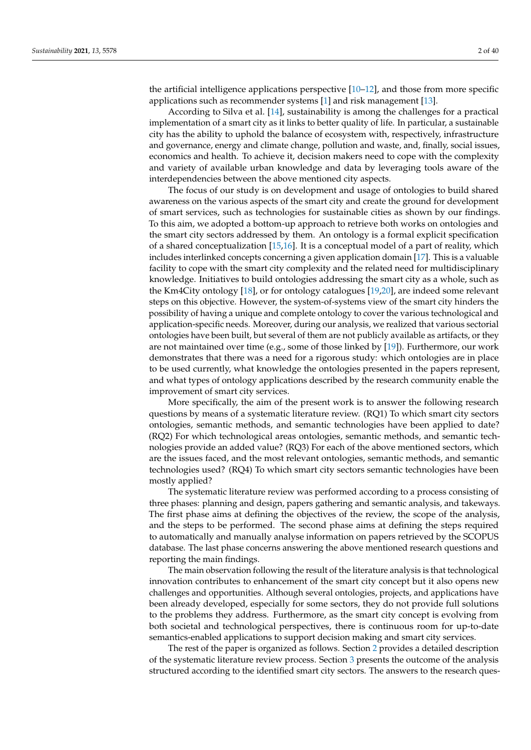the artificial intelligence applications perspective [10–12], and those from more specific applications such as recommender systems [1] and risk management [13].

According to Silva et al. [14], sustainability is among the challenges for a practical implementation of a smart city as it links to better quality of life. In particular, a sustainable city has the ability to uphold the balance of ecosystem with, respectively, infrastructure and governance, energy and climate change, pollution and waste, and, finally, social issues, economics and health. To achieve it, decision makers need to cope with the complexity and variety of available urban knowledge and data by leveraging tools aware of the interdependencies between the above mentioned city aspects.

The focus of our study is on development and usage of ontologies to build shared awareness on the various aspects of the smart city and create the ground for development of smart services, such as technologies for sustainable cities as shown by our findings. To this aim, we adopted a bottom-up approach to retrieve both works on ontologies and the smart city sectors addressed by them. An ontology is a formal explicit specification of a shared conceptualization [15,16]. It is a conceptual model of a part of reality, which includes interlinked concepts concerning a given application domain [17]. This is a valuable facility to cope with the smart city complexity and the related need for multidisciplinary knowledge. Initiatives to build ontologies addressing the smart city as a whole, such as the Km4City ontology [18], or for ontology catalogues [19,20], are indeed some relevant steps on this objective. However, the system-of-systems view of the smart city hinders the possibility of having a unique and complete ontology to cover the various technological and application-specific needs. Moreover, during our analysis, we realized that various sectorial ontologies have been built, but several of them are not publicly available as artifacts, or they are not maintained over time (e.g., some of those linked by [19]). Furthermore, our work demonstrates that there was a need for a rigorous study: which ontologies are in place to be used currently, what knowledge the ontologies presented in the papers represent, and what types of ontology applications described by the research community enable the improvement of smart city services.

More specifically, the aim of the present work is to answer the following research questions by means of a systematic literature review. (RQ1) To which smart city sectors ontologies, semantic methods, and semantic technologies have been applied to date? (RQ2) For which technological areas ontologies, semantic methods, and semantic technologies provide an added value? (RQ3) For each of the above mentioned sectors, which are the issues faced, and the most relevant ontologies, semantic methods, and semantic technologies used? (RQ4) To which smart city sectors semantic technologies have been mostly applied?

The systematic literature review was performed according to a process consisting of three phases: planning and design, papers gathering and semantic analysis, and takeways. The first phase aims at defining the objectives of the review, the scope of the analysis, and the steps to be performed. The second phase aims at defining the steps required to automatically and manually analyse information on papers retrieved by the SCOPUS database. The last phase concerns answering the above mentioned research questions and reporting the main findings.

The main observation following the result of the literature analysis is that technological innovation contributes to enhancement of the smart city concept but it also opens new challenges and opportunities. Although several ontologies, projects, and applications have been already developed, especially for some sectors, they do not provide full solutions to the problems they address. Furthermore, as the smart city concept is evolving from both societal and technological perspectives, there is continuous room for up-to-date semantics-enabled applications to support decision making and smart city services.

The rest of the paper is organized as follows. Section 2 provides a detailed description of the systematic literature review process. Section 3 presents the outcome of the analysis structured according to the identified smart city sectors. The answers to the research ques-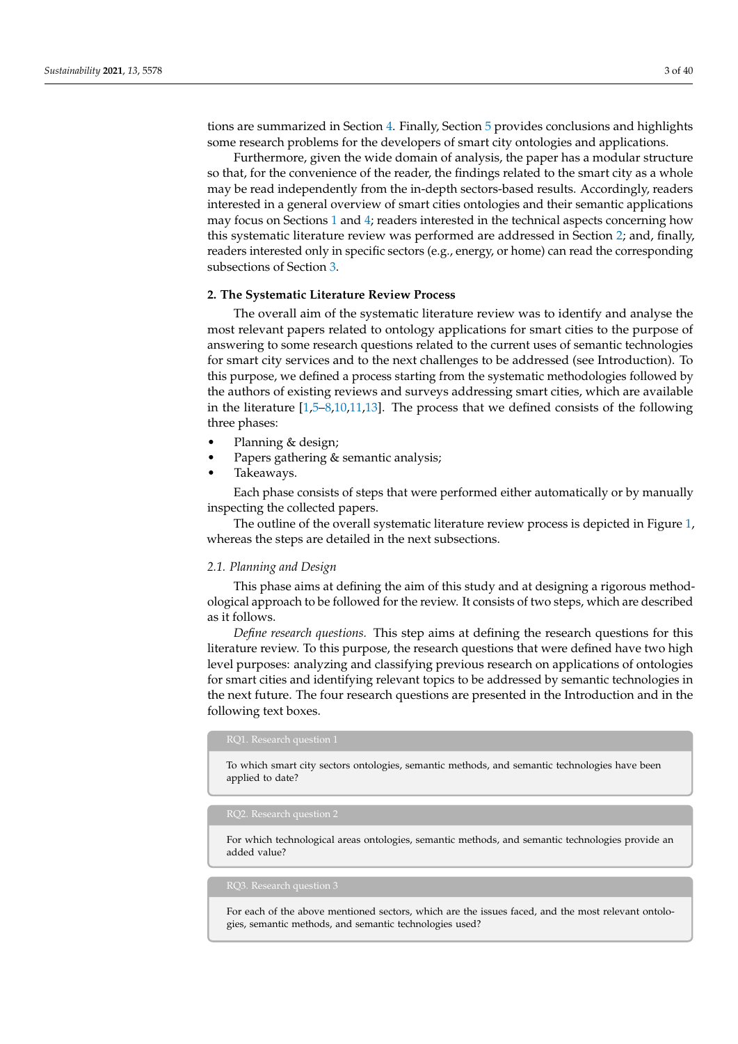tions are summarized in Section 4. Finally, Section 5 provides conclusions and highlights some research problems for the developers of smart city ontologies and applications.

Furthermore, given the wide domain of analysis, the paper has a modular structure so that, for the convenience of the reader, the findings related to the smart city as a whole may be read independently from the in-depth sectors-based results. Accordingly, readers interested in a general overview of smart cities ontologies and their semantic applications may focus on Sections 1 and 4; readers interested in the technical aspects concerning how this systematic literature review was performed are addressed in Section 2; and, finally, readers interested only in specific sectors (e.g., energy, or home) can read the corresponding subsections of Section 3.

## 2. The Systematic Literature Review Process

The overall aim of the systematic literature review was to identify and analyse the most relevant papers related to ontology applications for smart cities to the purpose of answering to some research questions related to the current uses of semantic technologies for smart city services and to the next challenges to be addressed (see Introduction). To this purpose, we defined a process starting from the systematic methodologies followed by the authors of existing reviews and surveys addressing smart cities, which are available in the literature [1,5–8,10,11,13]. The process that we defined consists of the following three phases:

- Planning & design;
- Papers gathering & semantic analysis;
- Takeaways.

Each phase consists of steps that were performed either automatically or by manually inspecting the collected papers.

The outline of the overall systematic literature review process is depicted in Figure 1, whereas the steps are detailed in the next subsections.

### 2.1. Planning and Design

This phase aims at defining the aim of this study and at designing a rigorous methodological approach to be followed for the review. It consists of two steps, which are described as it follows.

*Define research questions.* This step aims at defining the research questions for this literature review. To this purpose, the research questions that were defined have two high level purposes: analyzing and classifying previous research on applications of ontologies for smart cities and identifying relevant topics to be addressed by semantic technologies in the next future. The four research questions are presented in the Introduction and in the following text boxes.

> RQ1. Research question 1
>
> To which smart city sectors ontologies, semantic methods, and semantic technologies have been applied to date?

> RQ2. Research question 2
>
> For which technological areas ontologies, semantic methods, and semantic technologies provide an added value?

> RQ3. Research question 3
>
> For each of the above mentioned sectors, which are the issues faced, and the most relevant ontologies, semantic methods, and semantic technologies used?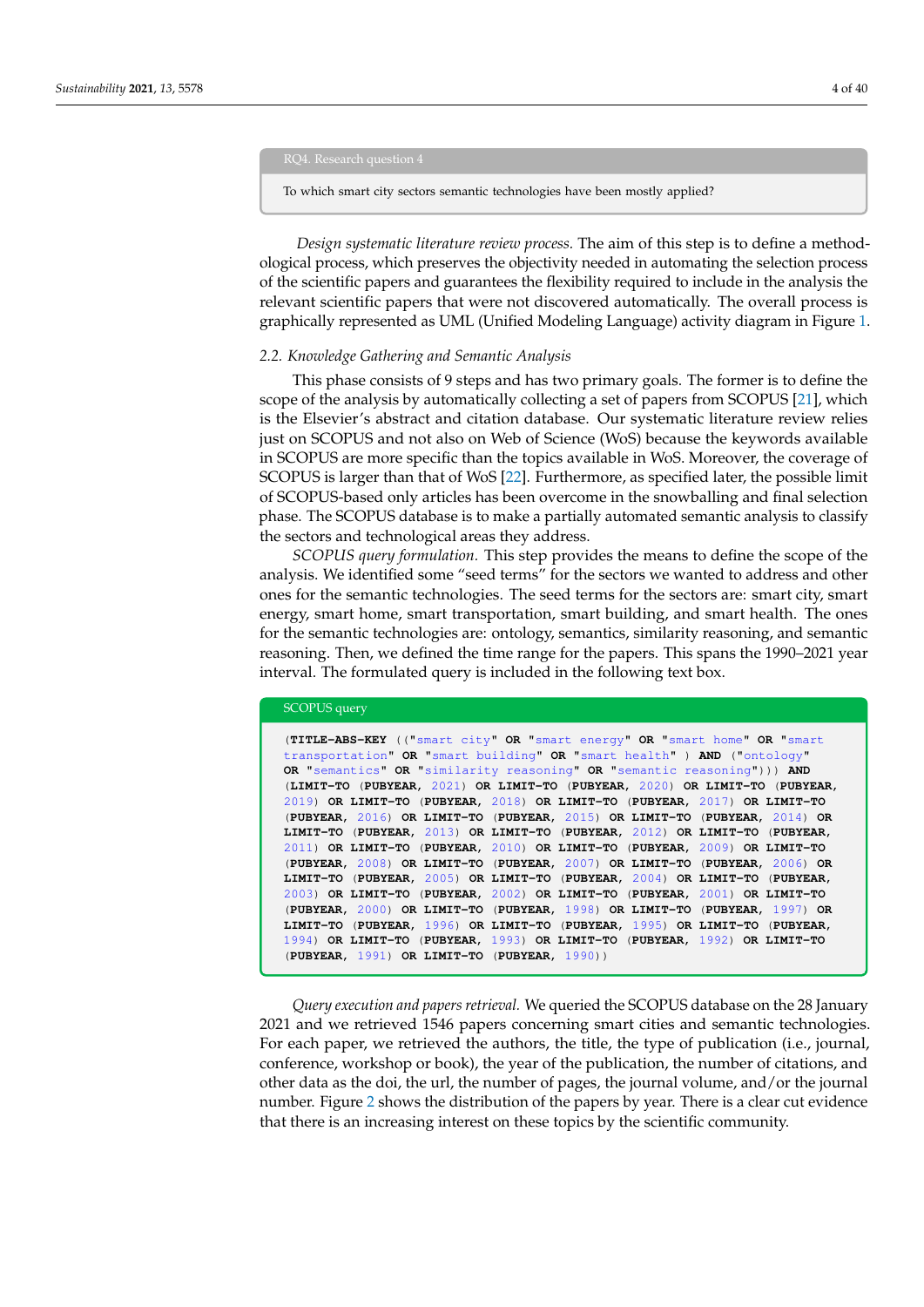RQ4. Research question 4

To which smart city sectors semantic technologies have been mostly applied?

*Design systematic literature review process.* The aim of this step is to define a methodological process, which preserves the objectivity needed in automating the selection process of the scientific papers and guarantees the flexibility required to include in the analysis the relevant scientific papers that were not discovered automatically. The overall process is graphically represented as UML (Unified Modeling Language) activity diagram in Figure 1.

### 2.2. Knowledge Gathering and Semantic Analysis

This phase consists of 9 steps and has two primary goals. The former is to define the scope of the analysis by automatically collecting a set of papers from SCOPUS [21], which is the Elsevier's abstract and citation database. Our systematic literature review relies just on SCOPUS and not also on Web of Science (WoS) because the keywords available in SCOPUS are more specific than the topics available in WoS. Moreover, the coverage of SCOPUS is larger than that of WoS [22]. Furthermore, as specified later, the possible limit of SCOPUS-based only articles has been overcome in the snowballing and final selection phase. The SCOPUS database is to make a partially automated semantic analysis to classify the sectors and technological areas they address.

*SCOPUS query formulation.* This step provides the means to define the scope of the analysis. We identified some "seed terms" for the sectors we wanted to address and other ones for the semantic technologies. The seed terms for the sectors are: smart city, smart energy, smart home, smart transportation, smart building, and smart health. The ones for the semantic technologies are: ontology, semantics, similarity reasoning, and semantic reasoning. Then, we defined the time range for the papers. This spans the 1990–2021 year interval. The formulated query is included in the following text box.

SCOPUS query

```
(TITLE-ABS-KEY (("smart city" OR "smart energy" OR "smart home" OR "smart
transportation" OR "smart building" OR "smart health" ) AND ("ontology"
OR "semantics" OR "similarity reasoning" OR "semantic reasoning"))) AND
(LIMIT-TO (PUBYEAR, 2021) OR LIMIT-TO (PUBYEAR, 2020) OR LIMIT-TO (PUBYEAR,
2019) OR LIMIT-TO (PUBYEAR, 2018) OR LIMIT-TO (PUBYEAR, 2017) OR LIMIT-TO
(PUBYEAR, 2016) OR LIMIT-TO (PUBYEAR, 2015) OR LIMIT-TO (PUBYEAR, 2014) OR
LIMIT-TO (PUBYEAR, 2013) OR LIMIT-TO (PUBYEAR, 2012) OR LIMIT-TO (PUBYEAR,
2011) OR LIMIT-TO (PUBYEAR, 2010) OR LIMIT-TO (PUBYEAR, 2009) OR LIMIT-TO
(PUBYEAR, 2008) OR LIMIT-TO (PUBYEAR, 2007) OR LIMIT-TO (PUBYEAR, 2006) OR
LIMIT-TO (PUBYEAR, 2005) OR LIMIT-TO (PUBYEAR, 2004) OR LIMIT-TO (PUBYEAR,
2003) OR LIMIT-TO (PUBYEAR, 2002) OR LIMIT-TO (PUBYEAR, 2001) OR LIMIT-TO
(PUBYEAR, 2000) OR LIMIT-TO (PUBYEAR, 1998) OR LIMIT-TO (PUBYEAR, 1997) OR
LIMIT-TO (PUBYEAR, 1996) OR LIMIT-TO (PUBYEAR, 1995) OR LIMIT-TO (PUBYEAR,
1994) OR LIMIT-TO (PUBYEAR, 1993) OR LIMIT-TO (PUBYEAR, 1992) OR LIMIT-TO
(PUBYEAR, 1991) OR LIMIT-TO (PUBYEAR, 1990))
```

*Query execution and papers retrieval.* We queried the SCOPUS database on the 28 January 2021 and we retrieved 1546 papers concerning smart cities and semantic technologies. For each paper, we retrieved the authors, the title, the type of publication (i.e., journal, conference, workshop or book), the year of the publication, the number of citations, and other data as the doi, the url, the number of pages, the journal volume, and/or the journal number. Figure 2 shows the distribution of the papers by year. There is a clear cut evidence that there is an increasing interest on these topics by the scientific community.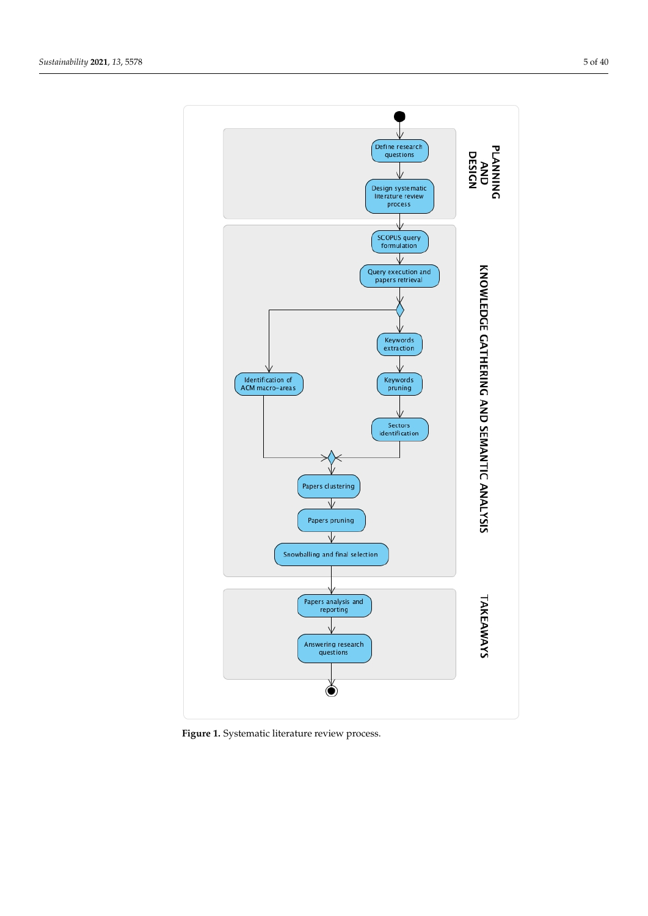**Figure 1.** Systematic literature review process.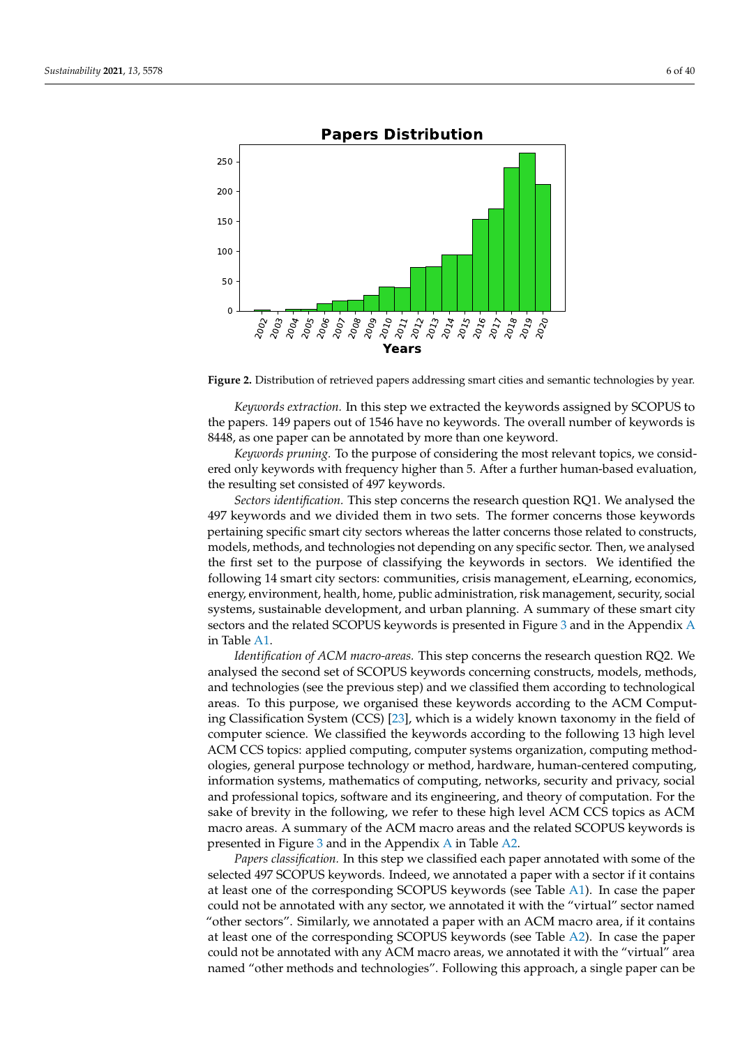Figure 2. Distribution of retrieved papers addressing smart cities and semantic technologies by year.

*Keywords extraction.* In this step we extracted the keywords assigned by SCOPUS to the papers. 149 papers out of 1546 have no keywords. The overall number of keywords is 8448, as one paper can be annotated by more than one keyword.

*Keywords pruning.* To the purpose of considering the most relevant topics, we considered only keywords with frequency higher than 5. After a further human-based evaluation, the resulting set consisted of 497 keywords.

*Sectors identification.* This step concerns the research question RQ1. We analysed the 497 keywords and we divided them in two sets. The former concerns those keywords pertaining specific smart city sectors whereas the latter concerns those related to constructs, models, methods, and technologies not depending on any specific sector. Then, we analysed the first set to the purpose of classifying the keywords in sectors. We identified the following 14 smart city sectors: communities, crisis management, eLearning, economics, energy, environment, health, home, public administration, risk management, security, social systems, sustainable development, and urban planning. A summary of these smart city sectors and the related SCOPUS keywords is presented in Figure 3 and in the Appendix A in Table A1.

*Identification of ACM macro-areas.* This step concerns the research question RQ2. We analysed the second set of SCOPUS keywords concerning constructs, models, methods, and technologies (see the previous step) and we classified them according to technological areas. To this purpose, we organised these keywords according to the ACM Computing Classification System (CCS) [23], which is a widely known taxonomy in the field of computer science. We classified the keywords according to the following 13 high level ACM CCS topics: applied computing, computer systems organization, computing methodologies, general purpose technology or method, hardware, human-centered computing, information systems, mathematics of computing, networks, security and privacy, social and professional topics, software and its engineering, and theory of computation. For the sake of brevity in the following, we refer to these high level ACM CCS topics as ACM macro areas. A summary of the ACM macro areas and the related SCOPUS keywords is presented in Figure 3 and in the Appendix A in Table A2.

*Papers classification.* In this step we classified each paper annotated with some of the selected 497 SCOPUS keywords. Indeed, we annotated a paper with a sector if it contains at least one of the corresponding SCOPUS keywords (see Table A1). In case the paper could not be annotated with any sector, we annotated it with the "virtual" sector named "other sectors". Similarly, we annotated a paper with an ACM macro area, if it contains at least one of the corresponding SCOPUS keywords (see Table A2). In case the paper could not be annotated with any ACM macro areas, we annotated it with the "virtual" area named "other methods and technologies". Following this approach, a single paper can be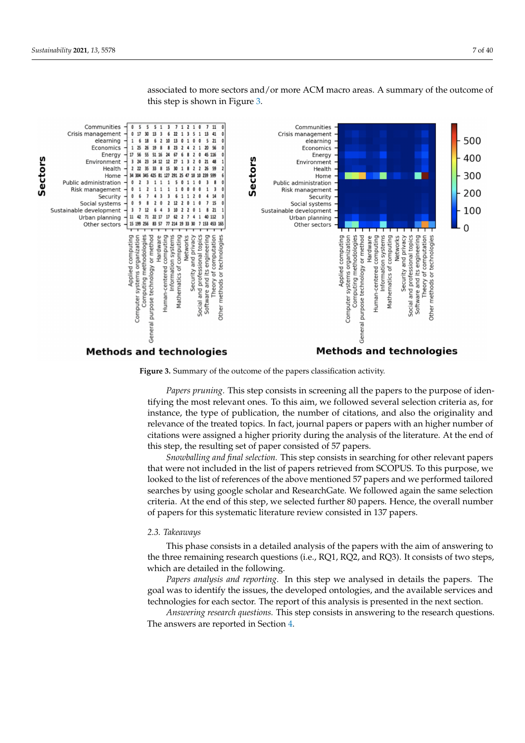associated to more sectors and/or more ACM macro areas. A summary of the outcome of this step is shown in Figure 3.

**Figure 3.** Summary of the outcome of the papers classification activity.

*Papers pruning.* This step consists in screening all the papers to the purpose of identifying the most relevant ones. To this aim, we followed several selection criteria as, for instance, the type of publication, the number of citations, and also the originality and relevance of the treated topics. In fact, journal papers or papers with an higher number of citations were assigned a higher priority during the analysis of the literature. At the end of this step, the resulting set of paper consisted of 57 papers.

*Snowballing and final selection.* This step consists in searching for other relevant papers that were not included in the list of papers retrieved from SCOPUS. To this purpose, we looked to the list of references of the above mentioned 57 papers and we performed tailored searches by using google scholar and ResearchGate. We followed again the same selection criteria. At the end of this step, we selected further 80 papers. Hence, the overall number of papers for this systematic literature review consisted in 137 papers.

### 2.3. Takeaways

This phase consists in a detailed analysis of the papers with the aim of answering to the three remaining research questions (i.e., RQ1, RQ2, and RQ3). It consists of two steps, which are detailed in the following.

*Papers analysis and reporting.* In this step we analysed in details the papers. The goal was to identify the issues, the developed ontologies, and the available services and technologies for each sector. The report of this analysis is presented in the next section.

*Answering research questions.* This step consists in answering to the research questions. The answers are reported in Section 4.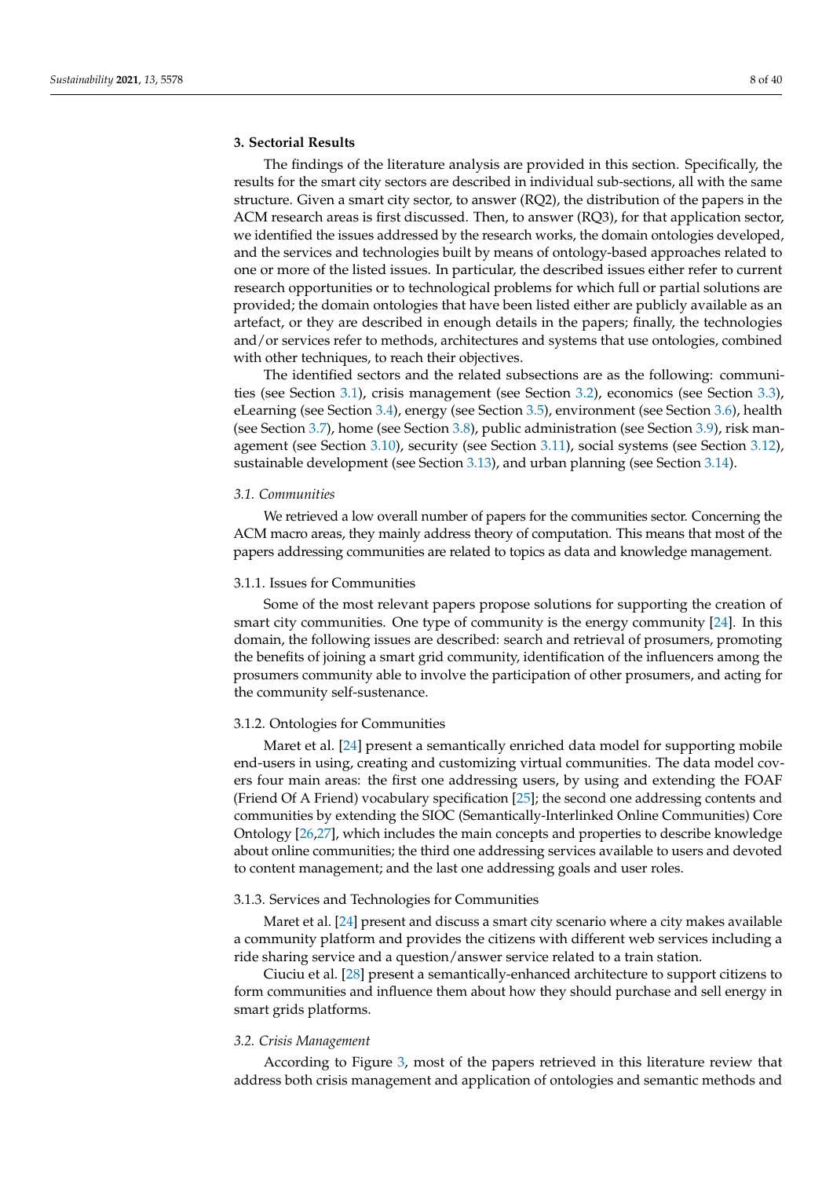## 3. Sectorial Results

The findings of the literature analysis are provided in this section. Specifically, the results for the smart city sectors are described in individual sub-sections, all with the same structure. Given a smart city sector, to answer (RQ2), the distribution of the papers in the ACM research areas is first discussed. Then, to answer (RQ3), for that application sector, we identified the issues addressed by the research works, the domain ontologies developed, and the services and technologies built by means of ontology-based approaches related to one or more of the listed issues. In particular, the described issues either refer to current research opportunities or to technological problems for which full or partial solutions are provided; the domain ontologies that have been listed either are publicly available as an artefact, or they are described in enough details in the papers; finally, the technologies and/or services refer to methods, architectures and systems that use ontologies, combined with other techniques, to reach their objectives.

The identified sectors and the related subsections are as the following: communities (see Section 3.1), crisis management (see Section 3.2), economics (see Section 3.3), eLearning (see Section 3.4), energy (see Section 3.5), environment (see Section 3.6), health (see Section 3.7), home (see Section 3.8), public administration (see Section 3.9), risk management (see Section 3.10), security (see Section 3.11), social systems (see Section 3.12), sustainable development (see Section 3.13), and urban planning (see Section 3.14).

### 3.1. Communities

We retrieved a low overall number of papers for the communities sector. Concerning the ACM macro areas, they mainly address theory of computation. This means that most of the papers addressing communities are related to topics as data and knowledge management.

#### 3.1.1. Issues for Communities

Some of the most relevant papers propose solutions for supporting the creation of smart city communities. One type of community is the energy community [24]. In this domain, the following issues are described: search and retrieval of prosumers, promoting the benefits of joining a smart grid community, identification of the influencers among the prosumers community able to involve the participation of other prosumers, and acting for the community self-sustenance.

#### 3.1.2. Ontologies for Communities

Maret et al. [24] present a semantically enriched data model for supporting mobile end-users in using, creating and customizing virtual communities. The data model covers four main areas: the first one addressing users, by using and extending the FOAF (Friend Of A Friend) vocabulary specification [25]; the second one addressing contents and communities by extending the SIOC (Semantically-Interlinked Online Communities) Core Ontology [26,27], which includes the main concepts and properties to describe knowledge about online communities; the third one addressing services available to users and devoted to content management; and the last one addressing goals and user roles.

#### 3.1.3. Services and Technologies for Communities

Maret et al. [24] present and discuss a smart city scenario where a city makes available a community platform and provides the citizens with different web services including a ride sharing service and a question/answer service related to a train station.

Ciuciu et al. [28] present a semantically-enhanced architecture to support citizens to form communities and influence them about how they should purchase and sell energy in smart grids platforms.

### 3.2. Crisis Management

According to Figure 3, most of the papers retrieved in this literature review that address both crisis management and application of ontologies and semantic methods and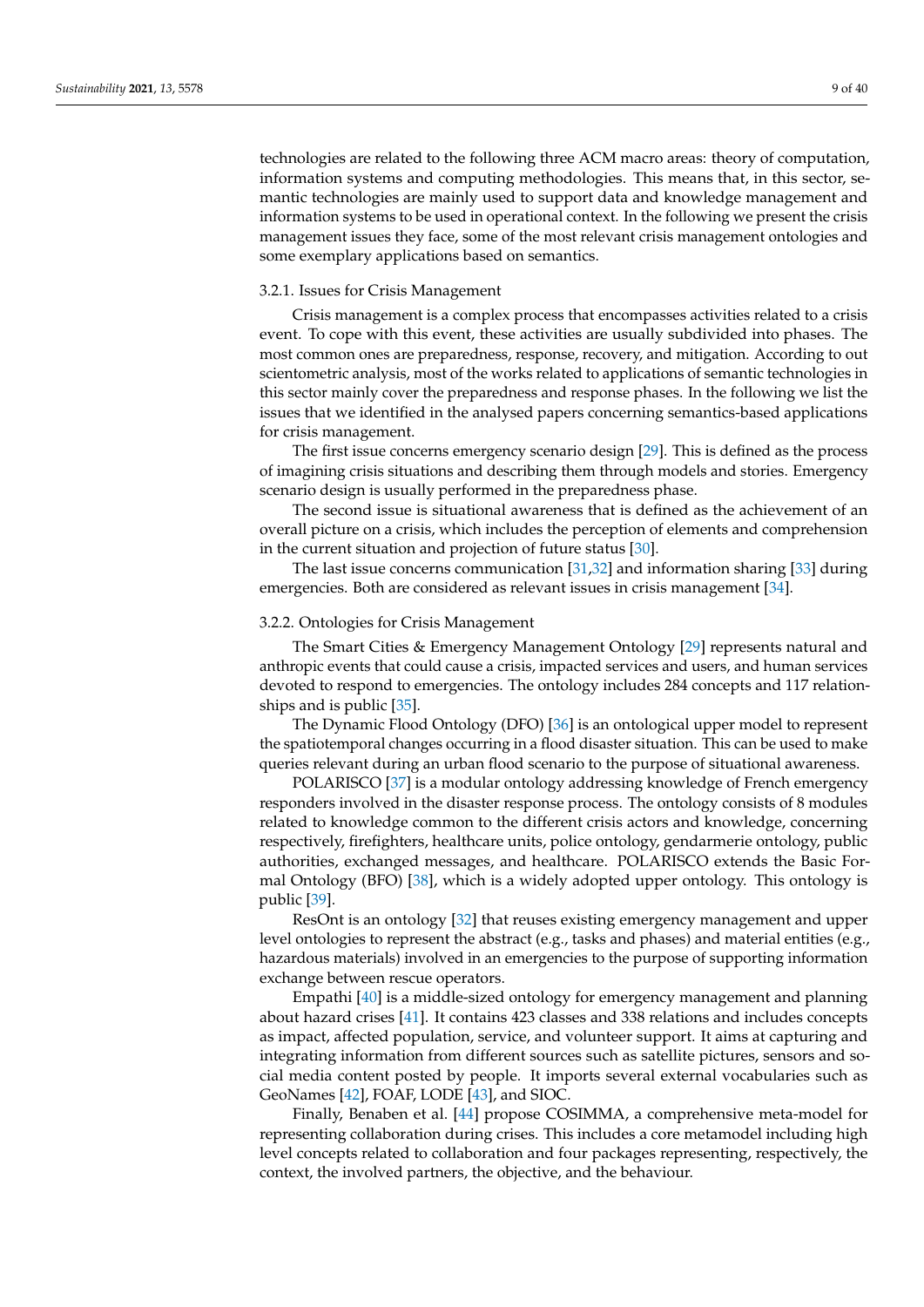technologies are related to the following three ACM macro areas: theory of computation, information systems and computing methodologies. This means that, in this sector, semantic technologies are mainly used to support data and knowledge management and information systems to be used in operational context. In the following we present the crisis management issues they face, some of the most relevant crisis management ontologies and some exemplary applications based on semantics.

#### 3.2.1. Issues for Crisis Management

Crisis management is a complex process that encompasses activities related to a crisis event. To cope with this event, these activities are usually subdivided into phases. The most common ones are preparedness, response, recovery, and mitigation. According to out scientometric analysis, most of the works related to applications of semantic technologies in this sector mainly cover the preparedness and response phases. In the following we list the issues that we identified in the analysed papers concerning semantics-based applications for crisis management.

The first issue concerns emergency scenario design [29]. This is defined as the process of imagining crisis situations and describing them through models and stories. Emergency scenario design is usually performed in the preparedness phase.

The second issue is situational awareness that is defined as the achievement of an overall picture on a crisis, which includes the perception of elements and comprehension in the current situation and projection of future status [30].

The last issue concerns communication [31,32] and information sharing [33] during emergencies. Both are considered as relevant issues in crisis management [34].

#### 3.2.2. Ontologies for Crisis Management

The Smart Cities & Emergency Management Ontology [29] represents natural and anthropic events that could cause a crisis, impacted services and users, and human services devoted to respond to emergencies. The ontology includes 284 concepts and 117 relationships and is public [35].

The Dynamic Flood Ontology (DFO) [36] is an ontological upper model to represent the spatiotemporal changes occurring in a flood disaster situation. This can be used to make queries relevant during an urban flood scenario to the purpose of situational awareness.

POLARISCO [37] is a modular ontology addressing knowledge of French emergency responders involved in the disaster response process. The ontology consists of 8 modules related to knowledge common to the different crisis actors and knowledge, concerning respectively, firefighters, healthcare units, police ontology, gendarmerie ontology, public authorities, exchanged messages, and healthcare. POLARISCO extends the Basic Formal Ontology (BFO) [38], which is a widely adopted upper ontology. This ontology is public [39].

ResOnt is an ontology [32] that reuses existing emergency management and upper level ontologies to represent the abstract (e.g., tasks and phases) and material entities (e.g., hazardous materials) involved in an emergencies to the purpose of supporting information exchange between rescue operators.

Empathi [40] is a middle-sized ontology for emergency management and planning about hazard crises [41]. It contains 423 classes and 338 relations and includes concepts as impact, affected population, service, and volunteer support. It aims at capturing and integrating information from different sources such as satellite pictures, sensors and social media content posted by people. It imports several external vocabularies such as GeoNames [42], FOAF, LODE [43], and SIOC.

Finally, Benaben et al. [44] propose COSIMMA, a comprehensive meta-model for representing collaboration during crises. This includes a core metamodel including high level concepts related to collaboration and four packages representing, respectively, the context, the involved partners, the objective, and the behaviour.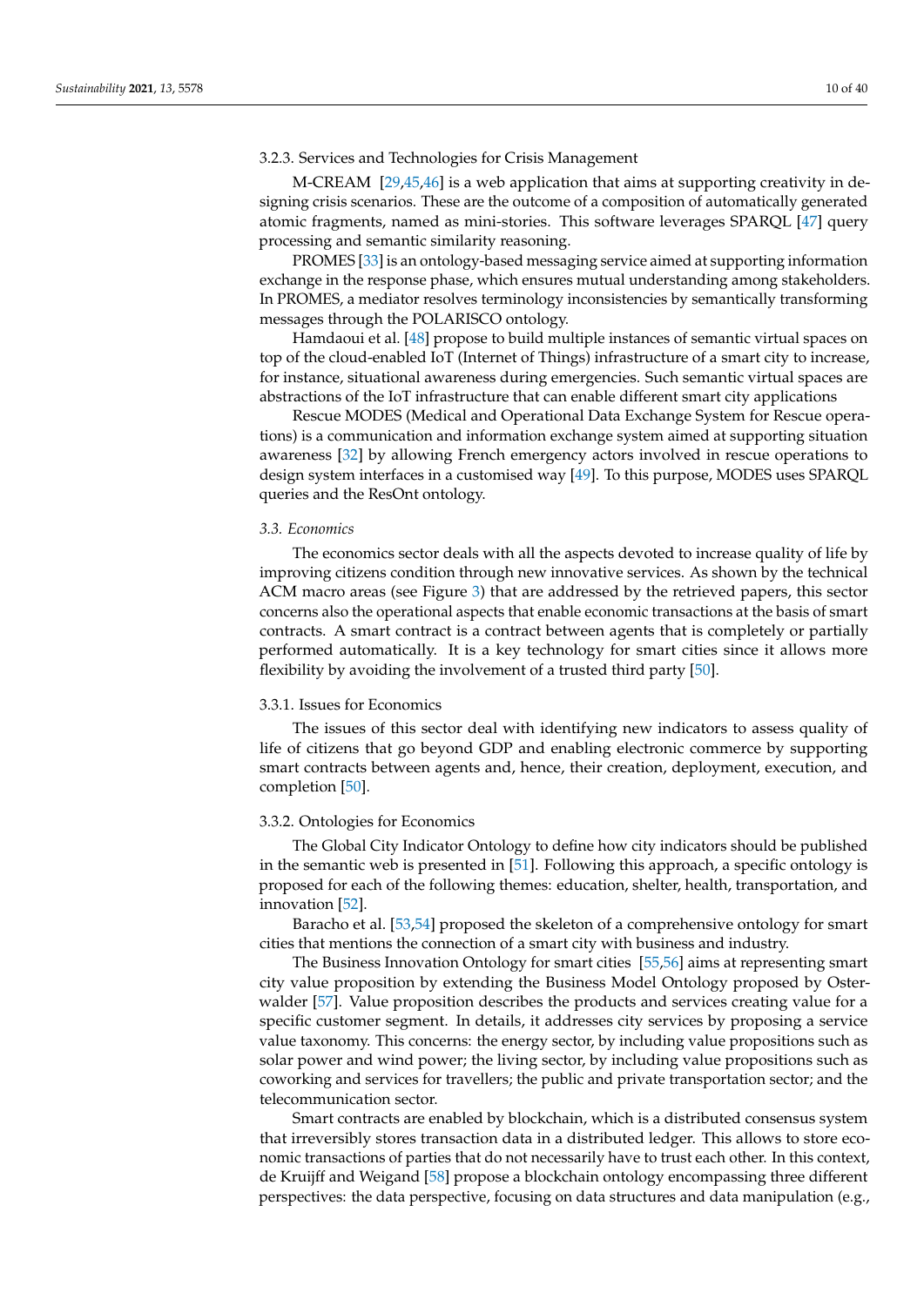#### 3.2.3. Services and Technologies for Crisis Management

M-CREAM [29,45,46] is a web application that aims at supporting creativity in designing crisis scenarios. These are the outcome of a composition of automatically generated atomic fragments, named as mini-stories. This software leverages SPARQL [47] query processing and semantic similarity reasoning.

PROMES [33] is an ontology-based messaging service aimed at supporting information exchange in the response phase, which ensures mutual understanding among stakeholders. In PROMES, a mediator resolves terminology inconsistencies by semantically transforming messages through the POLARISCO ontology.

Hamdaoui et al. [48] propose to build multiple instances of semantic virtual spaces on top of the cloud-enabled IoT (Internet of Things) infrastructure of a smart city to increase, for instance, situational awareness during emergencies. Such semantic virtual spaces are abstractions of the IoT infrastructure that can enable different smart city applications

Rescue MODES (Medical and Operational Data Exchange System for Rescue operations) is a communication and information exchange system aimed at supporting situation awareness [32] by allowing French emergency actors involved in rescue operations to design system interfaces in a customised way [49]. To this purpose, MODES uses SPARQL queries and the ResOnt ontology.

### *3.3. Economics*

The economics sector deals with all the aspects devoted to increase quality of life by improving citizens condition through new innovative services. As shown by the technical ACM macro areas (see Figure 3) that are addressed by the retrieved papers, this sector concerns also the operational aspects that enable economic transactions at the basis of smart contracts. A smart contract is a contract between agents that is completely or partially performed automatically. It is a key technology for smart cities since it allows more flexibility by avoiding the involvement of a trusted third party [50].

#### 3.3.1. Issues for Economics

The issues of this sector deal with identifying new indicators to assess quality of life of citizens that go beyond GDP and enabling electronic commerce by supporting smart contracts between agents and, hence, their creation, deployment, execution, and completion [50].

#### 3.3.2. Ontologies for Economics

The Global City Indicator Ontology to define how city indicators should be published in the semantic web is presented in [51]. Following this approach, a specific ontology is proposed for each of the following themes: education, shelter, health, transportation, and innovation [52].

Baracho et al. [53,54] proposed the skeleton of a comprehensive ontology for smart cities that mentions the connection of a smart city with business and industry.

The Business Innovation Ontology for smart cities [55,56] aims at representing smart city value proposition by extending the Business Model Ontology proposed by Osterwalder [57]. Value proposition describes the products and services creating value for a specific customer segment. In details, it addresses city services by proposing a service value taxonomy. This concerns: the energy sector, by including value propositions such as solar power and wind power; the living sector, by including value propositions such as coworking and services for travellers; the public and private transportation sector; and the telecommunication sector.

Smart contracts are enabled by blockchain, which is a distributed consensus system that irreversibly stores transaction data in a distributed ledger. This allows to store economic transactions of parties that do not necessarily have to trust each other. In this context, de Kruijff and Weigand [58] propose a blockchain ontology encompassing three different perspectives: the data perspective, focusing on data structures and data manipulation (e.g.,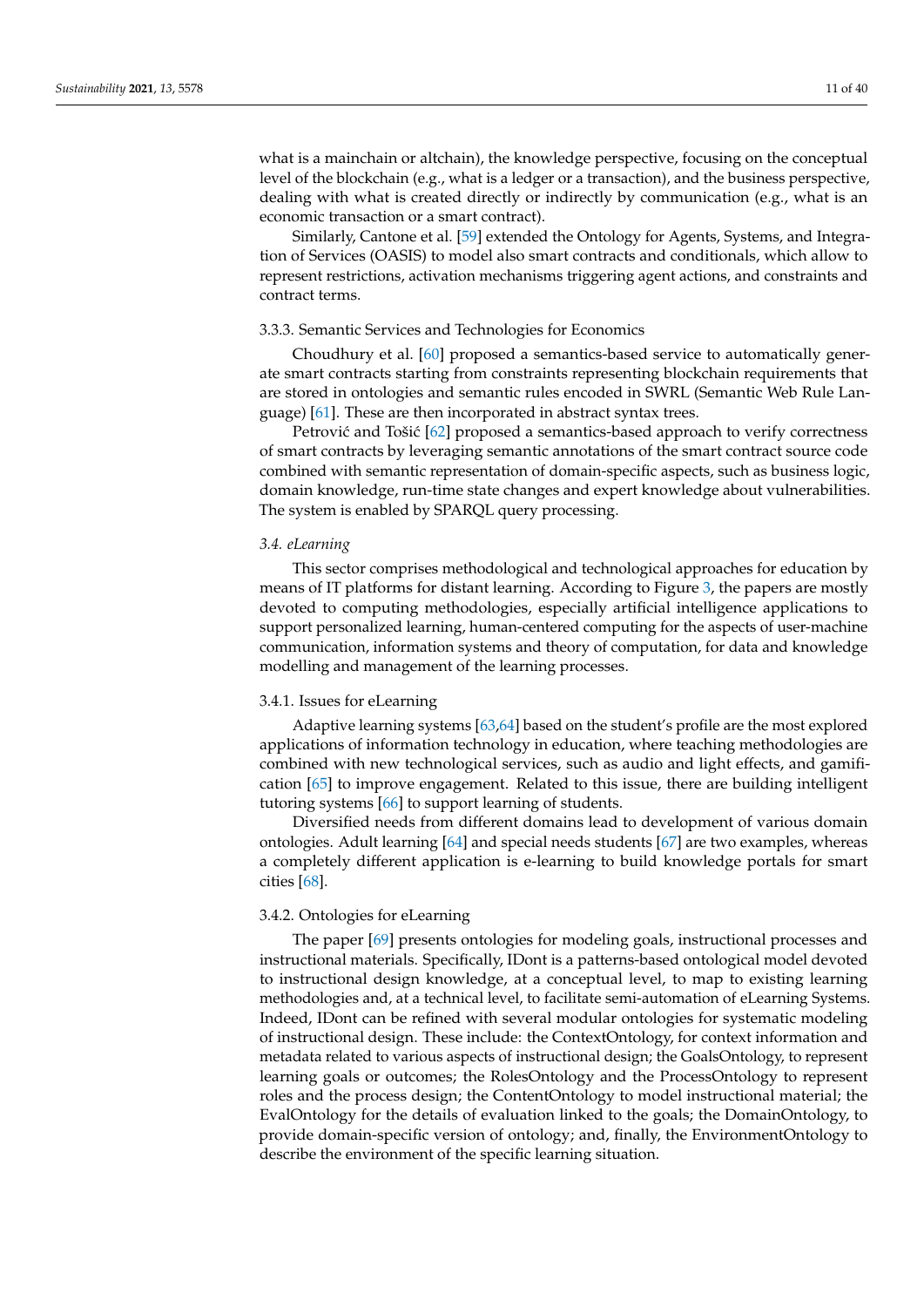what is a mainchain or altchain), the knowledge perspective, focusing on the conceptual level of the blockchain (e.g., what is a ledger or a transaction), and the business perspective, dealing with what is created directly or indirectly by communication (e.g., what is an economic transaction or a smart contract).

Similarly, Cantone et al. [59] extended the Ontology for Agents, Systems, and Integration of Services (OASIS) to model also smart contracts and conditionals, which allow to represent restrictions, activation mechanisms triggering agent actions, and constraints and contract terms.

#### 3.3.3. Semantic Services and Technologies for Economics

Choudhury et al. [60] proposed a semantics-based service to automatically generate smart contracts starting from constraints representing blockchain requirements that are stored in ontologies and semantic rules encoded in SWRL (Semantic Web Rule Language) [61]. These are then incorporated in abstract syntax trees.

Petrović and Tošić [62] proposed a semantics-based approach to verify correctness of smart contracts by leveraging semantic annotations of the smart contract source code combined with semantic representation of domain-specific aspects, such as business logic, domain knowledge, run-time state changes and expert knowledge about vulnerabilities. The system is enabled by SPARQL query processing.

### *3.4. eLearning*

This sector comprises methodological and technological approaches for education by means of IT platforms for distant learning. According to Figure 3, the papers are mostly devoted to computing methodologies, especially artificial intelligence applications to support personalized learning, human-centered computing for the aspects of user-machine communication, information systems and theory of computation, for data and knowledge modelling and management of the learning processes.

#### 3.4.1. Issues for eLearning

Adaptive learning systems [63,64] based on the student's profile are the most explored applications of information technology in education, where teaching methodologies are combined with new technological services, such as audio and light effects, and gamification [65] to improve engagement. Related to this issue, there are building intelligent tutoring systems [66] to support learning of students.

Diversified needs from different domains lead to development of various domain ontologies. Adult learning [64] and special needs students [67] are two examples, whereas a completely different application is e-learning to build knowledge portals for smart cities [68].

#### 3.4.2. Ontologies for eLearning

The paper [69] presents ontologies for modeling goals, instructional processes and instructional materials. Specifically, IDont is a patterns-based ontological model devoted to instructional design knowledge, at a conceptual level, to map to existing learning methodologies and, at a technical level, to facilitate semi-automation of eLearning Systems. Indeed, IDont can be refined with several modular ontologies for systematic modeling of instructional design. These include: the ContextOntology, for context information and metadata related to various aspects of instructional design; the GoalsOntology, to represent learning goals or outcomes; the RolesOntology and the ProcessOntology to represent roles and the process design; the ContentOntology to model instructional material; the EvalOntology for the details of evaluation linked to the goals; the DomainOntology, to provide domain-specific version of ontology; and, finally, the EnvironmentOntology to describe the environment of the specific learning situation.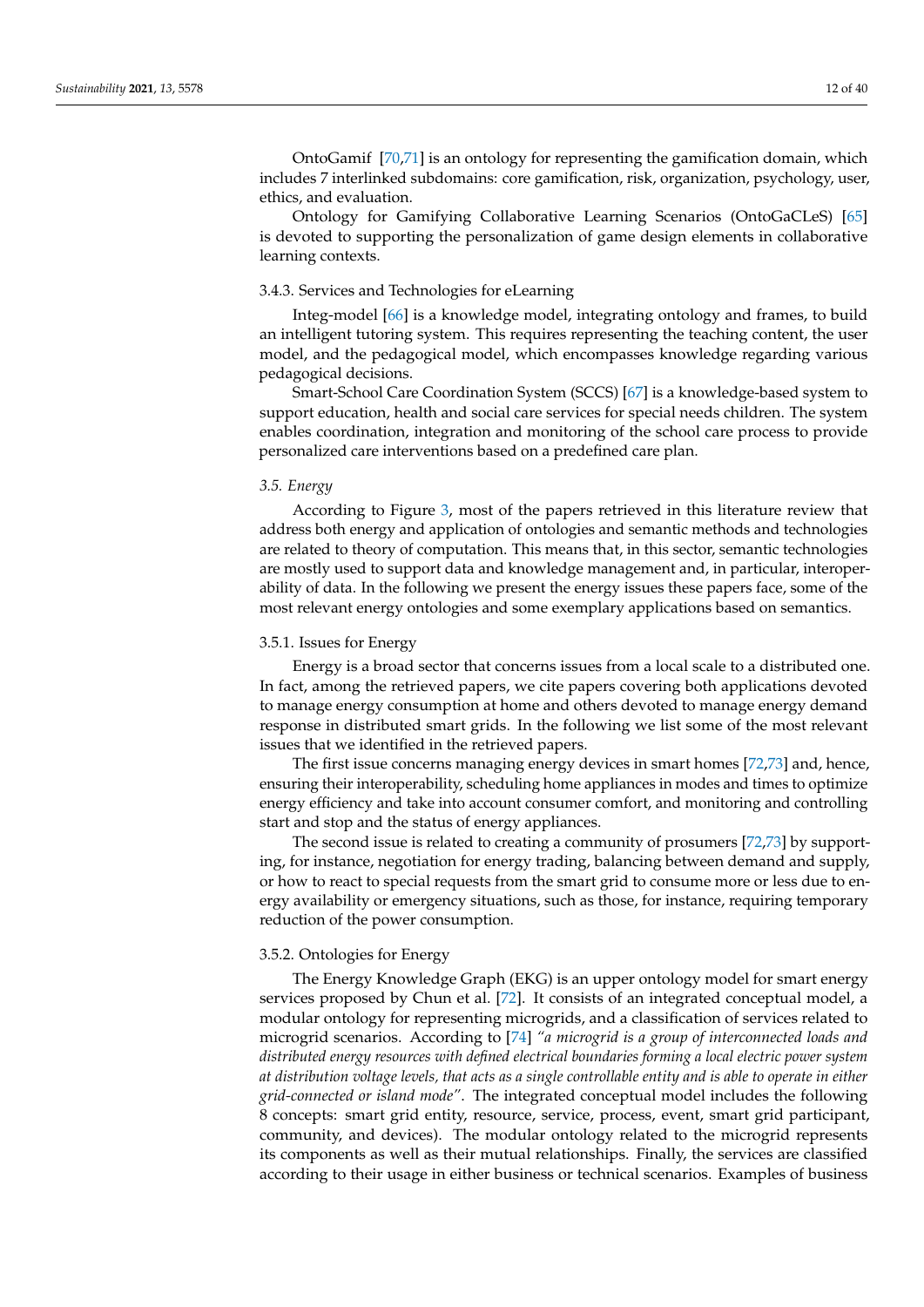OntoGamif [70,71] is an ontology for representing the gamification domain, which includes 7 interlinked subdomains: core gamification, risk, organization, psychology, user, ethics, and evaluation.

Ontology for Gamifying Collaborative Learning Scenarios (OntoGaCLeS) [65] is devoted to supporting the personalization of game design elements in collaborative learning contexts.

#### 3.4.3. Services and Technologies for eLearning

Integ-model [66] is a knowledge model, integrating ontology and frames, to build an intelligent tutoring system. This requires representing the teaching content, the user model, and the pedagogical model, which encompasses knowledge regarding various pedagogical decisions.

Smart-School Care Coordination System (SCCS) [67] is a knowledge-based system to support education, health and social care services for special needs children. The system enables coordination, integration and monitoring of the school care process to provide personalized care interventions based on a predefined care plan.

### *3.5. Energy*

According to Figure 3, most of the papers retrieved in this literature review that address both energy and application of ontologies and semantic methods and technologies are related to theory of computation. This means that, in this sector, semantic technologies are mostly used to support data and knowledge management and, in particular, interoperability of data. In the following we present the energy issues these papers face, some of the most relevant energy ontologies and some exemplary applications based on semantics.

#### 3.5.1. Issues for Energy

Energy is a broad sector that concerns issues from a local scale to a distributed one. In fact, among the retrieved papers, we cite papers covering both applications devoted to manage energy consumption at home and others devoted to manage energy demand response in distributed smart grids. In the following we list some of the most relevant issues that we identified in the retrieved papers.

The first issue concerns managing energy devices in smart homes [72,73] and, hence, ensuring their interoperability, scheduling home appliances in modes and times to optimize energy efficiency and take into account consumer comfort, and monitoring and controlling start and stop and the status of energy appliances.

The second issue is related to creating a community of prosumers [72,73] by supporting, for instance, negotiation for energy trading, balancing between demand and supply, or how to react to special requests from the smart grid to consume more or less due to energy availability or emergency situations, such as those, for instance, requiring temporary reduction of the power consumption.

#### 3.5.2. Ontologies for Energy

The Energy Knowledge Graph (EKG) is an upper ontology model for smart energy services proposed by Chun et al. [72]. It consists of an integrated conceptual model, a modular ontology for representing microgrids, and a classification of services related to microgrid scenarios. According to [74] *"a microgrid is a group of interconnected loads and distributed energy resources with defined electrical boundaries forming a local electric power system at distribution voltage levels, that acts as a single controllable entity and is able to operate in either grid-connected or island mode"*. The integrated conceptual model includes the following 8 concepts: smart grid entity, resource, service, process, event, smart grid participant, community, and devices). The modular ontology related to the microgrid represents its components as well as their mutual relationships. Finally, the services are classified according to their usage in either business or technical scenarios. Examples of business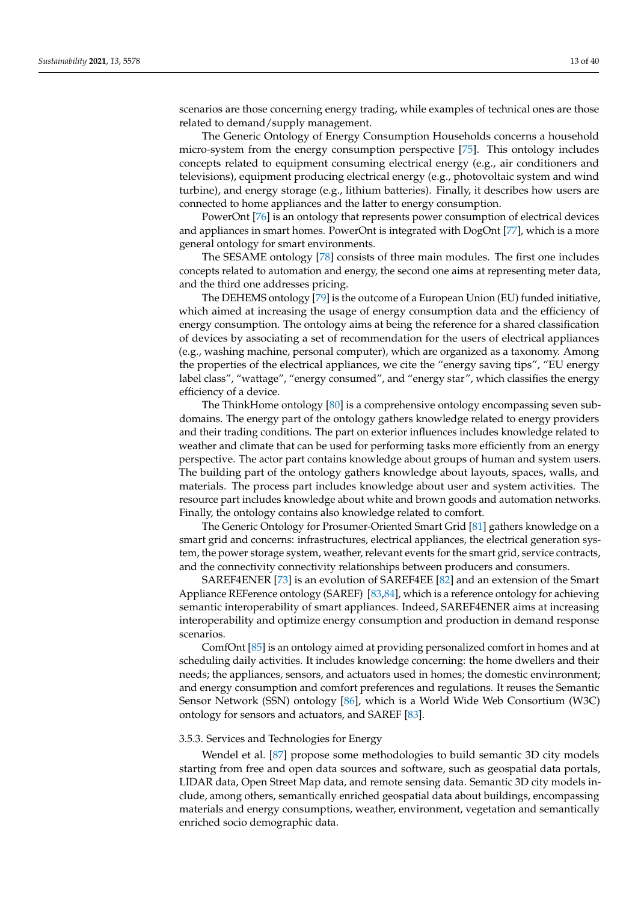scenarios are those concerning energy trading, while examples of technical ones are those related to demand/supply management.

The Generic Ontology of Energy Consumption Households concerns a household micro-system from the energy consumption perspective [75]. This ontology includes concepts related to equipment consuming electrical energy (e.g., air conditioners and televisions), equipment producing electrical energy (e.g., photovoltaic system and wind turbine), and energy storage (e.g., lithium batteries). Finally, it describes how users are connected to home appliances and the latter to energy consumption.

PowerOnt [76] is an ontology that represents power consumption of electrical devices and appliances in smart homes. PowerOnt is integrated with DogOnt [77], which is a more general ontology for smart environments.

The SESAME ontology [78] consists of three main modules. The first one includes concepts related to automation and energy, the second one aims at representing meter data, and the third one addresses pricing.

The DEHEMS ontology [79] is the outcome of a European Union (EU) funded initiative, which aimed at increasing the usage of energy consumption data and the efficiency of energy consumption. The ontology aims at being the reference for a shared classification of devices by associating a set of recommendation for the users of electrical appliances (e.g., washing machine, personal computer), which are organized as a taxonomy. Among the properties of the electrical appliances, we cite the "energy saving tips", "EU energy label class", "wattage", "energy consumed", and "energy star", which classifies the energy efficiency of a device.

The ThinkHome ontology [80] is a comprehensive ontology encompassing seven sub-domains. The energy part of the ontology gathers knowledge related to energy providers and their trading conditions. The part on exterior influences includes knowledge related to weather and climate that can be used for performing tasks more efficiently from an energy perspective. The actor part contains knowledge about groups of human and system users. The building part of the ontology gathers knowledge about layouts, spaces, walls, and materials. The process part includes knowledge about user and system activities. The resource part includes knowledge about white and brown goods and automation networks. Finally, the ontology contains also knowledge related to comfort.

The Generic Ontology for Prosumer-Oriented Smart Grid [81] gathers knowledge on a smart grid and concerns: infrastructures, electrical appliances, the electrical generation system, the power storage system, weather, relevant events for the smart grid, service contracts, and the connectivity connectivity relationships between producers and consumers.

SAREF4ENER [73] is an evolution of SAREF4EE [82] and an extension of the Smart Appliance REFerence ontology (SAREF) [83,84], which is a reference ontology for achieving semantic interoperability of smart appliances. Indeed, SAREF4ENER aims at increasing interoperability and optimize energy consumption and production in demand response scenarios.

ComfOnt [85] is an ontology aimed at providing personalized comfort in homes and at scheduling daily activities. It includes knowledge concerning: the home dwellers and their needs; the appliances, sensors, and actuators used in homes; the domestic envinronment; and energy consumption and comfort preferences and regulations. It reuses the Semantic Sensor Network (SSN) ontology [86], which is a World Wide Web Consortium (W3C) ontology for sensors and actuators, and SAREF [83].

#### 3.5.3. Services and Technologies for Energy

Wendel et al. [87] propose some methodologies to build semantic 3D city models starting from free and open data sources and software, such as geospatial data portals, LIDAR data, Open Street Map data, and remote sensing data. Semantic 3D city models include, among others, semantically enriched geospatial data about buildings, encompassing materials and energy consumptions, weather, environment, vegetation and semantically enriched socio demographic data.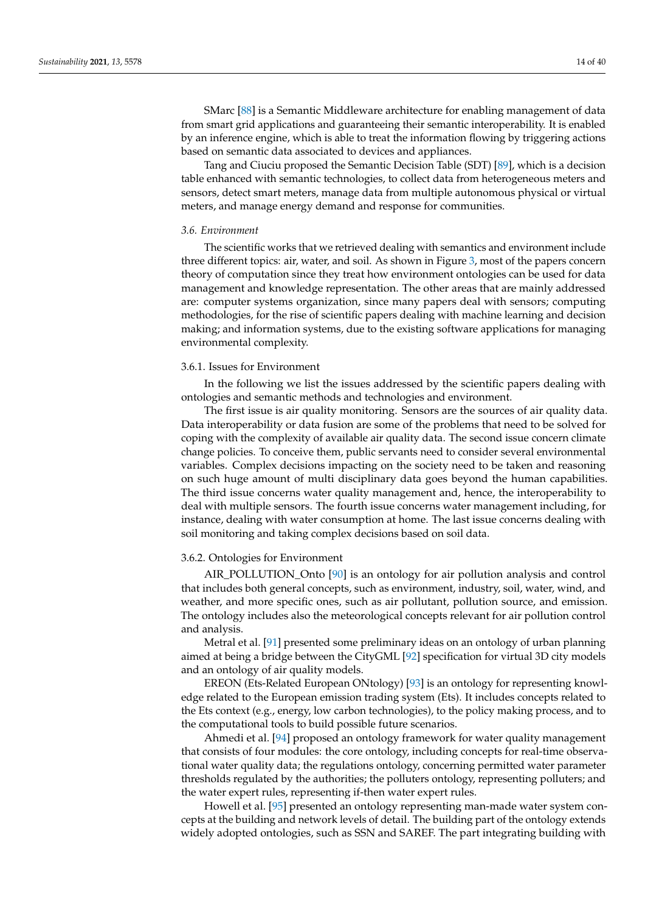SMarc [88] is a Semantic Middleware architecture for enabling management of data from smart grid applications and guaranteeing their semantic interoperability. It is enabled by an inference engine, which is able to treat the information flowing by triggering actions based on semantic data associated to devices and appliances.

Tang and Ciuciu proposed the Semantic Decision Table (SDT) [89], which is a decision table enhanced with semantic technologies, to collect data from heterogeneous meters and sensors, detect smart meters, manage data from multiple autonomous physical or virtual meters, and manage energy demand and response for communities.

### *3.6. Environment*

The scientific works that we retrieved dealing with semantics and environment include three different topics: air, water, and soil. As shown in Figure 3, most of the papers concern theory of computation since they treat how environment ontologies can be used for data management and knowledge representation. The other areas that are mainly addressed are: computer systems organization, since many papers deal with sensors; computing methodologies, for the rise of scientific papers dealing with machine learning and decision making; and information systems, due to the existing software applications for managing environmental complexity.

#### 3.6.1. Issues for Environment

In the following we list the issues addressed by the scientific papers dealing with ontologies and semantic methods and technologies and environment.

The first issue is air quality monitoring. Sensors are the sources of air quality data. Data interoperability or data fusion are some of the problems that need to be solved for coping with the complexity of available air quality data. The second issue concern climate change policies. To conceive them, public servants need to consider several environmental variables. Complex decisions impacting on the society need to be taken and reasoning on such huge amount of multi disciplinary data goes beyond the human capabilities. The third issue concerns water quality management and, hence, the interoperability to deal with multiple sensors. The fourth issue concerns water management including, for instance, dealing with water consumption at home. The last issue concerns dealing with soil monitoring and taking complex decisions based on soil data.

#### 3.6.2. Ontologies for Environment

AIR_POLLUTION_Onto [90] is an ontology for air pollution analysis and control that includes both general concepts, such as environment, industry, soil, water, wind, and weather, and more specific ones, such as air pollutant, pollution source, and emission. The ontology includes also the meteorological concepts relevant for air pollution control and analysis.

Metral et al. [91] presented some preliminary ideas on an ontology of urban planning aimed at being a bridge between the CityGML [92] specification for virtual 3D city models and an ontology of air quality models.

EREON (Ets-Related European ONtology) [93] is an ontology for representing knowledge related to the European emission trading system (Ets). It includes concepts related to the Ets context (e.g., energy, low carbon technologies), to the policy making process, and to the computational tools to build possible future scenarios.

Ahmedi et al. [94] proposed an ontology framework for water quality management that consists of four modules: the core ontology, including concepts for real-time observational water quality data; the regulations ontology, concerning permitted water parameter thresholds regulated by the authorities; the polluters ontology, representing polluters; and the water expert rules, representing if-then water expert rules.

Howell et al. [95] presented an ontology representing man-made water system concepts at the building and network levels of detail. The building part of the ontology extends widely adopted ontologies, such as SSN and SAREF. The part integrating building with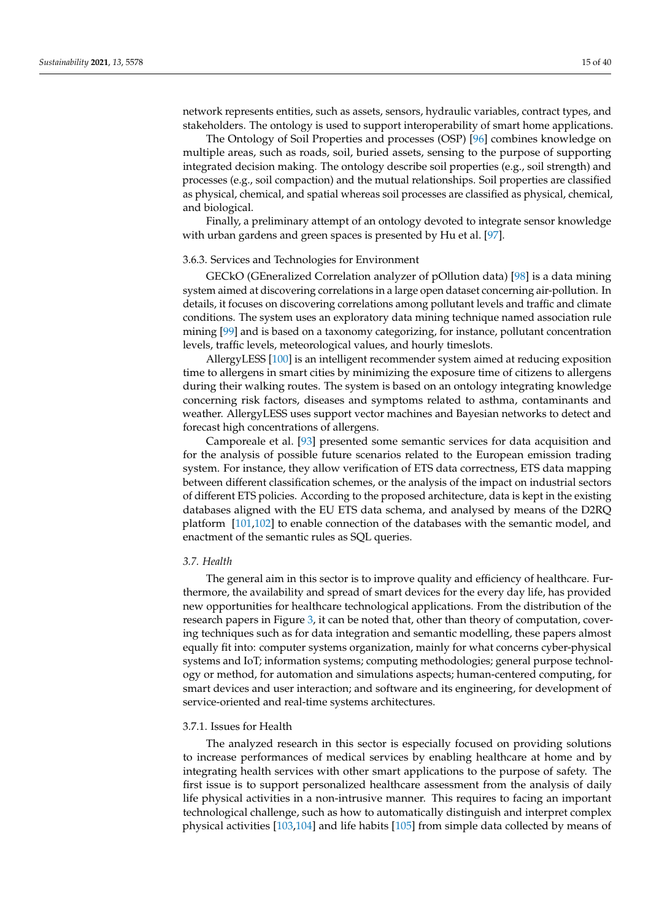network represents entities, such as assets, sensors, hydraulic variables, contract types, and stakeholders. The ontology is used to support interoperability of smart home applications.

The Ontology of Soil Properties and processes (OSP) [96] combines knowledge on multiple areas, such as roads, soil, buried assets, sensing to the purpose of supporting integrated decision making. The ontology describe soil properties (e.g., soil strength) and processes (e.g., soil compaction) and the mutual relationships. Soil properties are classified as physical, chemical, and spatial whereas soil processes are classified as physical, chemical, and biological.

Finally, a preliminary attempt of an ontology devoted to integrate sensor knowledge with urban gardens and green spaces is presented by Hu et al. [97].

#### 3.6.3. Services and Technologies for Environment

GECkO (GEneralized Correlation analyzer of pOllution data) [98] is a data mining system aimed at discovering correlations in a large open dataset concerning air-pollution. In details, it focuses on discovering correlations among pollutant levels and traffic and climate conditions. The system uses an exploratory data mining technique named association rule mining [99] and is based on a taxonomy categorizing, for instance, pollutant concentration levels, traffic levels, meteorological values, and hourly timeslots.

AllergyLESS [100] is an intelligent recommender system aimed at reducing exposition time to allergens in smart cities by minimizing the exposure time of citizens to allergens during their walking routes. The system is based on an ontology integrating knowledge concerning risk factors, diseases and symptoms related to asthma, contaminants and weather. AllergyLESS uses support vector machines and Bayesian networks to detect and forecast high concentrations of allergens.

Camporeale et al. [93] presented some semantic services for data acquisition and for the analysis of possible future scenarios related to the European emission trading system. For instance, they allow verification of ETS data correctness, ETS data mapping between different classification schemes, or the analysis of the impact on industrial sectors of different ETS policies. According to the proposed architecture, data is kept in the existing databases aligned with the EU ETS data schema, and analysed by means of the D2RQ platform [101,102] to enable connection of the databases with the semantic model, and enactment of the semantic rules as SQL queries.

### *3.7. Health*

The general aim in this sector is to improve quality and efficiency of healthcare. Furthermore, the availability and spread of smart devices for the every day life, has provided new opportunities for healthcare technological applications. From the distribution of the research papers in Figure 3, it can be noted that, other than theory of computation, covering techniques such as for data integration and semantic modelling, these papers almost equally fit into: computer systems organization, mainly for what concerns cyber-physical systems and IoT; information systems; computing methodologies; general purpose technology or method, for automation and simulations aspects; human-centered computing, for smart devices and user interaction; and software and its engineering, for development of service-oriented and real-time systems architectures.

#### 3.7.1. Issues for Health

The analyzed research in this sector is especially focused on providing solutions to increase performances of medical services by enabling healthcare at home and by integrating health services with other smart applications to the purpose of safety. The first issue is to support personalized healthcare assessment from the analysis of daily life physical activities in a non-intrusive manner. This requires to facing an important technological challenge, such as how to automatically distinguish and interpret complex physical activities [103,104] and life habits [105] from simple data collected by means of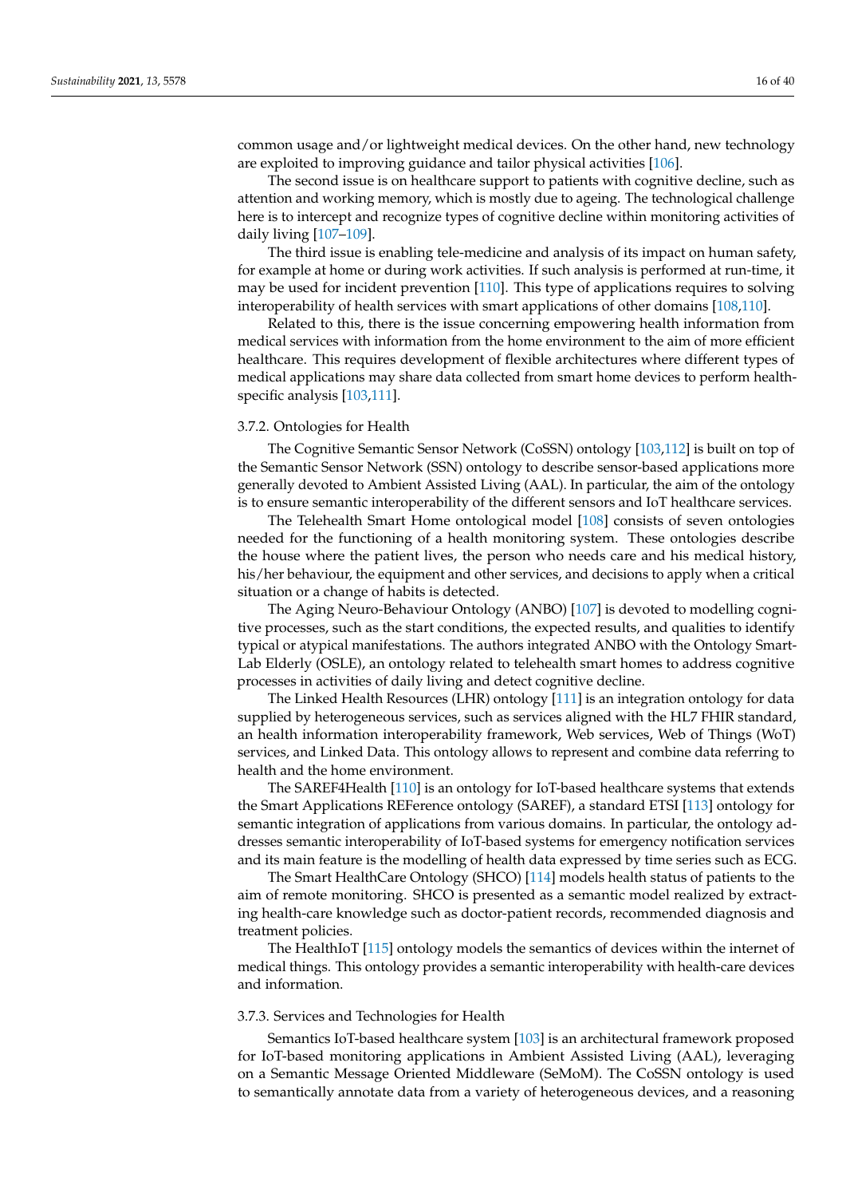common usage and/or lightweight medical devices. On the other hand, new technology are exploited to improving guidance and tailor physical activities [106].

The second issue is on healthcare support to patients with cognitive decline, such as attention and working memory, which is mostly due to ageing. The technological challenge here is to intercept and recognize types of cognitive decline within monitoring activities of daily living [107–109].

The third issue is enabling tele-medicine and analysis of its impact on human safety, for example at home or during work activities. If such analysis is performed at run-time, it may be used for incident prevention [110]. This type of applications requires to solving interoperability of health services with smart applications of other domains [108,110].

Related to this, there is the issue concerning empowering health information from medical services with information from the home environment to the aim of more efficient healthcare. This requires development of flexible architectures where different types of medical applications may share data collected from smart home devices to perform health-specific analysis [103,111].

#### 3.7.2. Ontologies for Health

The Cognitive Semantic Sensor Network (CoSSN) ontology [103,112] is built on top of the Semantic Sensor Network (SSN) ontology to describe sensor-based applications more generally devoted to Ambient Assisted Living (AAL). In particular, the aim of the ontology is to ensure semantic interoperability of the different sensors and IoT healthcare services.

The Telehealth Smart Home ontological model [108] consists of seven ontologies needed for the functioning of a health monitoring system. These ontologies describe the house where the patient lives, the person who needs care and his medical history, his/her behaviour, the equipment and other services, and decisions to apply when a critical situation or a change of habits is detected.

The Aging Neuro-Behaviour Ontology (ANBO) [107] is devoted to modelling cognitive processes, such as the start conditions, the expected results, and qualities to identify typical or atypical manifestations. The authors integrated ANBO with the Ontology Smart-Lab Elderly (OSLE), an ontology related to telehealth smart homes to address cognitive processes in activities of daily living and detect cognitive decline.

The Linked Health Resources (LHR) ontology [111] is an integration ontology for data supplied by heterogeneous services, such as services aligned with the HL7 FHIR standard, an health information interoperability framework, Web services, Web of Things (WoT) services, and Linked Data. This ontology allows to represent and combine data referring to health and the home environment.

The SAREF4Health [110] is an ontology for IoT-based healthcare systems that extends the Smart Applications REFerence ontology (SAREF), a standard ETSI [113] ontology for semantic integration of applications from various domains. In particular, the ontology addresses semantic interoperability of IoT-based systems for emergency notification services and its main feature is the modelling of health data expressed by time series such as ECG.

The Smart HealthCare Ontology (SHCO) [114] models health status of patients to the aim of remote monitoring. SHCO is presented as a semantic model realized by extracting health-care knowledge such as doctor-patient records, recommended diagnosis and treatment policies.

The HealthIoT [115] ontology models the semantics of devices within the internet of medical things. This ontology provides a semantic interoperability with health-care devices and information.

#### 3.7.3. Services and Technologies for Health

Semantics IoT-based healthcare system [103] is an architectural framework proposed for IoT-based monitoring applications in Ambient Assisted Living (AAL), leveraging on a Semantic Message Oriented Middleware (SeMoM). The CoSSN ontology is used to semantically annotate data from a variety of heterogeneous devices, and a reasoning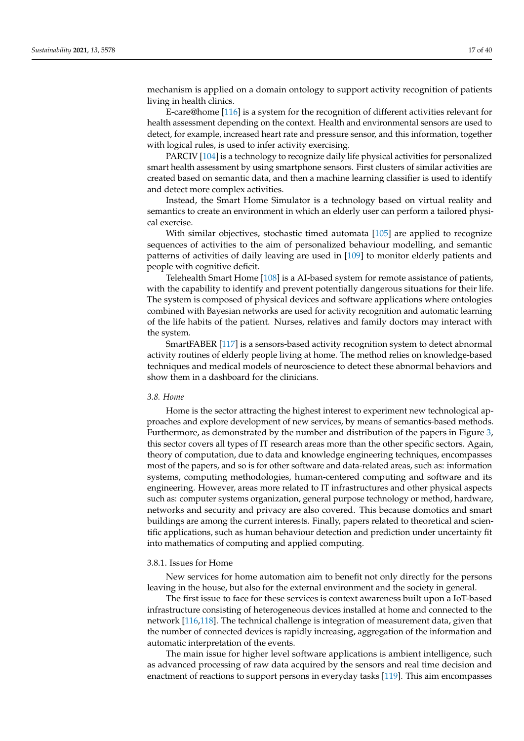mechanism is applied on a domain ontology to support activity recognition of patients living in health clinics.

E-care@home [116] is a system for the recognition of different activities relevant for health assessment depending on the context. Health and environmental sensors are used to detect, for example, increased heart rate and pressure sensor, and this information, together with logical rules, is used to infer activity exercising.

PARCIV [104] is a technology to recognize daily life physical activities for personalized smart health assessment by using smartphone sensors. First clusters of similar activities are created based on semantic data, and then a machine learning classifier is used to identify and detect more complex activities.

Instead, the Smart Home Simulator is a technology based on virtual reality and semantics to create an environment in which an elderly user can perform a tailored physical exercise.

With similar objectives, stochastic timed automata [105] are applied to recognize sequences of activities to the aim of personalized behaviour modelling, and semantic patterns of activities of daily leaving are used in [109] to monitor elderly patients and people with cognitive deficit.

Telehealth Smart Home [108] is a AI-based system for remote assistance of patients, with the capability to identify and prevent potentially dangerous situations for their life. The system is composed of physical devices and software applications where ontologies combined with Bayesian networks are used for activity recognition and automatic learning of the life habits of the patient. Nurses, relatives and family doctors may interact with the system.

SmartFABER [117] is a sensors-based activity recognition system to detect abnormal activity routines of elderly people living at home. The method relies on knowledge-based techniques and medical models of neuroscience to detect these abnormal behaviors and show them in a dashboard for the clinicians.

### *3.8. Home*

Home is the sector attracting the highest interest to experiment new technological approaches and explore development of new services, by means of semantics-based methods. Furthermore, as demonstrated by the number and distribution of the papers in Figure 3, this sector covers all types of IT research areas more than the other specific sectors. Again, theory of computation, due to data and knowledge engineering techniques, encompasses most of the papers, and so is for other software and data-related areas, such as: information systems, computing methodologies, human-centered computing and software and its engineering. However, areas more related to IT infrastructures and other physical aspects such as: computer systems organization, general purpose technology or method, hardware, networks and security and privacy are also covered. This because domotics and smart buildings are among the current interests. Finally, papers related to theoretical and scientific applications, such as human behaviour detection and prediction under uncertainty fit into mathematics of computing and applied computing.

#### 3.8.1. Issues for Home

New services for home automation aim to benefit not only directly for the persons leaving in the house, but also for the external environment and the society in general.

The first issue to face for these services is context awareness built upon a IoT-based infrastructure consisting of heterogeneous devices installed at home and connected to the network [116,118]. The technical challenge is integration of measurement data, given that the number of connected devices is rapidly increasing, aggregation of the information and automatic interpretation of the events.

The main issue for higher level software applications is ambient intelligence, such as advanced processing of raw data acquired by the sensors and real time decision and enactment of reactions to support persons in everyday tasks [119]. This aim encompasses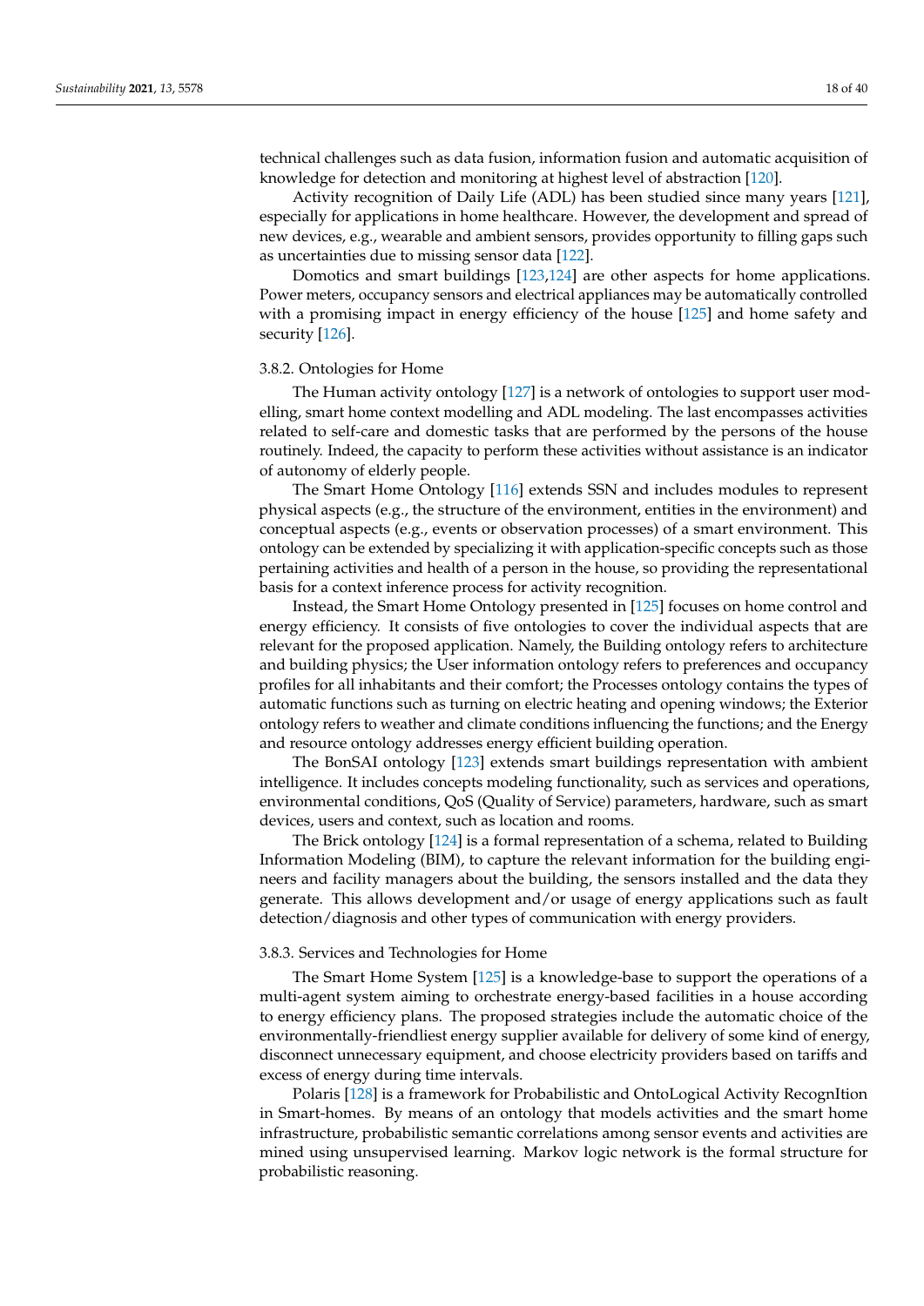technical challenges such as data fusion, information fusion and automatic acquisition of knowledge for detection and monitoring at highest level of abstraction [120].

Activity recognition of Daily Life (ADL) has been studied since many years [121], especially for applications in home healthcare. However, the development and spread of new devices, e.g., wearable and ambient sensors, provides opportunity to filling gaps such as uncertainties due to missing sensor data [122].

Domotics and smart buildings [123,124] are other aspects for home applications. Power meters, occupancy sensors and electrical appliances may be automatically controlled with a promising impact in energy efficiency of the house [125] and home safety and security [126].

### 3.8.2. Ontologies for Home

The Human activity ontology [127] is a network of ontologies to support user modelling, smart home context modelling and ADL modeling. The last encompasses activities related to self-care and domestic tasks that are performed by the persons of the house routinely. Indeed, the capacity to perform these activities without assistance is an indicator of autonomy of elderly people.

The Smart Home Ontology [116] extends SSN and includes modules to represent physical aspects (e.g., the structure of the environment, entities in the environment) and conceptual aspects (e.g., events or observation processes) of a smart environment. This ontology can be extended by specializing it with application-specific concepts such as those pertaining activities and health of a person in the house, so providing the representational basis for a context inference process for activity recognition.

Instead, the Smart Home Ontology presented in [125] focuses on home control and energy efficiency. It consists of five ontologies to cover the individual aspects that are relevant for the proposed application. Namely, the Building ontology refers to architecture and building physics; the User information ontology refers to preferences and occupancy profiles for all inhabitants and their comfort; the Processes ontology contains the types of automatic functions such as turning on electric heating and opening windows; the Exterior ontology refers to weather and climate conditions influencing the functions; and the Energy and resource ontology addresses energy efficient building operation.

The BonSAI ontology [123] extends smart buildings representation with ambient intelligence. It includes concepts modeling functionality, such as services and operations, environmental conditions, QoS (Quality of Service) parameters, hardware, such as smart devices, users and context, such as location and rooms.

The Brick ontology [124] is a formal representation of a schema, related to Building Information Modeling (BIM), to capture the relevant information for the building engineers and facility managers about the building, the sensors installed and the data they generate. This allows development and/or usage of energy applications such as fault detection/diagnosis and other types of communication with energy providers.

### 3.8.3. Services and Technologies for Home

The Smart Home System [125] is a knowledge-base to support the operations of a multi-agent system aiming to orchestrate energy-based facilities in a house according to energy efficiency plans. The proposed strategies include the automatic choice of the environmentally-friendliest energy supplier available for delivery of some kind of energy, disconnect unnecessary equipment, and choose electricity providers based on tariffs and excess of energy during time intervals.

Polaris [128] is a framework for Probabilistic and OntoLogical Activity RecognItion in Smart-homes. By means of an ontology that models activities and the smart home infrastructure, probabilistic semantic correlations among sensor events and activities are mined using unsupervised learning. Markov logic network is the formal structure for probabilistic reasoning.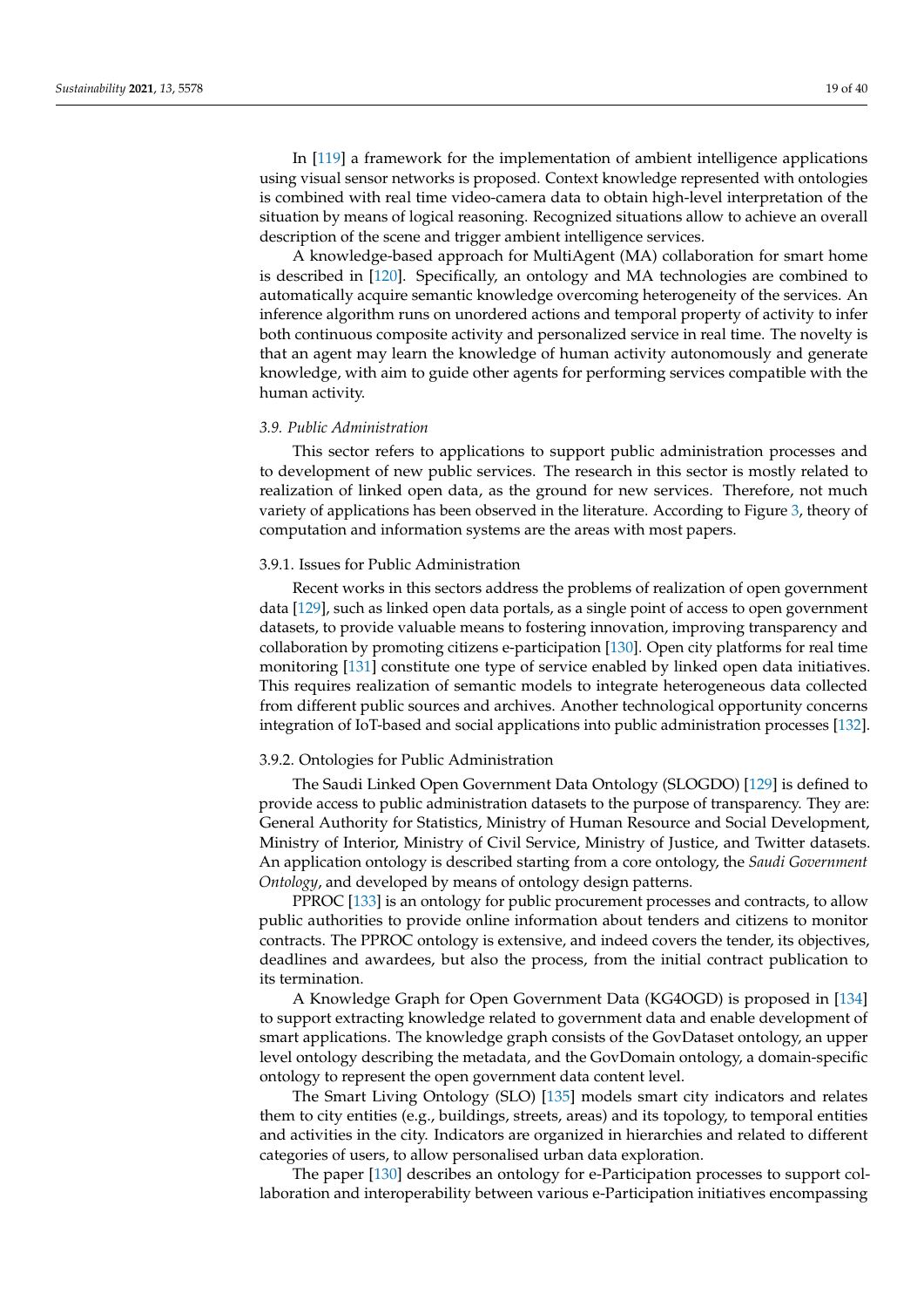In [119] a framework for the implementation of ambient intelligence applications using visual sensor networks is proposed. Context knowledge represented with ontologies is combined with real time video-camera data to obtain high-level interpretation of the situation by means of logical reasoning. Recognized situations allow to achieve an overall description of the scene and trigger ambient intelligence services.

A knowledge-based approach for MultiAgent (MA) collaboration for smart home is described in [120]. Specifically, an ontology and MA technologies are combined to automatically acquire semantic knowledge overcoming heterogeneity of the services. An inference algorithm runs on unordered actions and temporal property of activity to infer both continuous composite activity and personalized service in real time. The novelty is that an agent may learn the knowledge of human activity autonomously and generate knowledge, with aim to guide other agents for performing services compatible with the human activity.

### *3.9. Public Administration*

This sector refers to applications to support public administration processes and to development of new public services. The research in this sector is mostly related to realization of linked open data, as the ground for new services. Therefore, not much variety of applications has been observed in the literature. According to Figure 3, theory of computation and information systems are the areas with most papers.

#### 3.9.1. Issues for Public Administration

Recent works in this sectors address the problems of realization of open government data [129], such as linked open data portals, as a single point of access to open government datasets, to provide valuable means to fostering innovation, improving transparency and collaboration by promoting citizens e-participation [130]. Open city platforms for real time monitoring [131] constitute one type of service enabled by linked open data initiatives. This requires realization of semantic models to integrate heterogeneous data collected from different public sources and archives. Another technological opportunity concerns integration of IoT-based and social applications into public administration processes [132].

#### 3.9.2. Ontologies for Public Administration

The Saudi Linked Open Government Data Ontology (SLOGDO) [129] is defined to provide access to public administration datasets to the purpose of transparency. They are: General Authority for Statistics, Ministry of Human Resource and Social Development, Ministry of Interior, Ministry of Civil Service, Ministry of Justice, and Twitter datasets. An application ontology is described starting from a core ontology, the *Saudi Government Ontology*, and developed by means of ontology design patterns.

PPROC [133] is an ontology for public procurement processes and contracts, to allow public authorities to provide online information about tenders and citizens to monitor contracts. The PPROC ontology is extensive, and indeed covers the tender, its objectives, deadlines and awardees, but also the process, from the initial contract publication to its termination.

A Knowledge Graph for Open Government Data (KG4OGD) is proposed in [134] to support extracting knowledge related to government data and enable development of smart applications. The knowledge graph consists of the GovDataset ontology, an upper level ontology describing the metadata, and the GovDomain ontology, a domain-specific ontology to represent the open government data content level.

The Smart Living Ontology (SLO) [135] models smart city indicators and relates them to city entities (e.g., buildings, streets, areas) and its topology, to temporal entities and activities in the city. Indicators are organized in hierarchies and related to different categories of users, to allow personalised urban data exploration.

The paper [130] describes an ontology for e-Participation processes to support collaboration and interoperability between various e-Participation initiatives encompassing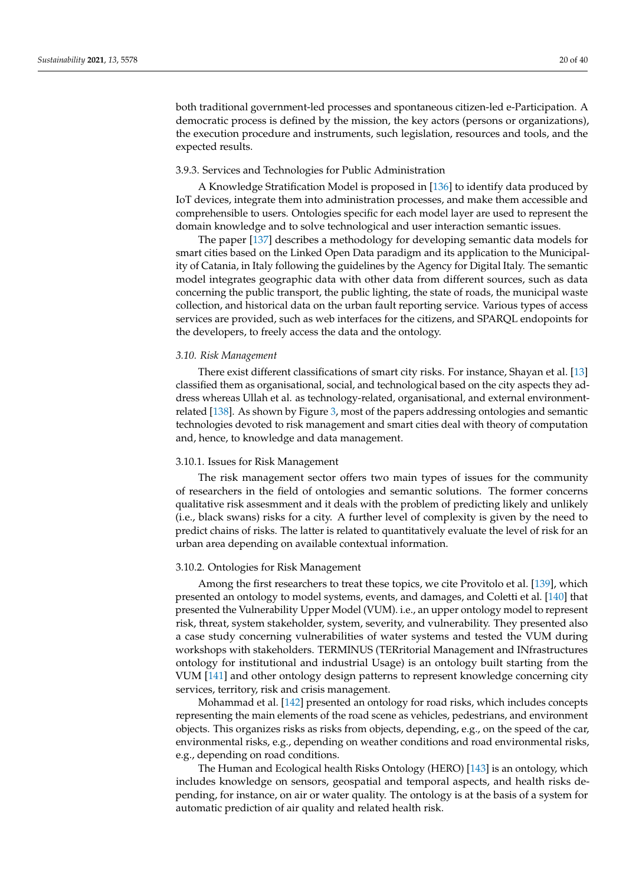both traditional government-led processes and spontaneous citizen-led e-Participation. A democratic process is defined by the mission, the key actors (persons or organizations), the execution procedure and instruments, such legislation, resources and tools, and the expected results.

#### 3.9.3. Services and Technologies for Public Administration

A Knowledge Stratification Model is proposed in [136] to identify data produced by IoT devices, integrate them into administration processes, and make them accessible and comprehensible to users. Ontologies specific for each model layer are used to represent the domain knowledge and to solve technological and user interaction semantic issues.

The paper [137] describes a methodology for developing semantic data models for smart cities based on the Linked Open Data paradigm and its application to the Municipality of Catania, in Italy following the guidelines by the Agency for Digital Italy. The semantic model integrates geographic data with other data from different sources, such as data concerning the public transport, the public lighting, the state of roads, the municipal waste collection, and historical data on the urban fault reporting service. Various types of access services are provided, such as web interfaces for the citizens, and SPARQL endopoints for the developers, to freely access the data and the ontology.

### *3.10. Risk Management*

There exist different classifications of smart city risks. For instance, Shayan et al. [13] classified them as organisational, social, and technological based on the city aspects they address whereas Ullah et al. as technology-related, organisational, and external environment-related [138]. As shown by Figure 3, most of the papers addressing ontologies and semantic technologies devoted to risk management and smart cities deal with theory of computation and, hence, to knowledge and data management.

#### 3.10.1. Issues for Risk Management

The risk management sector offers two main types of issues for the community of researchers in the field of ontologies and semantic solutions. The former concerns qualitative risk assesmment and it deals with the problem of predicting likely and unlikely (i.e., black swans) risks for a city. A further level of complexity is given by the need to predict chains of risks. The latter is related to quantitatively evaluate the level of risk for an urban area depending on available contextual information.

#### 3.10.2. Ontologies for Risk Management

Among the first researchers to treat these topics, we cite Provitolo et al. [139], which presented an ontology to model systems, events, and damages, and Coletti et al. [140] that presented the Vulnerability Upper Model (VUM). i.e., an upper ontology model to represent risk, threat, system stakeholder, system, severity, and vulnerability. They presented also a case study concerning vulnerabilities of water systems and tested the VUM during workshops with stakeholders. TERMINUS (TERritorial Management and INfrastructures ontology for institutional and industrial Usage) is an ontology built starting from the VUM [141] and other ontology design patterns to represent knowledge concerning city services, territory, risk and crisis management.

Mohammad et al. [142] presented an ontology for road risks, which includes concepts representing the main elements of the road scene as vehicles, pedestrians, and environment objects. This organizes risks as risks from objects, depending, e.g., on the speed of the car, environmental risks, e.g., depending on weather conditions and road environmental risks, e.g., depending on road conditions.

The Human and Ecological health Risks Ontology (HERO) [143] is an ontology, which includes knowledge on sensors, geospatial and temporal aspects, and health risks depending, for instance, on air or water quality. The ontology is at the basis of a system for automatic prediction of air quality and related health risk.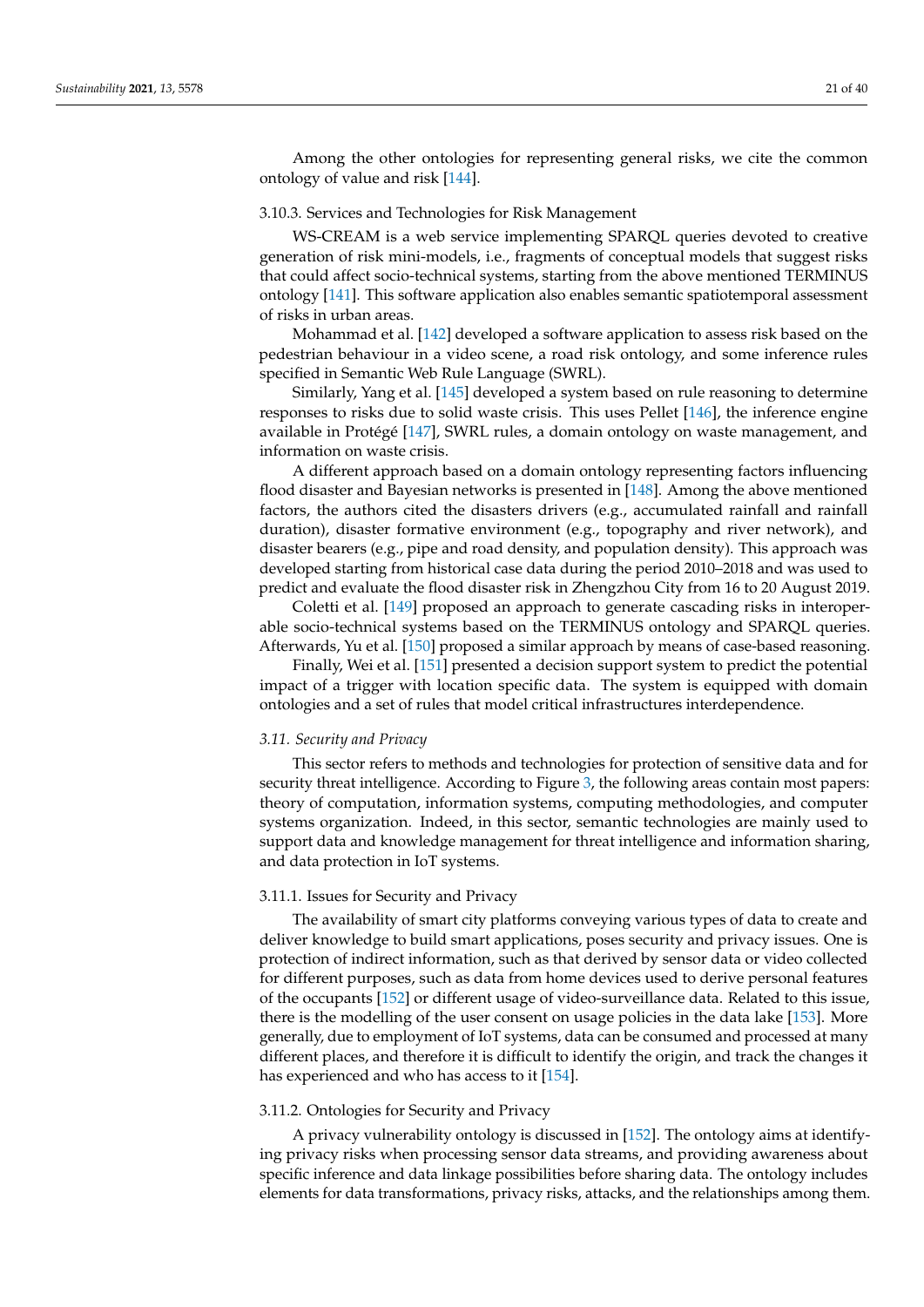Among the other ontologies for representing general risks, we cite the common ontology of value and risk [144].

#### 3.10.3. Services and Technologies for Risk Management

WS-CREAM is a web service implementing SPARQL queries devoted to creative generation of risk mini-models, i.e., fragments of conceptual models that suggest risks that could affect socio-technical systems, starting from the above mentioned TERMINUS ontology [141]. This software application also enables semantic spatiotemporal assessment of risks in urban areas.

Mohammad et al. [142] developed a software application to assess risk based on the pedestrian behaviour in a video scene, a road risk ontology, and some inference rules specified in Semantic Web Rule Language (SWRL).

Similarly, Yang et al. [145] developed a system based on rule reasoning to determine responses to risks due to solid waste crisis. This uses Pellet [146], the inference engine available in Protégé [147], SWRL rules, a domain ontology on waste management, and information on waste crisis.

A different approach based on a domain ontology representing factors influencing flood disaster and Bayesian networks is presented in [148]. Among the above mentioned factors, the authors cited the disasters drivers (e.g., accumulated rainfall and rainfall duration), disaster formative environment (e.g., topography and river network), and disaster bearers (e.g., pipe and road density, and population density). This approach was developed starting from historical case data during the period 2010–2018 and was used to predict and evaluate the flood disaster risk in Zhengzhou City from 16 to 20 August 2019.

Coletti et al. [149] proposed an approach to generate cascading risks in interoperable socio-technical systems based on the TERMINUS ontology and SPARQL queries. Afterwards, Yu et al. [150] proposed a similar approach by means of case-based reasoning.

Finally, Wei et al. [151] presented a decision support system to predict the potential impact of a trigger with location specific data. The system is equipped with domain ontologies and a set of rules that model critical infrastructures interdependence.

### 3.11. Security and Privacy

This sector refers to methods and technologies for protection of sensitive data and for security threat intelligence. According to Figure 3, the following areas contain most papers: theory of computation, information systems, computing methodologies, and computer systems organization. Indeed, in this sector, semantic technologies are mainly used to support data and knowledge management for threat intelligence and information sharing, and data protection in IoT systems.

#### 3.11.1. Issues for Security and Privacy

The availability of smart city platforms conveying various types of data to create and deliver knowledge to build smart applications, poses security and privacy issues. One is protection of indirect information, such as that derived by sensor data or video collected for different purposes, such as data from home devices used to derive personal features of the occupants [152] or different usage of video-surveillance data. Related to this issue, there is the modelling of the user consent on usage policies in the data lake [153]. More generally, due to employment of IoT systems, data can be consumed and processed at many different places, and therefore it is difficult to identify the origin, and track the changes it has experienced and who has access to it [154].

#### 3.11.2. Ontologies for Security and Privacy

A privacy vulnerability ontology is discussed in [152]. The ontology aims at identifying privacy risks when processing sensor data streams, and providing awareness about specific inference and data linkage possibilities before sharing data. The ontology includes elements for data transformations, privacy risks, attacks, and the relationships among them.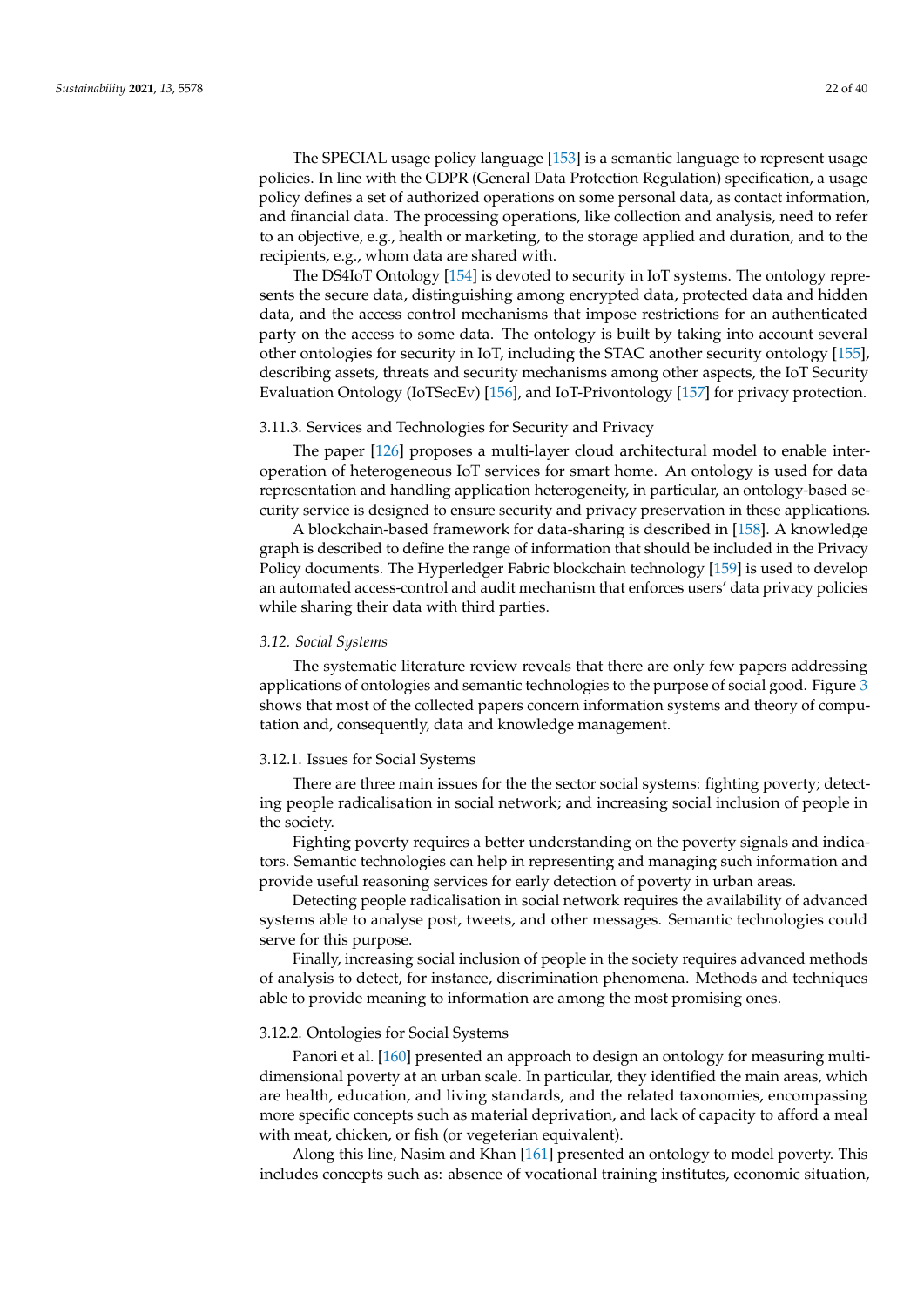The SPECIAL usage policy language [153] is a semantic language to represent usage policies. In line with the GDPR (General Data Protection Regulation) specification, a usage policy defines a set of authorized operations on some personal data, as contact information, and financial data. The processing operations, like collection and analysis, need to refer to an objective, e.g., health or marketing, to the storage applied and duration, and to the recipients, e.g., whom data are shared with.

The DS4IoT Ontology [154] is devoted to security in IoT systems. The ontology represents the secure data, distinguishing among encrypted data, protected data and hidden data, and the access control mechanisms that impose restrictions for an authenticated party on the access to some data. The ontology is built by taking into account several other ontologies for security in IoT, including the STAC another security ontology [155], describing assets, threats and security mechanisms among other aspects, the IoT Security Evaluation Ontology (IoTSecEv) [156], and IoT-Priventology [157] for privacy protection.

#### 3.11.3. Services and Technologies for Security and Privacy

The paper [126] proposes a multi-layer cloud architectural model to enable interoperation of heterogeneous IoT services for smart home. An ontology is used for data representation and handling application heterogeneity, in particular, an ontology-based security service is designed to ensure security and privacy preservation in these applications.

A blockchain-based framework for data-sharing is described in [158]. A knowledge graph is described to define the range of information that should be included in the Privacy Policy documents. The Hyperledger Fabric blockchain technology [159] is used to develop an automated access-control and audit mechanism that enforces users' data privacy policies while sharing their data with third parties.

### *3.12. Social Systems*

The systematic literature review reveals that there are only few papers addressing applications of ontologies and semantic technologies to the purpose of social good. Figure 3 shows that most of the collected papers concern information systems and theory of computation and, consequently, data and knowledge management.

#### 3.12.1. Issues for Social Systems

There are three main issues for the the sector social systems: fighting poverty; detecting people radicalisation in social network; and increasing social inclusion of people in the society.

Fighting poverty requires a better understanding on the poverty signals and indicators. Semantic technologies can help in representing and managing such information and provide useful reasoning services for early detection of poverty in urban areas.

Detecting people radicalisation in social network requires the availability of advanced systems able to analyse post, tweets, and other messages. Semantic technologies could serve for this purpose.

Finally, increasing social inclusion of people in the society requires advanced methods of analysis to detect, for instance, discrimination phenomena. Methods and techniques able to provide meaning to information are among the most promising ones.

#### 3.12.2. Ontologies for Social Systems

Panori et al. [160] presented an approach to design an ontology for measuring multi-dimensional poverty at an urban scale. In particular, they identified the main areas, which are health, education, and living standards, and the related taxonomies, encompassing more specific concepts such as material deprivation, and lack of capacity to afford a meal with meat, chicken, or fish (or vegeterian equivalent).

Along this line, Nasim and Khan [161] presented an ontology to model poverty. This includes concepts such as: absence of vocational training institutes, economic situation,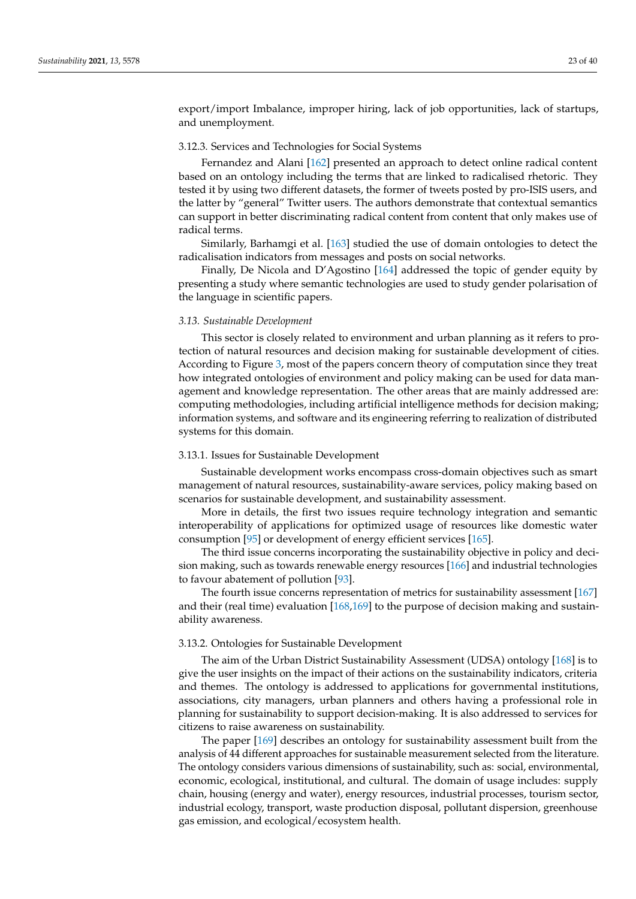export/import Imbalance, improper hiring, lack of job opportunities, lack of startups, and unemployment.

#### 3.12.3. Services and Technologies for Social Systems

Fernandez and Alani [162] presented an approach to detect online radical content based on an ontology including the terms that are linked to radicalised rhetoric. They tested it by using two different datasets, the former of tweets posted by pro-ISIS users, and the latter by "general" Twitter users. The authors demonstrate that contextual semantics can support in better discriminating radical content from content that only makes use of radical terms.

Similarly, Barhamgi et al. [163] studied the use of domain ontologies to detect the radicalisation indicators from messages and posts on social networks.

Finally, De Nicola and D'Agostino [164] addressed the topic of gender equity by presenting a study where semantic technologies are used to study gender polarisation of the language in scientific papers.

### *3.13. Sustainable Development*

This sector is closely related to environment and urban planning as it refers to protection of natural resources and decision making for sustainable development of cities. According to Figure 3, most of the papers concern theory of computation since they treat how integrated ontologies of environment and policy making can be used for data management and knowledge representation. The other areas that are mainly addressed are: computing methodologies, including artificial intelligence methods for decision making; information systems, and software and its engineering referring to realization of distributed systems for this domain.

#### 3.13.1. Issues for Sustainable Development

Sustainable development works encompass cross-domain objectives such as smart management of natural resources, sustainability-aware services, policy making based on scenarios for sustainable development, and sustainability assessment.

More in details, the first two issues require technology integration and semantic interoperability of applications for optimized usage of resources like domestic water consumption [95] or development of energy efficient services [165].

The third issue concerns incorporating the sustainability objective in policy and decision making, such as towards renewable energy resources [166] and industrial technologies to favour abatement of pollution [93].

The fourth issue concerns representation of metrics for sustainability assessment [167] and their (real time) evaluation [168,169] to the purpose of decision making and sustainability awareness.

#### 3.13.2. Ontologies for Sustainable Development

The aim of the Urban District Sustainability Assessment (UDSA) ontology [168] is to give the user insights on the impact of their actions on the sustainability indicators, criteria and themes. The ontology is addressed to applications for governmental institutions, associations, city managers, urban planners and others having a professional role in planning for sustainability to support decision-making. It is also addressed to services for citizens to raise awareness on sustainability.

The paper [169] describes an ontology for sustainability assessment built from the analysis of 44 different approaches for sustainable measurement selected from the literature. The ontology considers various dimensions of sustainability, such as: social, environmental, economic, ecological, institutional, and cultural. The domain of usage includes: supply chain, housing (energy and water), energy resources, industrial processes, tourism sector, industrial ecology, transport, waste production disposal, pollutant dispersion, greenhouse gas emission, and ecological/ecosystem health.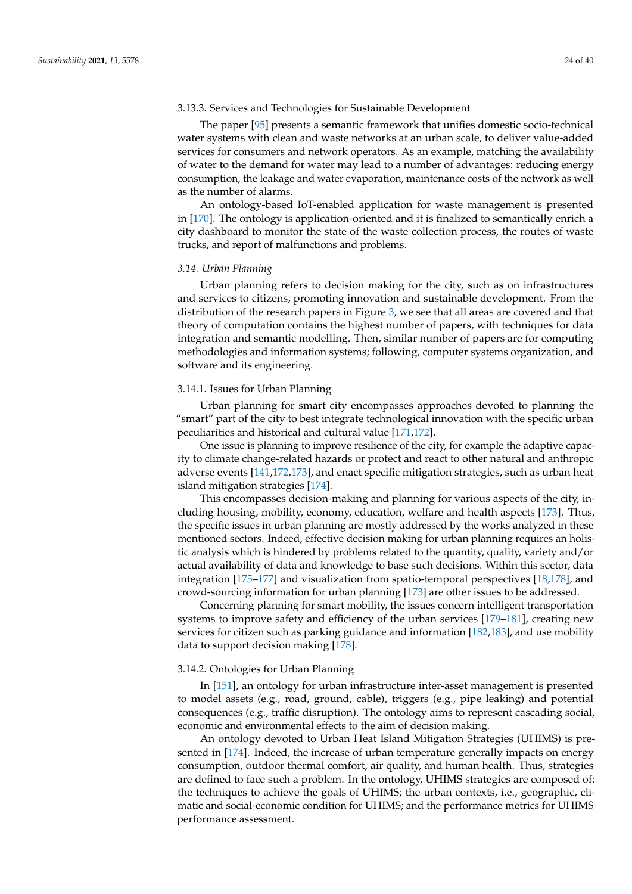#### 3.13.3. Services and Technologies for Sustainable Development

The paper [95] presents a semantic framework that unifies domestic socio-technical water systems with clean and waste networks at an urban scale, to deliver value-added services for consumers and network operators. As an example, matching the availability of water to the demand for water may lead to a number of advantages: reducing energy consumption, the leakage and water evaporation, maintenance costs of the network as well as the number of alarms.

An ontology-based IoT-enabled application for waste management is presented in [170]. The ontology is application-oriented and it is finalized to semantically enrich a city dashboard to monitor the state of the waste collection process, the routes of waste trucks, and report of malfunctions and problems.

### 3.14. Urban Planning

Urban planning refers to decision making for the city, such as on infrastructures and services to citizens, promoting innovation and sustainable development. From the distribution of the research papers in Figure 3, we see that all areas are covered and that theory of computation contains the highest number of papers, with techniques for data integration and semantic modelling. Then, similar number of papers are for computing methodologies and information systems; following, computer systems organization, and software and its engineering.

#### 3.14.1. Issues for Urban Planning

Urban planning for smart city encompasses approaches devoted to planning the "smart" part of the city to best integrate technological innovation with the specific urban peculiarities and historical and cultural value [171,172].

One issue is planning to improve resilience of the city, for example the adaptive capacity to climate change-related hazards or protect and react to other natural and anthropic adverse events [141,172,173], and enact specific mitigation strategies, such as urban heat island mitigation strategies [174].

This encompasses decision-making and planning for various aspects of the city, including housing, mobility, economy, education, welfare and health aspects [173]. Thus, the specific issues in urban planning are mostly addressed by the works analyzed in these mentioned sectors. Indeed, effective decision making for urban planning requires an holistic analysis which is hindered by problems related to the quantity, quality, variety and/or actual availability of data and knowledge to base such decisions. Within this sector, data integration [175–177] and visualization from spatio-temporal perspectives [18,178], and crowd-sourcing information for urban planning [173] are other issues to be addressed.

Concerning planning for smart mobility, the issues concern intelligent transportation systems to improve safety and efficiency of the urban services [179–181], creating new services for citizen such as parking guidance and information [182,183], and use mobility data to support decision making [178].

#### 3.14.2. Ontologies for Urban Planning

In [151], an ontology for urban infrastructure inter-asset management is presented to model assets (e.g., road, ground, cable), triggers (e.g., pipe leaking) and potential consequences (e.g., traffic disruption). The ontology aims to represent cascading social, economic and environmental effects to the aim of decision making.

An ontology devoted to Urban Heat Island Mitigation Strategies (UHIMS) is presented in [174]. Indeed, the increase of urban temperature generally impacts on energy consumption, outdoor thermal comfort, air quality, and human health. Thus, strategies are defined to face such a problem. In the ontology, UHIMS strategies are composed of: the techniques to achieve the goals of UHIMS; the urban contexts, i.e., geographic, climatic and social-economic condition for UHIMS; and the performance metrics for UHIMS performance assessment.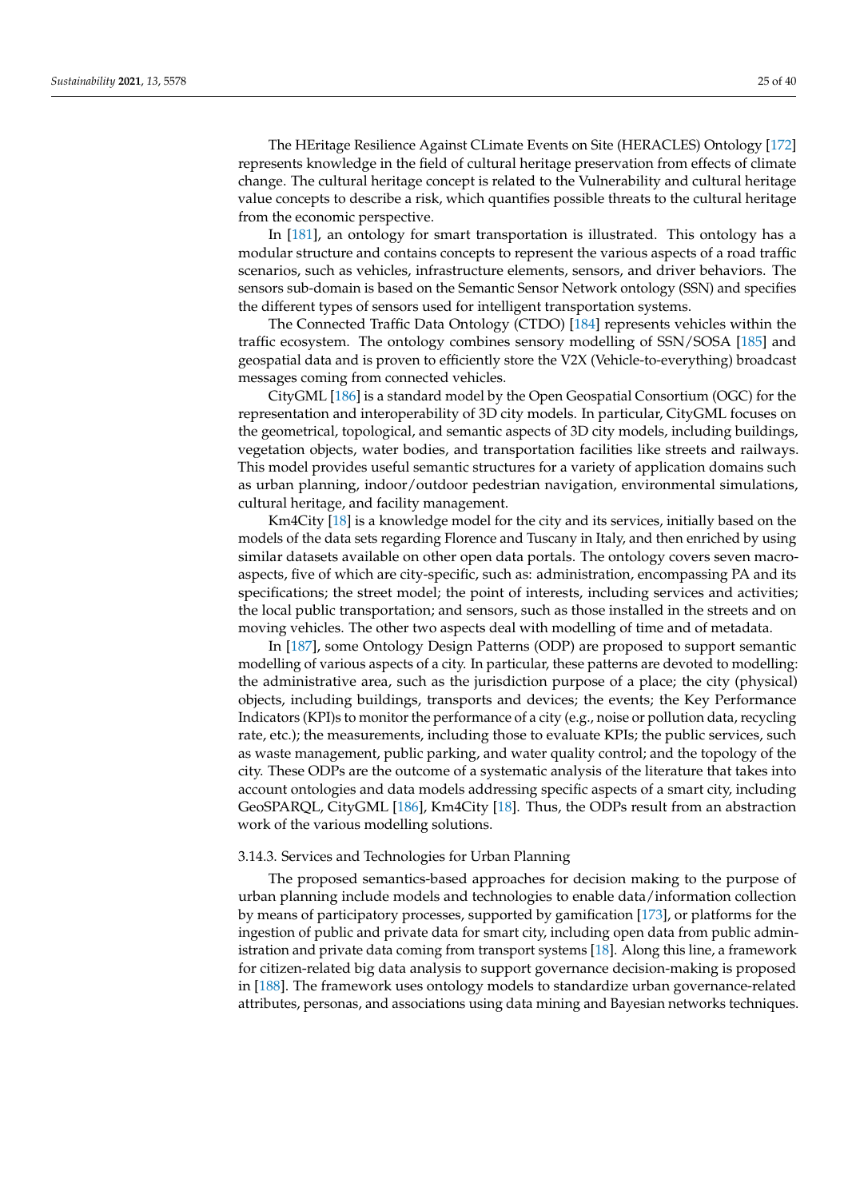The HEritage Resilience Against CLimate Events on Site (HERACLES) Ontology [172] represents knowledge in the field of cultural heritage preservation from effects of climate change. The cultural heritage concept is related to the Vulnerability and cultural heritage value concepts to describe a risk, which quantifies possible threats to the cultural heritage from the economic perspective.

In [181], an ontology for smart transportation is illustrated. This ontology has a modular structure and contains concepts to represent the various aspects of a road traffic scenarios, such as vehicles, infrastructure elements, sensors, and driver behaviors. The sensors sub-domain is based on the Semantic Sensor Network ontology (SSN) and specifies the different types of sensors used for intelligent transportation systems.

The Connected Traffic Data Ontology (CTDO) [184] represents vehicles within the traffic ecosystem. The ontology combines sensory modelling of SSN/SOSA [185] and geospatial data and is proven to efficiently store the V2X (Vehicle-to-everything) broadcast messages coming from connected vehicles.

CityGML [186] is a standard model by the Open Geospatial Consortium (OGC) for the representation and interoperability of 3D city models. In particular, CityGML focuses on the geometrical, topological, and semantic aspects of 3D city models, including buildings, vegetation objects, water bodies, and transportation facilities like streets and railways. This model provides useful semantic structures for a variety of application domains such as urban planning, indoor/outdoor pedestrian navigation, environmental simulations, cultural heritage, and facility management.

Km4City [18] is a knowledge model for the city and its services, initially based on the models of the data sets regarding Florence and Tuscany in Italy, and then enriched by using similar datasets available on other open data portals. The ontology covers seven macro-aspects, five of which are city-specific, such as: administration, encompassing PA and its specifications; the street model; the point of interests, including services and activities; the local public transportation; and sensors, such as those installed in the streets and on moving vehicles. The other two aspects deal with modelling of time and of metadata.

In [187], some Ontology Design Patterns (ODP) are proposed to support semantic modelling of various aspects of a city. In particular, these patterns are devoted to modelling: the administrative area, such as the jurisdiction purpose of a place; the city (physical) objects, including buildings, transports and devices; the events; the Key Performance Indicators (KPI)s to monitor the performance of a city (e.g., noise or pollution data, recycling rate, etc.); the measurements, including those to evaluate KPIs; the public services, such as waste management, public parking, and water quality control; and the topology of the city. These ODPs are the outcome of a systematic analysis of the literature that takes into account ontologies and data models addressing specific aspects of a smart city, including GeoSPARQL, CityGML [186], Km4City [18]. Thus, the ODPs result from an abstraction work of the various modelling solutions.

#### 3.14.3. Services and Technologies for Urban Planning

The proposed semantics-based approaches for decision making to the purpose of urban planning include models and technologies to enable data/information collection by means of participatory processes, supported by gamification [173], or platforms for the ingestion of public and private data for smart city, including open data from public administration and private data coming from transport systems [18]. Along this line, a framework for citizen-related big data analysis to support governance decision-making is proposed in [188]. The framework uses ontology models to standardize urban governance-related attributes, personas, and associations using data mining and Bayesian networks techniques.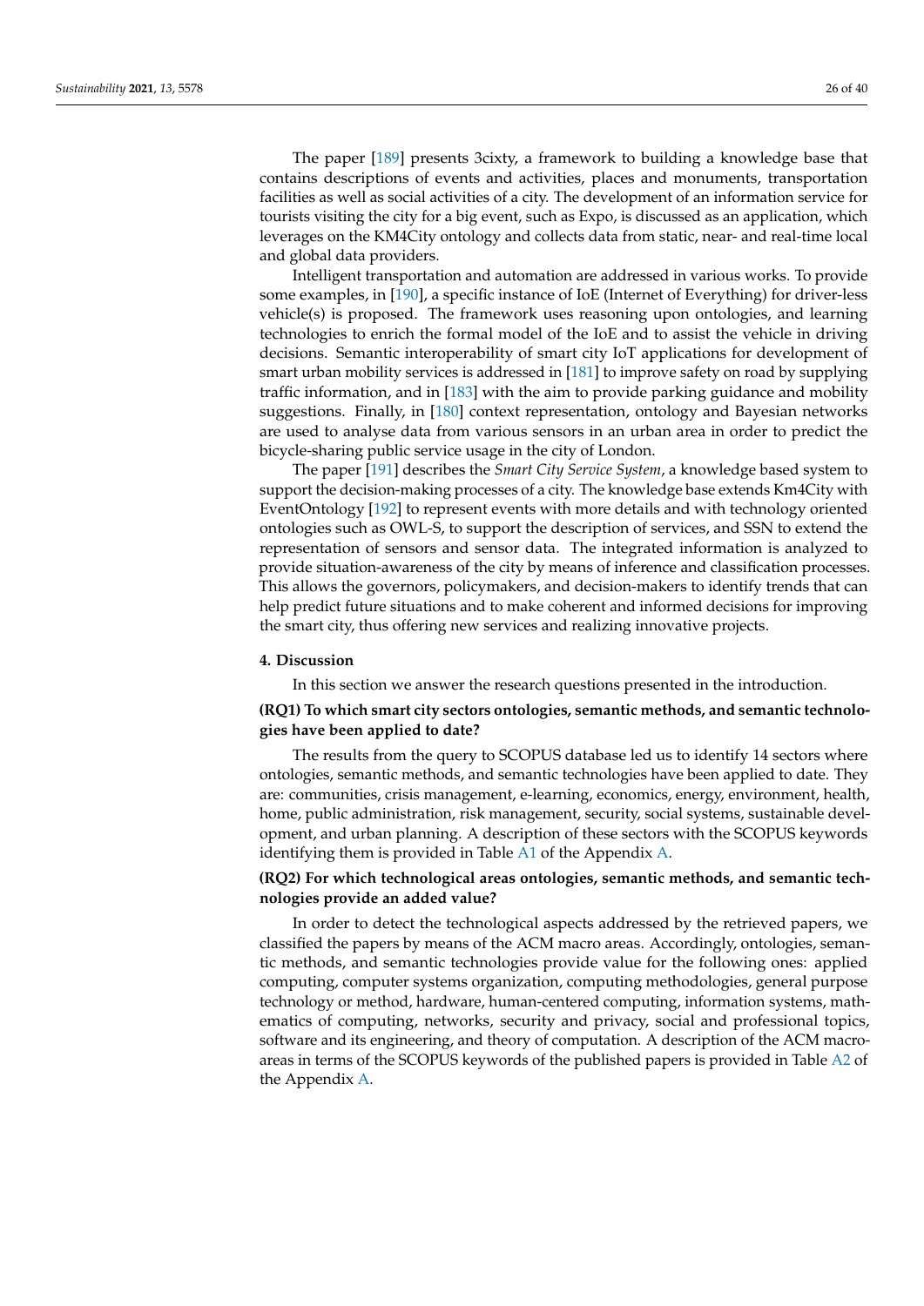The paper [189] presents 3cixty, a framework to building a knowledge base that contains descriptions of events and activities, places and monuments, transportation facilities as well as social activities of a city. The development of an information service for tourists visiting the city for a big event, such as Expo, is discussed as an application, which leverages on the KM4City ontology and collects data from static, near- and real-time local and global data providers.

Intelligent transportation and automation are addressed in various works. To provide some examples, in [190], a specific instance of IoE (Internet of Everything) for driver-less vehicle(s) is proposed. The framework uses reasoning upon ontologies, and learning technologies to enrich the formal model of the IoE and to assist the vehicle in driving decisions. Semantic interoperability of smart city IoT applications for development of smart urban mobility services is addressed in [181] to improve safety on road by supplying traffic information, and in [183] with the aim to provide parking guidance and mobility suggestions. Finally, in [180] context representation, ontology and Bayesian networks are used to analyse data from various sensors in an urban area in order to predict the bicycle-sharing public service usage in the city of London.

The paper [191] describes the *Smart City Service System*, a knowledge based system to support the decision-making processes of a city. The knowledge base extends Km4City with EventOntology [192] to represent events with more details and with technology oriented ontologies such as OWL-S, to support the description of services, and SSN to extend the representation of sensors and sensor data. The integrated information is analyzed to provide situation-awareness of the city by means of inference and classification processes. This allows the governors, policymakers, and decision-makers to identify trends that can help predict future situations and to make coherent and informed decisions for improving the smart city, thus offering new services and realizing innovative projects.

## 4. Discussion

In this section we answer the research questions presented in the introduction.

**(RQ1) To which smart city sectors ontologies, semantic methods, and semantic technologies have been applied to date?**

The results from the query to SCOPUS database led us to identify 14 sectors where ontologies, semantic methods, and semantic technologies have been applied to date. They are: communities, crisis management, e-learning, economics, energy, environment, health, home, public administration, risk management, security, social systems, sustainable development, and urban planning. A description of these sectors with the SCOPUS keywords identifying them is provided in Table A1 of the Appendix A.

**(RQ2) For which technological areas ontologies, semantic methods, and semantic technologies provide an added value?**

In order to detect the technological aspects addressed by the retrieved papers, we classified the papers by means of the ACM macro areas. Accordingly, ontologies, semantic methods, and semantic technologies provide value for the following ones: applied computing, computer systems organization, computing methodologies, general purpose technology or method, hardware, human-centered computing, information systems, mathematics of computing, networks, security and privacy, social and professional topics, software and its engineering, and theory of computation. A description of the ACM macro-areas in terms of the SCOPUS keywords of the published papers is provided in Table A2 of the Appendix A.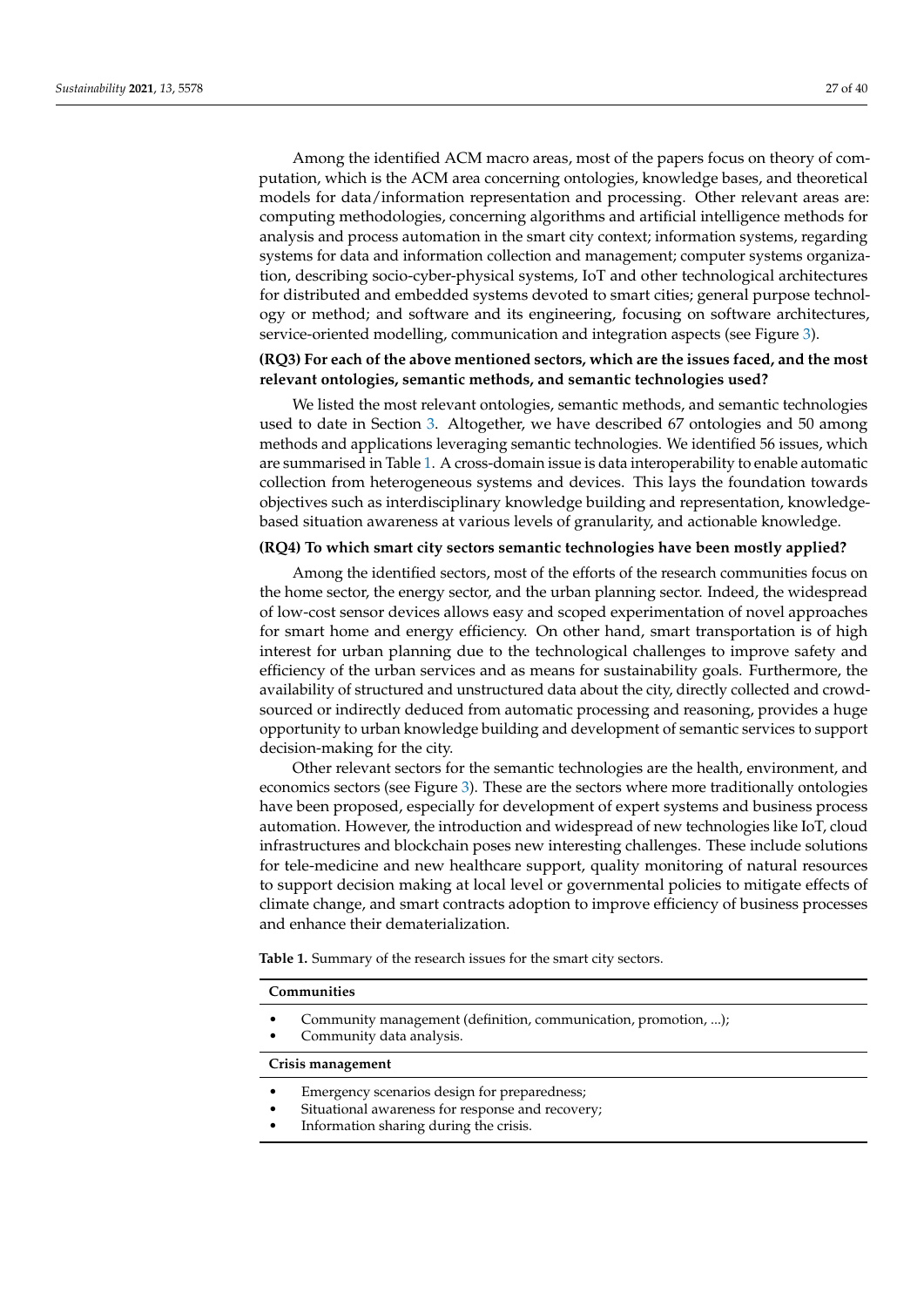Among the identified ACM macro areas, most of the papers focus on theory of computation, which is the ACM area concerning ontologies, knowledge bases, and theoretical models for data/information representation and processing. Other relevant areas are: computing methodologies, concerning algorithms and artificial intelligence methods for analysis and process automation in the smart city context; information systems, regarding systems for data and information collection and management; computer systems organization, describing socio-cyber-physical systems, IoT and other technological architectures for distributed and embedded systems devoted to smart cities; general purpose technology or method; and software and its engineering, focusing on software architectures, service-oriented modelling, communication and integration aspects (see Figure 3).

**(RQ3) For each of the above mentioned sectors, which are the issues faced, and the most relevant ontologies, semantic methods, and semantic technologies used?**

We listed the most relevant ontologies, semantic methods, and semantic technologies used to date in Section 3. Altogether, we have described 67 ontologies and 50 among methods and applications leveraging semantic technologies. We identified 56 issues, which are summarised in Table 1. A cross-domain issue is data interoperability to enable automatic collection from heterogeneous systems and devices. This lays the foundation towards objectives such as interdisciplinary knowledge building and representation, knowledge-based situation awareness at various levels of granularity, and actionable knowledge.

**(RQ4) To which smart city sectors semantic technologies have been mostly applied?**

Among the identified sectors, most of the efforts of the research communities focus on the home sector, the energy sector, and the urban planning sector. Indeed, the widespread of low-cost sensor devices allows easy and scoped experimentation of novel approaches for smart home and energy efficiency. On other hand, smart transportation is of high interest for urban planning due to the technological challenges to improve safety and efficiency of the urban services and as means for sustainability goals. Furthermore, the availability of structured and unstructured data about the city, directly collected and crowd-sourced or indirectly deduced from automatic processing and reasoning, provides a huge opportunity to urban knowledge building and development of semantic services to support decision-making for the city.

Other relevant sectors for the semantic technologies are the health, environment, and economics sectors (see Figure 3). These are the sectors where more traditionally ontologies have been proposed, especially for development of expert systems and business process automation. However, the introduction and widespread of new technologies like IoT, cloud infrastructures and blockchain poses new interesting challenges. These include solutions for tele-medicine and new healthcare support, quality monitoring of natural resources to support decision making at local level or governmental policies to mitigate effects of climate change, and smart contracts adoption to improve efficiency of business processes and enhance their dematerialization.

**Table 1.** Summary of the research issues for the smart city sectors.

| **Communities** |
| --- |
| • Community management (definition, communication, promotion, ...);<br>• Community data analysis. |
| **Crisis management** |
| • Emergency scenarios design for preparedness;<br>• Situational awareness for response and recovery;<br>• Information sharing during the crisis. |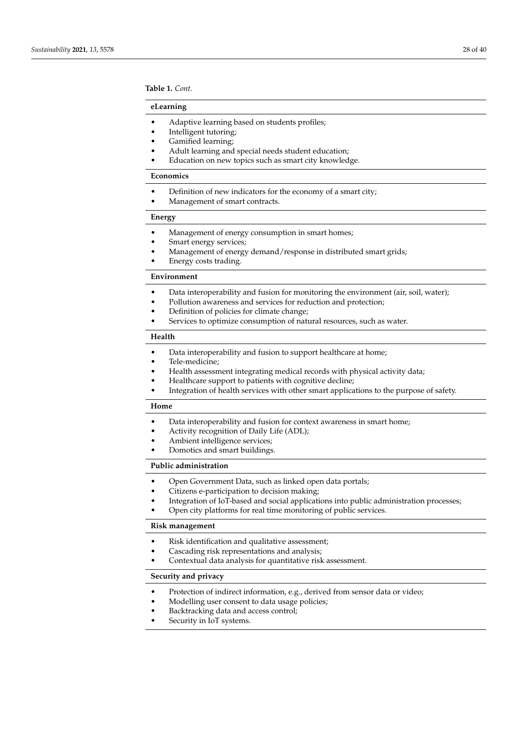**Table 1.** *Cont.*

| **eLearning** |
|---|
| • Adaptive learning based on students profiles;<br>• Intelligent tutoring;<br>• Gamified learning;<br>• Adult learning and special needs student education;<br>• Education on new topics such as smart city knowledge. |
| **Economics** |
| • Definition of new indicators for the economy of a smart city;<br>• Management of smart contracts. |
| **Energy** |
| • Management of energy consumption in smart homes;<br>• Smart energy services;<br>• Management of energy demand/response in distributed smart grids;<br>• Energy costs trading. |
| **Environment** |
| • Data interoperability and fusion for monitoring the environment (air, soil, water);<br>• Pollution awareness and services for reduction and protection;<br>• Definition of policies for climate change;<br>• Services to optimize consumption of natural resources, such as water. |
| **Health** |
| • Data interoperability and fusion to support healthcare at home;<br>• Tele-medicine;<br>• Health assessment integrating medical records with physical activity data;<br>• Healthcare support to patients with cognitive decline;<br>• Integration of health services with other smart applications to the purpose of safety. |
| **Home** |
| • Data interoperability and fusion for context awareness in smart home;<br>• Activity recognition of Daily Life (ADL);<br>• Ambient intelligence services;<br>• Domotics and smart buildings. |
| **Public administration** |
| • Open Government Data, such as linked open data portals;<br>• Citizens e-participation to decision making;<br>• Integration of IoT-based and social applications into public administration processes;<br>• Open city platforms for real time monitoring of public services. |
| **Risk management** |
| • Risk identification and qualitative assessment;<br>• Cascading risk representations and analysis;<br>• Contextual data analysis for quantitative risk assessment. |
| **Security and privacy** |
| • Protection of indirect information, e.g., derived from sensor data or video;<br>• Modelling user consent to data usage policies;<br>• Backtracking data and access control;<br>• Security in IoT systems. |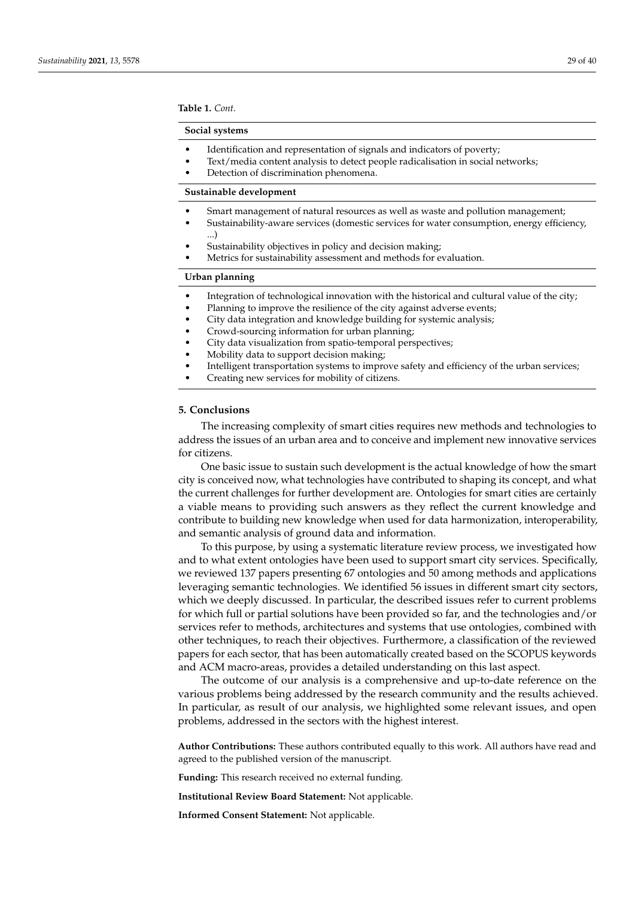**Table 1.** *Cont.*

| **Social systems** |
|---|
| • Identification and representation of signals and indicators of poverty;<br>• Text/media content analysis to detect people radicalisation in social networks;<br>• Detection of discrimination phenomena. |
| **Sustainable development** |
| • Smart management of natural resources as well as waste and pollution management;<br>• Sustainability-aware services (domestic services for water consumption, energy efficiency, ...)<br>• Sustainability objectives in policy and decision making;<br>• Metrics for sustainability assessment and methods for evaluation. |
| **Urban planning** |
| • Integration of technological innovation with the historical and cultural value of the city;<br>• Planning to improve the resilience of the city against adverse events;<br>• City data integration and knowledge building for systemic analysis;<br>• Crowd-sourcing information for urban planning;<br>• City data visualization from spatio-temporal perspectives;<br>• Mobility data to support decision making;<br>• Intelligent transportation systems to improve safety and efficiency of the urban services;<br>• Creating new services for mobility of citizens. |

## 5. Conclusions

The increasing complexity of smart cities requires new methods and technologies to address the issues of an urban area and to conceive and implement new innovative services for citizens.

One basic issue to sustain such development is the actual knowledge of how the smart city is conceived now, what technologies have contributed to shaping its concept, and what the current challenges for further development are. Ontologies for smart cities are certainly a viable means to providing such answers as they reflect the current knowledge and contribute to building new knowledge when used for data harmonization, interoperability, and semantic analysis of ground data and information.

To this purpose, by using a systematic literature review process, we investigated how and to what extent ontologies have been used to support smart city services. Specifically, we reviewed 137 papers presenting 67 ontologies and 50 among methods and applications leveraging semantic technologies. We identified 56 issues in different smart city sectors, which we deeply discussed. In particular, the described issues refer to current problems for which full or partial solutions have been provided so far, and the technologies and/or services refer to methods, architectures and systems that use ontologies, combined with other techniques, to reach their objectives. Furthermore, a classification of the reviewed papers for each sector, that has been automatically created based on the SCOPUS keywords and ACM macro-areas, provides a detailed understanding on this last aspect.

The outcome of our analysis is a comprehensive and up-to-date reference on the various problems being addressed by the research community and the results achieved. In particular, as result of our analysis, we highlighted some relevant issues, and open problems, addressed in the sectors with the highest interest.

**Author Contributions:** These authors contributed equally to this work. All authors have read and agreed to the published version of the manuscript.

**Funding:** This research received no external funding.

**Institutional Review Board Statement:** Not applicable.

**Informed Consent Statement:** Not applicable.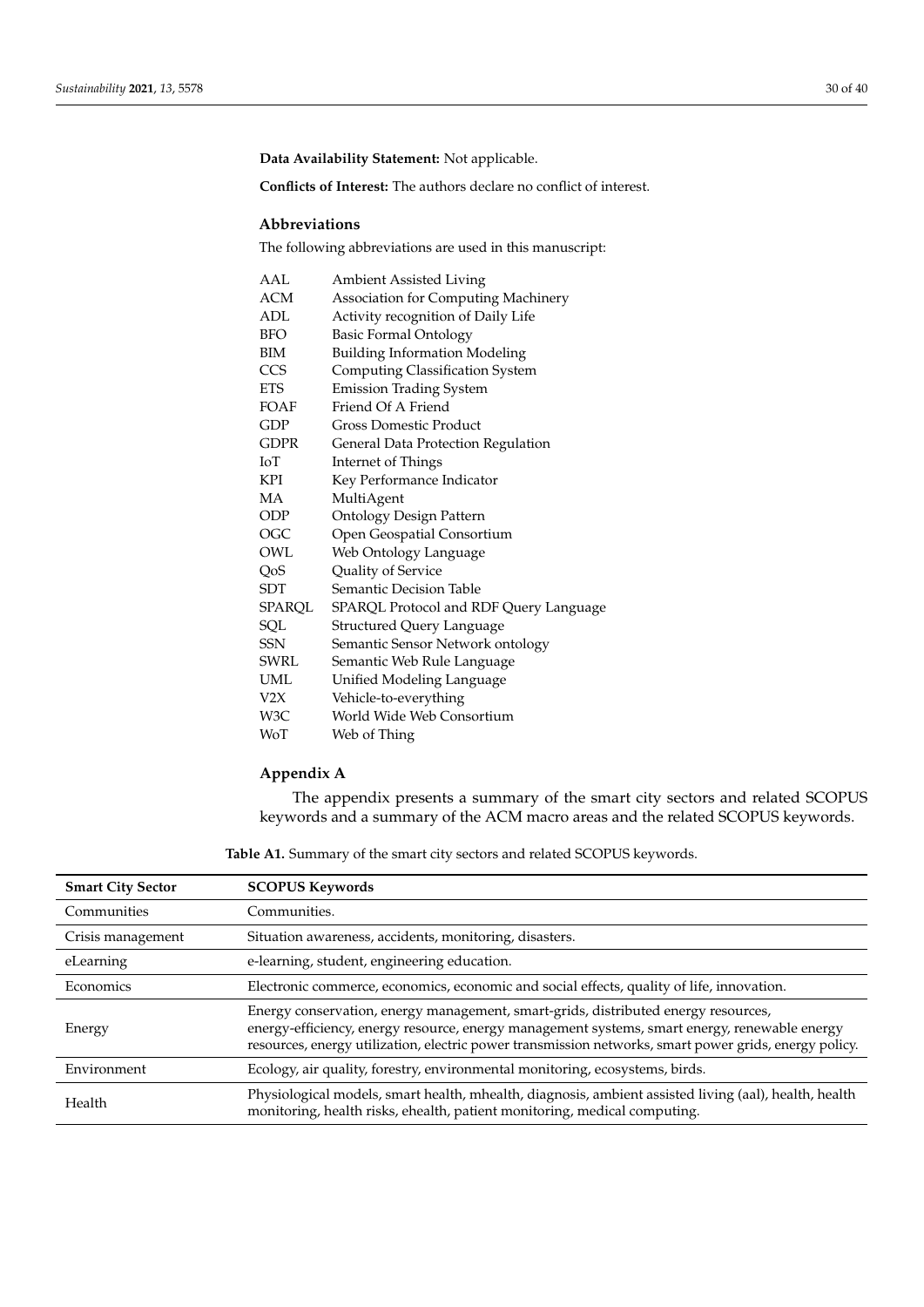**Data Availability Statement:** Not applicable.

**Conflicts of Interest:** The authors declare no conflict of interest.

## Abbreviations

The following abbreviations are used in this manuscript:

| | |
|---|---|
| AAL | Ambient Assisted Living |
| ACM | Association for Computing Machinery |
| ADL | Activity recognition of Daily Life |
| BFO | Basic Formal Ontology |
| BIM | Building Information Modeling |
| CCS | Computing Classification System |
| ETS | Emission Trading System |
| FOAF | Friend Of A Friend |
| GDP | Gross Domestic Product |
| GDPR | General Data Protection Regulation |
| IoT | Internet of Things |
| KPI | Key Performance Indicator |
| MA | MultiAgent |
| ODP | Ontology Design Pattern |
| OGC | Open Geospatial Consortium |
| OWL | Web Ontology Language |
| QoS | Quality of Service |
| SDT | Semantic Decision Table |
| SPARQL | SPARQL Protocol and RDF Query Language |
| SQL | Structured Query Language |
| SSN | Semantic Sensor Network ontology |
| SWRL | Semantic Web Rule Language |
| UML | Unified Modeling Language |
| V2X | Vehicle-to-everything |
| W3C | World Wide Web Consortium |
| WoT | Web of Thing |

## Appendix A

The appendix presents a summary of the smart city sectors and related SCOPUS keywords and a summary of the ACM macro areas and the related SCOPUS keywords.

**Table A1.** Summary of the smart city sectors and related SCOPUS keywords.

| Smart City Sector | SCOPUS Keywords |
|---|---|
| Communities | Communities. |
| Crisis management | Situation awareness, accidents, monitoring, disasters. |
| eLearning | e-learning, student, engineering education. |
| Economics | Electronic commerce, economics, economic and social effects, quality of life, innovation. |
| Energy | Energy conservation, energy management, smart-grids, distributed energy resources, energy-efficiency, energy resource, energy management systems, smart energy, renewable energy resources, energy utilization, electric power transmission networks, smart power grids, energy policy. |
| Environment | Ecology, air quality, forestry, environmental monitoring, ecosystems, birds. |
| Health | Physiological models, smart health, mhealth, diagnosis, ambient assisted living (aal), health, health monitoring, health risks, ehealth, patient monitoring, medical computing. |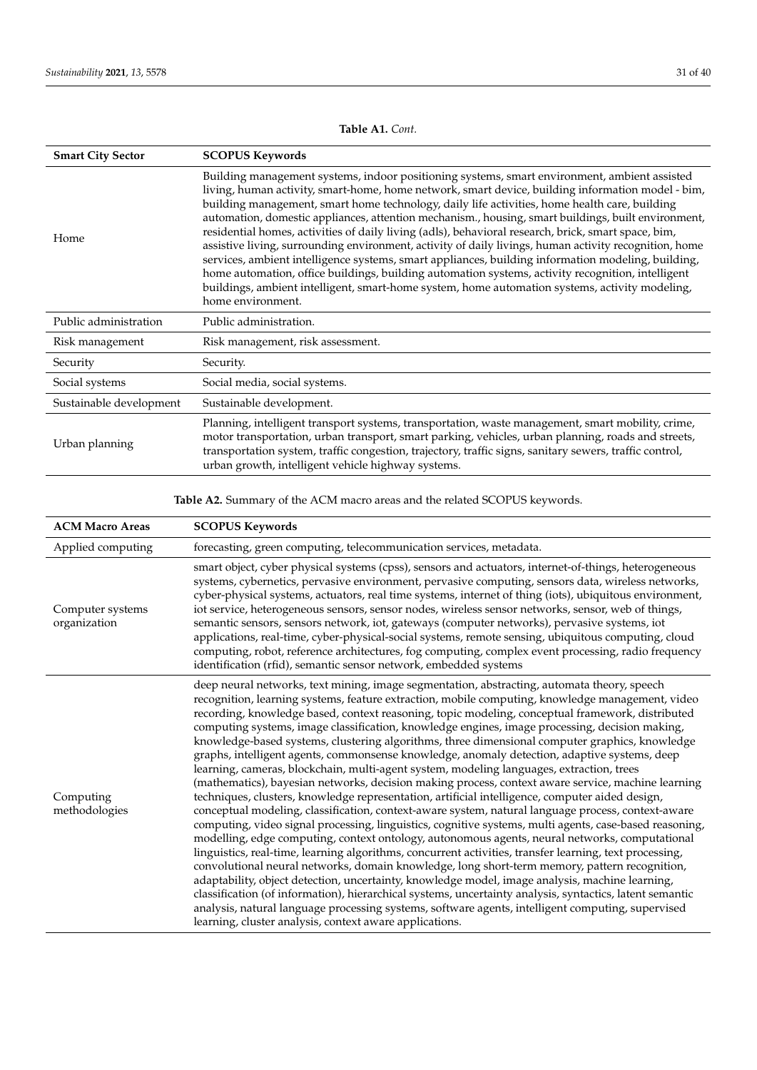**Table A1.** *Cont.*

| Smart City Sector | SCOPUS Keywords |
| --- | --- |
| Home | Building management systems, indoor positioning systems, smart environment, ambient assisted living, human activity, smart-home, home network, smart device, building information model - bim, building management, smart home technology, daily life activities, home health care, building automation, domestic appliances, attention mechanism., housing, smart buildings, built environment, residential homes, activities of daily living (adls), behavioral research, brick, smart space, bim, assistive living, surrounding environment, activity of daily livings, human activity recognition, home services, ambient intelligence systems, smart appliances, building information modeling, building, home automation, office buildings, building automation systems, activity recognition, intelligent buildings, ambient intelligent, smart-home system, home automation systems, activity modeling, home environment. |
| Public administration | Public administration. |
| Risk management | Risk management, risk assessment. |
| Security | Security. |
| Social systems | Social media, social systems. |
| Sustainable development | Sustainable development. |
| Urban planning | Planning, intelligent transport systems, transportation, waste management, smart mobility, crime, motor transportation, urban transport, smart parking, vehicles, urban planning, roads and streets, transportation system, traffic congestion, trajectory, traffic signs, sanitary sewers, traffic control, urban growth, intelligent vehicle highway systems. |

**Table A2.** Summary of the ACM macro areas and the related SCOPUS keywords.

| ACM Macro Areas | SCOPUS Keywords |
| --- | --- |
| Applied computing | forecasting, green computing, telecommunication services, metadata. |
| Computer systems organization | smart object, cyber physical systems (cpss), sensors and actuators, internet-of-things, heterogeneous systems, cybernetics, pervasive environment, pervasive computing, sensors data, wireless networks, cyber-physical systems, actuators, real time systems, internet of thing (iots), ubiquitous environment, iot service, heterogeneous sensors, sensor nodes, wireless sensor networks, sensor, web of things, semantic sensors, sensors network, iot, gateways (computer networks), pervasive systems, iot applications, real-time, cyber-physical-social systems, remote sensing, ubiquitous computing, cloud computing, robot, reference architectures, fog computing, complex event processing, radio frequency identification (rfid), semantic sensor network, embedded systems |
| Computing methodologies | deep neural networks, text mining, image segmentation, abstracting, automata theory, speech recognition, learning systems, feature extraction, mobile computing, knowledge management, video recording, knowledge based, context reasoning, topic modeling, conceptual framework, distributed computing systems, image classification, knowledge engines, image processing, decision making, knowledge-based systems, clustering algorithms, three dimensional computer graphics, knowledge graphs, intelligent agents, commonsense knowledge, anomaly detection, adaptive systems, deep learning, cameras, blockchain, multi-agent system, modeling languages, extraction, trees (mathematics), bayesian networks, decision making process, context aware service, machine learning techniques, clusters, knowledge representation, artificial intelligence, computer aided design, conceptual modeling, classification, context-aware system, natural language process, context-aware computing, video signal processing, linguistics, cognitive systems, multi agents, case-based reasoning, modelling, edge computing, context ontology, autonomous agents, neural networks, computational linguistics, real-time, learning algorithms, concurrent activities, transfer learning, text processing, convolutional neural networks, domain knowledge, long short-term memory, pattern recognition, adaptability, object detection, uncertainty, knowledge model, image analysis, machine learning, classification (of information), hierarchical systems, uncertainty analysis, syntactics, latent semantic analysis, natural language processing systems, software agents, intelligent computing, supervised learning, cluster analysis, context aware applications. |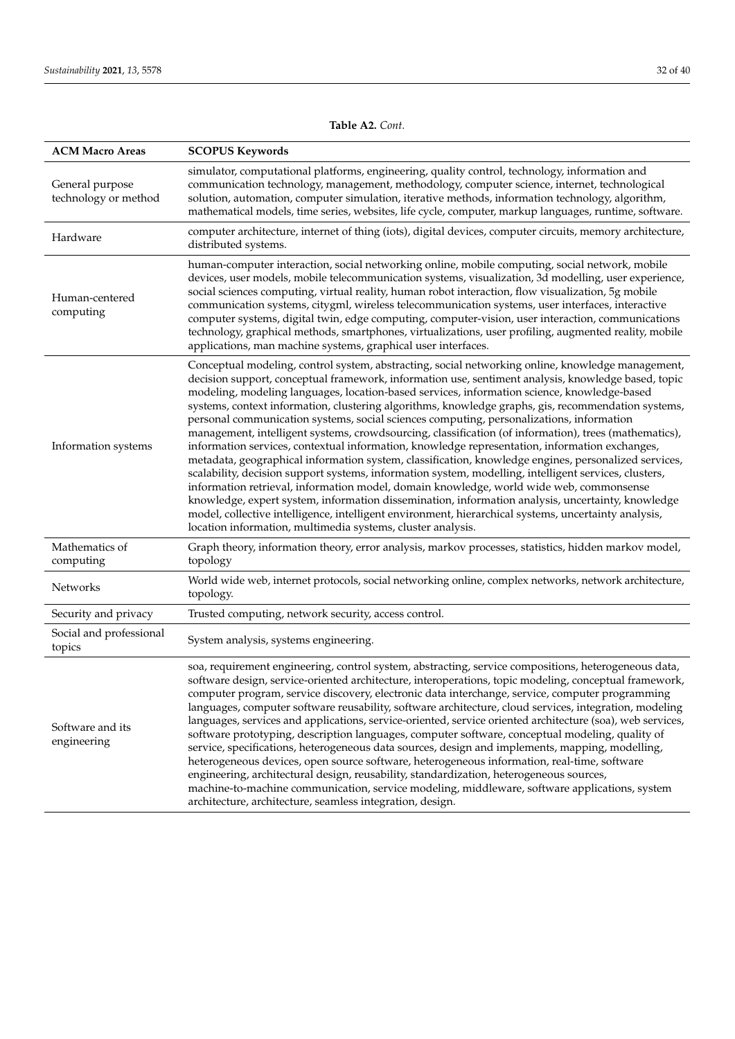**Table A2.** *Cont.*

| ACM Macro Areas | SCOPUS Keywords |
|---|---|
| General purpose technology or method | simulator, computational platforms, engineering, quality control, technology, information and communication technology, management, methodology, computer science, internet, technological solution, automation, computer simulation, iterative methods, information technology, algorithm, mathematical models, time series, websites, life cycle, computer, markup languages, runtime, software. |
| Hardware | computer architecture, internet of thing (iots), digital devices, computer circuits, memory architecture, distributed systems. |
| Human-centered computing | human-computer interaction, social networking online, mobile computing, social network, mobile devices, user models, mobile telecommunication systems, visualization, 3d modelling, user experience, social sciences computing, virtual reality, human robot interaction, flow visualization, 5g mobile communication systems, citygml, wireless telecommunication systems, user interfaces, interactive computer systems, digital twin, edge computing, computer-vision, user interaction, communications technology, graphical methods, smartphones, virtualizations, user profiling, augmented reality, mobile applications, man machine systems, graphical user interfaces. |
| Information systems | Conceptual modeling, control system, abstracting, social networking online, knowledge management, decision support, conceptual framework, information use, sentiment analysis, knowledge based, topic modeling, modeling languages, location-based services, information science, knowledge-based systems, context information, clustering algorithms, knowledge graphs, gis, recommendation systems, personal communication systems, social sciences computing, personalizations, information management, intelligent systems, crowdsourcing, classification (of information), trees (mathematics), information services, contextual information, knowledge representation, information exchanges, metadata, geographical information system, classification, knowledge engines, personalized services, scalability, decision support systems, information system, modelling, intelligent services, clusters, information retrieval, information model, domain knowledge, world wide web, commonsense knowledge, expert system, information dissemination, information analysis, uncertainty, knowledge model, collective intelligence, intelligent environment, hierarchical systems, uncertainty analysis, location information, multimedia systems, cluster analysis. |
| Mathematics of computing | Graph theory, information theory, error analysis, markov processes, statistics, hidden markov model, topology |
| Networks | World wide web, internet protocols, social networking online, complex networks, network architecture, topology. |
| Security and privacy | Trusted computing, network security, access control. |
| Social and professional topics | System analysis, systems engineering. |
| Software and its engineering | soa, requirement engineering, control system, abstracting, service compositions, heterogeneous data, software design, service-oriented architecture, interoperations, topic modeling, conceptual framework, computer program, service discovery, electronic data interchange, service, computer programming languages, computer software reusability, software architecture, cloud services, integration, modeling languages, services and applications, service-oriented, service oriented architecture (soa), web services, software prototyping, description languages, computer software, conceptual modeling, quality of service, specifications, heterogeneous data sources, design and implements, mapping, modelling, heterogeneous devices, open source software, heterogeneous information, real-time, software engineering, architectural design, reusability, standardization, heterogeneous sources, machine-to-machine communication, service modeling, middleware, software applications, system architecture, architecture, seamless integration, design. |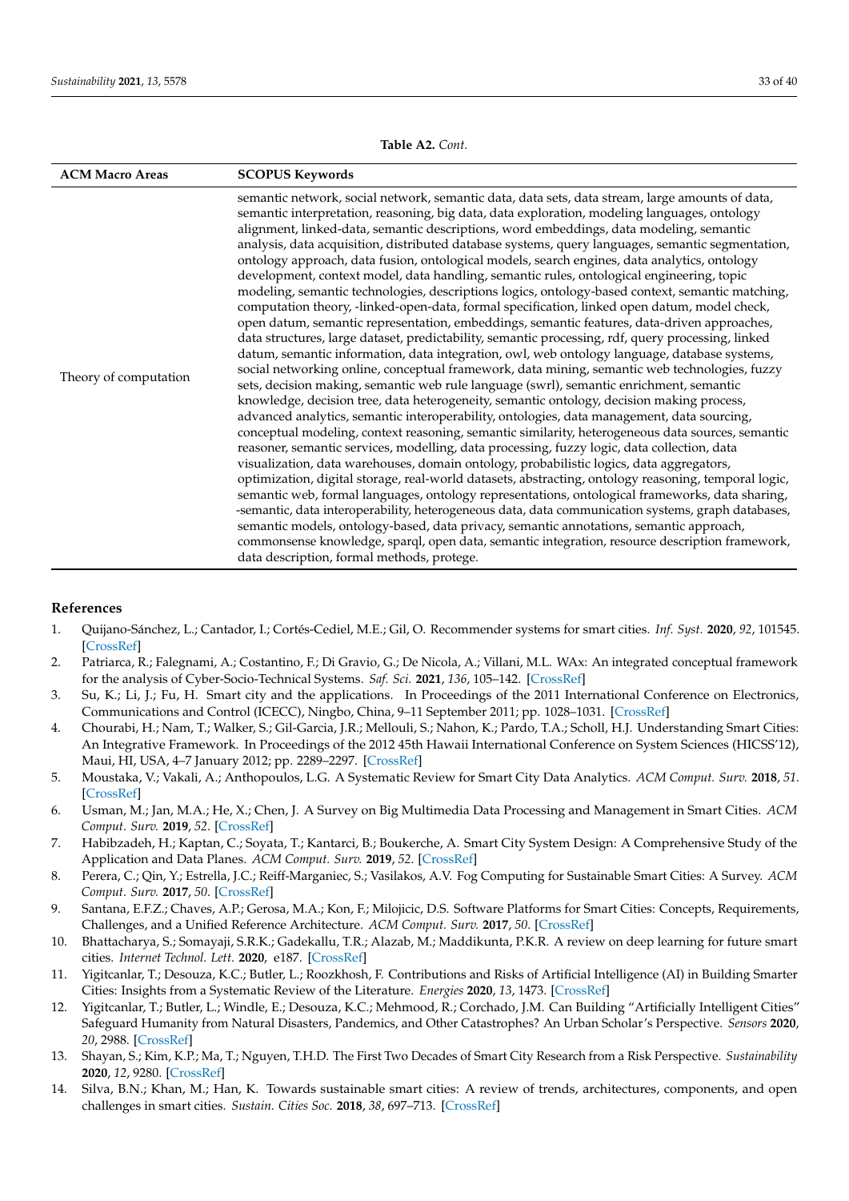**Table A2.** *Cont.*

| ACM Macro Areas | SCOPUS Keywords |
| --- | --- |
| Theory of computation | semantic network, social network, semantic data, data sets, data stream, large amounts of data, semantic interpretation, reasoning, big data, data exploration, modeling languages, ontology alignment, linked-data, semantic descriptions, word embeddings, data modeling, semantic analysis, data acquisition, distributed database systems, query languages, semantic segmentation, ontology approach, data fusion, ontological models, search engines, data analytics, ontology development, context model, data handling, semantic rules, ontological engineering, topic modeling, semantic technologies, descriptions logics, ontology-based context, semantic matching, computation theory, -linked-open-data, formal specification, linked open datum, model check, open datum, semantic representation, embeddings, semantic features, data-driven approaches, data structures, large dataset, predictability, semantic processing, rdf, query processing, linked datum, semantic information, data integration, owl, web ontology language, database systems, social networking online, conceptual framework, data mining, semantic web technologies, fuzzy sets, decision making, semantic web rule language (swrl), semantic enrichment, semantic knowledge, decision tree, data heterogeneity, semantic ontology, decision making process, advanced analytics, semantic interoperability, ontologies, data management, data sourcing, conceptual modeling, context reasoning, semantic similarity, heterogeneous data sources, semantic reasoner, semantic services, modelling, data processing, fuzzy logic, data collection, data visualization, data warehouses, domain ontology, probabilistic logics, data aggregators, optimization, digital storage, real-world datasets, abstracting, ontology reasoning, temporal logic, semantic web, formal languages, ontology representations, ontological frameworks, data sharing, -semantic, data interoperability, heterogeneous data, data communication systems, graph databases, semantic models, ontology-based, data privacy, semantic annotations, semantic approach, commonsense knowledge, sparql, open data, semantic integration, resource description framework, data description, formal methods, protege. |

## References

1. Quijano-Sánchez, L.; Cantador, I.; Cortés-Cediel, M.E.; Gil, O. Recommender systems for smart cities. *Inf. Syst.* **2020**, *92*, 101545. [CrossRef]
2. Patriarca, R.; Falegnami, A.; Costantino, F.; Di Gravio, G.; De Nicola, A.; Villani, M.L. WAx: An integrated conceptual framework for the analysis of Cyber-Socio-Technical Systems. *Saf. Sci.* **2021**, *136*, 105–142. [CrossRef]
3. Su, K.; Li, J.; Fu, H. Smart city and the applications. In Proceedings of the 2011 International Conference on Electronics, Communications and Control (ICECC), Ningbo, China, 9–11 September 2011; pp. 1028–1031. [CrossRef]
4. Chourabi, H.; Nam, T.; Walker, S.; Gil-Garcia, J.R.; Mellouli, S.; Nahon, K.; Pardo, T.A.; Scholl, H.J. Understanding Smart Cities: An Integrative Framework. In Proceedings of the 2012 45th Hawaii International Conference on System Sciences (HICSS'12), Maui, HI, USA, 4–7 January 2012; pp. 2289–2297. [CrossRef]
5. Moustaka, V.; Vakali, A.; Anthopoulos, L.G. A Systematic Review for Smart City Data Analytics. *ACM Comput. Surv.* **2018**, *51*. [CrossRef]
6. Usman, M.; Jan, M.A.; He, X.; Chen, J. A Survey on Big Multimedia Data Processing and Management in Smart Cities. *ACM Comput. Surv.* **2019**, *52*. [CrossRef]
7. Habibzadeh, H.; Kaptan, C.; Soyata, T.; Kantarci, B.; Boukerche, A. Smart City System Design: A Comprehensive Study of the Application and Data Planes. *ACM Comput. Surv.* **2019**, *52*. [CrossRef]
8. Perera, C.; Qin, Y.; Estrella, J.C.; Reiff-Marganiec, S.; Vasilakos, A.V. Fog Computing for Sustainable Smart Cities: A Survey. *ACM Comput. Surv.* **2017**, *50*. [CrossRef]
9. Santana, E.F.Z.; Chaves, A.P.; Gerosa, M.A.; Kon, F.; Milojicic, D.S. Software Platforms for Smart Cities: Concepts, Requirements, Challenges, and a Unified Reference Architecture. *ACM Comput. Surv.* **2017**, *50*. [CrossRef]
10. Bhattacharya, S.; Somayaji, S.R.K.; Gadekallu, T.R.; Alazab, M.; Maddikunta, P.K.R. A review on deep learning for future smart cities. *Internet Technol. Lett.* **2020**, e187. [CrossRef]
11. Yigitcanlar, T.; Desouza, K.C.; Butler, L.; Roozkhosh, F. Contributions and Risks of Artificial Intelligence (AI) in Building Smarter Cities: Insights from a Systematic Review of the Literature. *Energies* **2020**, *13*, 1473. [CrossRef]
12. Yigitcanlar, T.; Butler, L.; Windle, E.; Desouza, K.C.; Mehmood, R.; Corchado, J.M. Can Building "Artificially Intelligent Cities" Safeguard Humanity from Natural Disasters, Pandemics, and Other Catastrophes? An Urban Scholar's Perspective. *Sensors* **2020**, *20*, 2988. [CrossRef]
13. Shayan, S.; Kim, K.P.; Ma, T.; Nguyen, T.H.D. The First Two Decades of Smart City Research from a Risk Perspective. *Sustainability* **2020**, *12*, 9280. [CrossRef]
14. Silva, B.N.; Khan, M.; Han, K. Towards sustainable smart cities: A review of trends, architectures, components, and open challenges in smart cities. *Sustain. Cities Soc.* **2018**, *38*, 697–713. [CrossRef]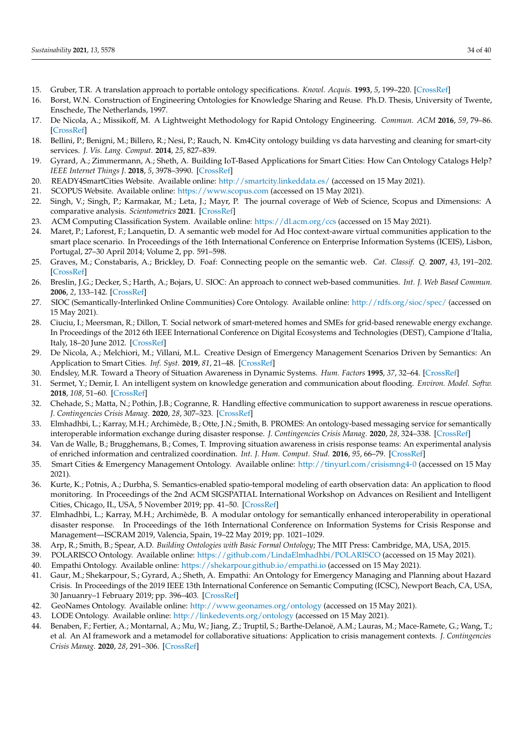15. Gruber, T.R. A translation approach to portable ontology specifications. *Knowl. Acquis.* **1993**, *5*, 199–220. [CrossRef]
16. Borst, W.N. Construction of Engineering Ontologies for Knowledge Sharing and Reuse. Ph.D. Thesis, University of Twente, Enschede, The Netherlands, 1997.
17. De Nicola, A.; Missikoff, M. A Lightweight Methodology for Rapid Ontology Engineering. *Commun. ACM* **2016**, *59*, 79–86. [CrossRef]
18. Bellini, P.; Benigni, M.; Billero, R.; Nesi, P.; Rauch, N. Km4City ontology building vs data harvesting and cleaning for smart-city services. *J. Vis. Lang. Comput.* **2014**, *25*, 827–839.
19. Gyrard, A.; Zimmermann, A.; Sheth, A. Building IoT-Based Applications for Smart Cities: How Can Ontology Catalogs Help? *IEEE Internet Things J.* **2018**, *5*, 3978–3990. [CrossRef]
20. READY4SmartCities Website. Available online: http://smartcity.linkeddata.es/ (accessed on 15 May 2021).
21. SCOPUS Website. Available online: https://www.scopus.com (accessed on 15 May 2021).
22. Singh, V.; Singh, P.; Karmakar, M.; Leta, J.; Mayr, P. The journal coverage of Web of Science, Scopus and Dimensions: A comparative analysis. *Scientometrics* **2021**. [CrossRef]
23. ACM Computing Classification System. Available online: https://dl.acm.org/ccs (accessed on 15 May 2021).
24. Maret, P.; Laforest, F.; Lanquetin, D. A semantic web model for Ad Hoc context-aware virtual communities application to the smart place scenario. In Proceedings of the 16th International Conference on Enterprise Information Systems (ICEIS), Lisbon, Portugal, 27–30 April 2014; Volume 2, pp. 591–598.
25. Graves, M.; Constabaris, A.; Brickley, D. Foaf: Connecting people on the semantic web. *Cat. Classif. Q.* **2007**, *43*, 191–202. [CrossRef]
26. Breslin, J.G.; Decker, S.; Harth, A.; Bojars, U. SIOC: An approach to connect web-based communities. *Int. J. Web Based Commun.* **2006**, *2*, 133–142. [CrossRef]
27. SIOC (Semantically-Interlinked Online Communities) Core Ontology. Available online: http://rdfs.org/sioc/spec/ (accessed on 15 May 2021).
28. Ciuciu, I.; Meersman, R.; Dillon, T. Social network of smart-metered homes and SMEs for grid-based renewable energy exchange. In Proceedings of the 2012 6th IEEE International Conference on Digital Ecosystems and Technologies (DEST), Campione d'Italia, Italy, 18–20 June 2012. [CrossRef]
29. De Nicola, A.; Melchiori, M.; Villani, M.L. Creative Design of Emergency Management Scenarios Driven by Semantics: An Application to Smart Cities. *Inf. Syst.* **2019**, *81*, 21–48. [CrossRef]
30. Endsley, M.R. Toward a Theory of Situation Awareness in Dynamic Systems. *Hum. Factors* **1995**, *37*, 32–64. [CrossRef]
31. Sermet, Y.; Demir, I. An intelligent system on knowledge generation and communication about flooding. *Environ. Model. Softw.* **2018**, *108*, 51–60. [CrossRef]
32. Chehade, S.; Matta, N.; Pothin, J.B.; Cogranne, R. Handling effective communication to support awareness in rescue operations. *J. Contingencies Crisis Manag.* **2020**, *28*, 307–323. [CrossRef]
33. Elmhadhbi, L.; Karray, M.H.; Archimède, B.; Otte, J.N.; Smith, B. PROMES: An ontology-based messaging service for semantically interoperable information exchange during disaster response. *J. Contingencies Crisis Manag.* **2020**, *28*, 324–338. [CrossRef]
34. Van de Walle, B.; Brugghemans, B.; Comes, T. Improving situation awareness in crisis response teams: An experimental analysis of enriched information and centralized coordination. *Int. J. Hum. Comput. Stud.* **2016**, *95*, 66–79. [CrossRef]
35. Smart Cities & Emergency Management Ontology. Available online: http://tinyurl.com/crisismng4-0 (accessed on 15 May 2021).
36. Kurte, K.; Potnis, A.; Durbha, S. Semantics-enabled spatio-temporal modeling of earth observation data: An application to flood monitoring. In Proceedings of the 2nd ACM SIGSPATIAL International Workshop on Advances on Resilient and Intelligent Cities, Chicago, IL, USA, 5 November 2019; pp. 41–50. [CrossRef]
37. Elmhadhbi, L.; Karray, M.H.; Archimède, B. A modular ontology for semantically enhanced interoperability in operational disaster response. In Proceedings of the 16th International Conference on Information Systems for Crisis Response and Management—ISCRAM 2019, Valencia, Spain, 19–22 May 2019; pp. 1021–1029.
38. Arp, R.; Smith, B.; Spear, A.D. *Building Ontologies with Basic Formal Ontology*; The MIT Press: Cambridge, MA, USA, 2015.
39. POLARISCO Ontology. Available online: https://github.com/LindaElmhadhbi/POLARISCO (accessed on 15 May 2021).
40. Empathi Ontology. Available online: https://shekarpour.github.io/empathi.io (accessed on 15 May 2021).
41. Gaur, M.; Shekarpour, S.; Gyrard, A.; Sheth, A. Empathi: An Ontology for Emergency Managing and Planning about Hazard Crisis. In Proceedings of the 2019 IEEE 13th International Conference on Semantic Computing (ICSC), Newport Beach, CA, USA, 30 Januanry–1 February 2019; pp. 396–403. [CrossRef]
42. GeoNames Ontology. Available online: http://www.geonames.org/ontology (accessed on 15 May 2021).
43. LODE Ontology. Available online: http://linkedevents.org/ontology (accessed on 15 May 2021).
44. Benaben, F.; Fertier, A.; Montarnal, A.; Mu, W.; Jiang, Z.; Truptil, S.; Barthe-Delanoë, A.M.; Lauras, M.; Mace-Ramete, G.; Wang, T.; et al. An AI framework and a metamodel for collaborative situations: Application to crisis management contexts. *J. Contingencies Crisis Manag.* **2020**, *28*, 291–306. [CrossRef]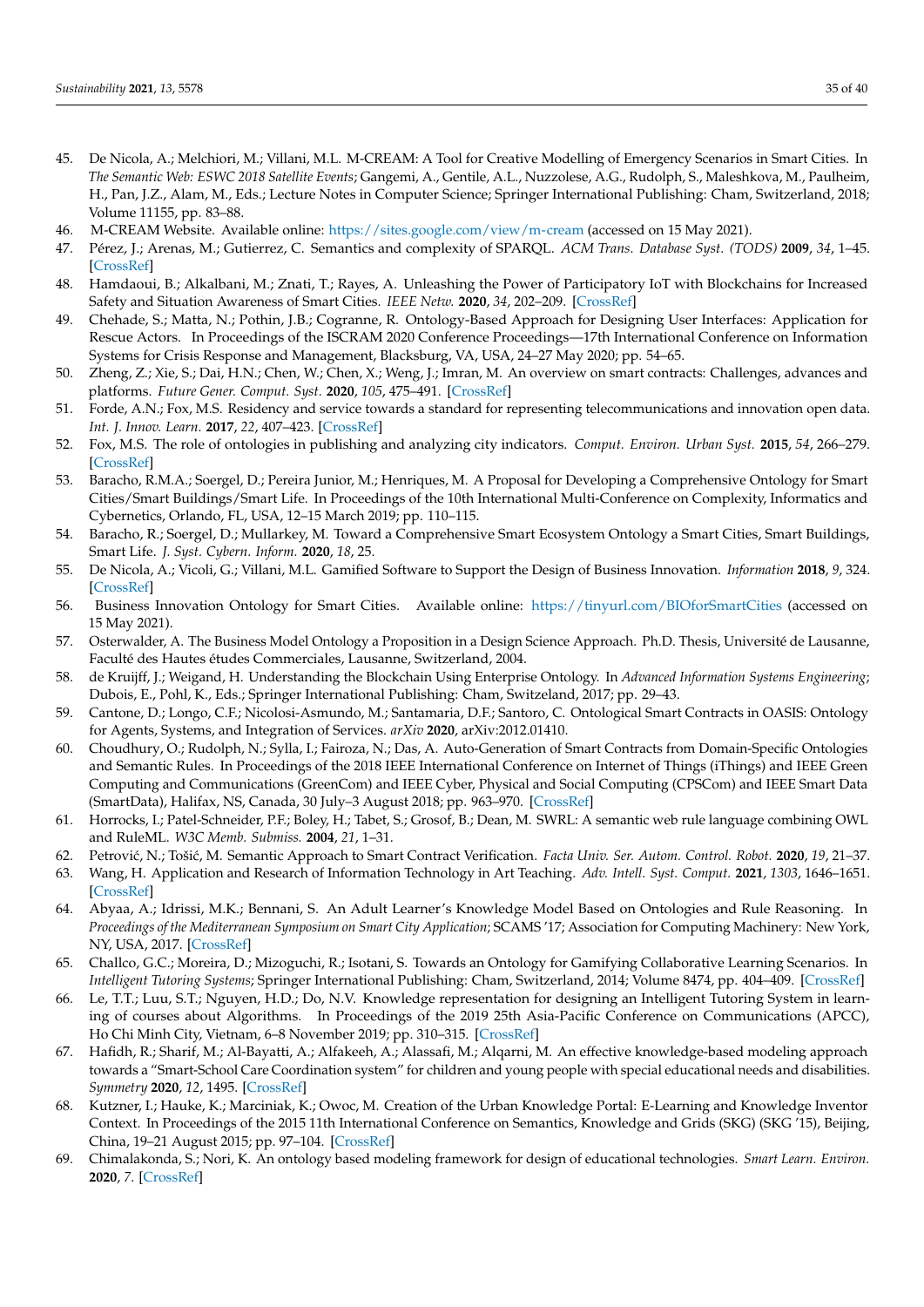45. De Nicola, A.; Melchiori, M.; Villani, M.L. M-CREAM: A Tool for Creative Modelling of Emergency Scenarios in Smart Cities. In *The Semantic Web: ESWC 2018 Satellite Events*; Gangemi, A., Gentile, A.L., Nuzzolese, A.G., Rudolph, S., Maleshkova, M., Paulheim, H., Pan, J.Z., Alam, M., Eds.; Lecture Notes in Computer Science; Springer International Publishing: Cham, Switzerland, 2018; Volume 11155, pp. 83–88.
46. M-CREAM Website. Available online: https://sites.google.com/view/m-cream (accessed on 15 May 2021).
47. Pérez, J.; Arenas, M.; Gutierrez, C. Semantics and complexity of SPARQL. *ACM Trans. Database Syst. (TODS)* **2009**, *34*, 1–45. [CrossRef]
48. Hamdaoui, B.; Alkalbani, M.; Znati, T.; Rayes, A. Unleashing the Power of Participatory IoT with Blockchains for Increased Safety and Situation Awareness of Smart Cities. *IEEE Netw.* **2020**, *34*, 202–209. [CrossRef]
49. Chehade, S.; Matta, N.; Pothin, J.B.; Cogranne, R. Ontology-Based Approach for Designing User Interfaces: Application for Rescue Actors. In Proceedings of the ISCRAM 2020 Conference Proceedings—17th International Conference on Information Systems for Crisis Response and Management, Blacksburg, VA, USA, 24–27 May 2020; pp. 54–65.
50. Zheng, Z.; Xie, S.; Dai, H.N.; Chen, W.; Chen, X.; Weng, J.; Imran, M. An overview on smart contracts: Challenges, advances and platforms. *Future Gener. Comput. Syst.* **2020**, *105*, 475–491. [CrossRef]
51. Forde, A.N.; Fox, M.S. Residency and service towards a standard for representing telecommunications and innovation open data. *Int. J. Innov. Learn.* **2017**, *22*, 407–423. [CrossRef]
52. Fox, M.S. The role of ontologies in publishing and analyzing city indicators. *Comput. Environ. Urban Syst.* **2015**, *54*, 266–279. [CrossRef]
53. Baracho, R.M.A.; Soergel, D.; Pereira Junior, M.; Henriques, M. A Proposal for Developing a Comprehensive Ontology for Smart Cities/Smart Buildings/Smart Life. In Proceedings of the 10th International Multi-Conference on Complexity, Informatics and Cybernetics, Orlando, FL, USA, 12–15 March 2019; pp. 110–115.
54. Baracho, R.; Soergel, D.; Mullarkey, M. Toward a Comprehensive Smart Ecosystem Ontology a Smart Cities, Smart Buildings, Smart Life. *J. Syst. Cybern. Inform.* **2020**, *18*, 25.
55. De Nicola, A.; Vicoli, G.; Villani, M.L. Gamified Software to Support the Design of Business Innovation. *Information* **2018**, *9*, 324. [CrossRef]
56. Business Innovation Ontology for Smart Cities. Available online: https://tinyurl.com/BIOforSmartCities (accessed on 15 May 2021).
57. Osterwalder, A. The Business Model Ontology a Proposition in a Design Science Approach. Ph.D. Thesis, Université de Lausanne, Faculté des Hautes études Commerciales, Lausanne, Switzerland, 2004.
58. de Kruijff, J.; Weigand, H. Understanding the Blockchain Using Enterprise Ontology. In *Advanced Information Systems Engineering*; Dubois, E., Pohl, K., Eds.; Springer International Publishing: Cham, Switzerland, 2017; pp. 29–43.
59. Cantone, D.; Longo, C.F.; Nicolosi-Asmundo, M.; Santamaria, D.F.; Santoro, C. Ontological Smart Contracts in OASIS: Ontology for Agents, Systems, and Integration of Services. *arXiv* **2020**, arXiv:2012.01410.
60. Choudhury, O.; Rudolph, N.; Sylla, I.; Fairoza, N.; Das, A. Auto-Generation of Smart Contracts from Domain-Specific Ontologies and Semantic Rules. In Proceedings of the 2018 IEEE International Conference on Internet of Things (iThings) and IEEE Green Computing and Communications (GreenCom) and IEEE Cyber, Physical and Social Computing (CPSCom) and IEEE Smart Data (SmartData), Halifax, NS, Canada, 30 July–3 August 2018; pp. 963–970. [CrossRef]
61. Horrocks, I.; Patel-Schneider, P.F.; Boley, H.; Tabet, S.; Grosof, B.; Dean, M. SWRL: A semantic web rule language combining OWL and RuleML. *W3C Memb. Submiss.* **2004**, *21*, 1–31.
62. Petrović, N.; Tošić, M. Semantic Approach to Smart Contract Verification. *Facta Univ. Ser. Autom. Control. Robot.* **2020**, *19*, 21–37.
63. Wang, H. Application and Research of Information Technology in Art Teaching. *Adv. Intell. Syst. Comput.* **2021**, *1303*, 1646–1651. [CrossRef]
64. Abyaa, A.; Idrissi, M.K.; Bennani, S. An Adult Learner's Knowledge Model Based on Ontologies and Rule Reasoning. In *Proceedings of the Mediterranean Symposium on Smart City Application*; SCAMS '17; Association for Computing Machinery: New York, NY, USA, 2017. [CrossRef]
65. Challco, G.C.; Moreira, D.; Mizoguchi, R.; Isotani, S. Towards an Ontology for Gamifying Collaborative Learning Scenarios. In *Intelligent Tutoring Systems*; Springer International Publishing: Cham, Switzerland, 2014; Volume 8474, pp. 404–409. [CrossRef]
66. Le, T.T.; Luu, S.T.; Nguyen, H.D.; Do, N.V. Knowledge representation for designing an Intelligent Tutoring System in learning of courses about Algorithms. In Proceedings of the 2019 25th Asia-Pacific Conference on Communications (APCC), Ho Chi Minh City, Vietnam, 6–8 November 2019; pp. 310–315. [CrossRef]
67. Hafidh, R.; Sharif, M.; Al-Bayatti, A.; Alfakeeh, A.; Alassafi, M.; Alqarni, M. An effective knowledge-based modeling approach towards a "Smart-School Care Coordination system" for children and young people with special educational needs and disabilities. *Symmetry* **2020**, *12*, 1495. [CrossRef]
68. Kutzner, I.; Hauke, K.; Marciniak, K.; Owoc, M. Creation of the Urban Knowledge Portal: E-Learning and Knowledge Inventor Context. In Proceedings of the 2015 11th International Conference on Semantics, Knowledge and Grids (SKG) (SKG '15), Beijing, China, 19–21 August 2015; pp. 97–104. [CrossRef]
69. Chimalakonda, S.; Nori, K. An ontology based modeling framework for design of educational technologies. *Smart Learn. Environ.* **2020**, *7*. [CrossRef]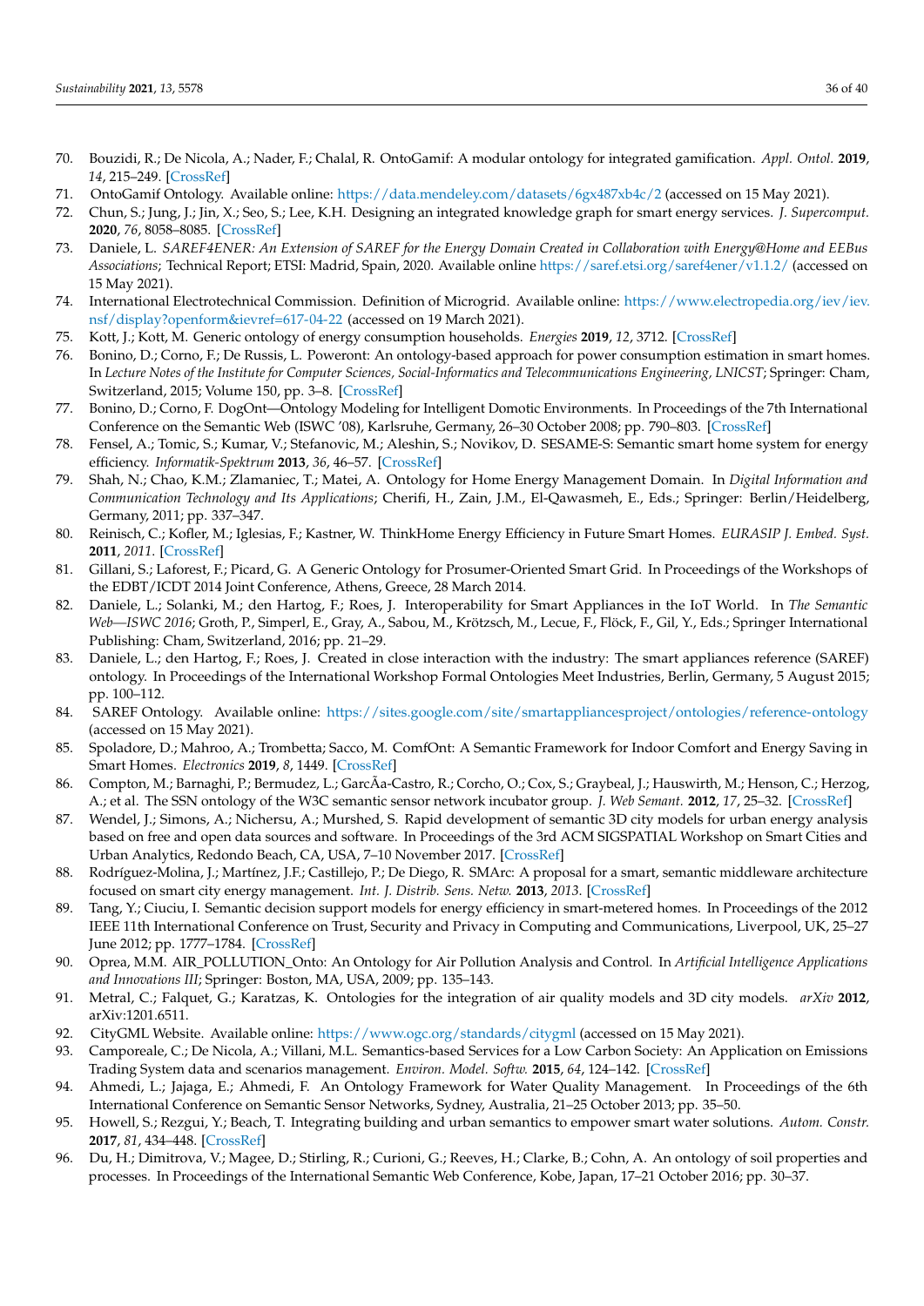70. Bouzidi, R.; De Nicola, A.; Nader, F.; Chalal, R. OntoGamif: A modular ontology for integrated gamification. *Appl. Ontol.* **2019**, *14*, 215–249. [CrossRef]
71. OntoGamif Ontology. Available online: https://data.mendeley.com/datasets/6gx487xb4c/2 (accessed on 15 May 2021).
72. Chun, S.; Jung, J.; Jin, X.; Seo, S.; Lee, K.H. Designing an integrated knowledge graph for smart energy services. *J. Supercomput.* **2020**, *76*, 8058–8085. [CrossRef]
73. Daniele, L. *SAREF4ENER: An Extension of SAREF for the Energy Domain Created in Collaboration with Energy@Home and EEBus Associations*; Technical Report; ETSI: Madrid, Spain, 2020. Available online https://saref.etsi.org/saref4ener/v1.1.2/ (accessed on 15 May 2021).
74. International Electrotechnical Commission. Definition of Microgrid. Available online: https://www.electropedia.org/iev/iev.nsf/display?openform&ievref=617-04-22 (accessed on 19 March 2021).
75. Kott, J.; Kott, M. Generic ontology of energy consumption households. *Energies* **2019**, *12*, 3712. [CrossRef]
76. Bonino, D.; Corno, F.; De Russis, L. Poweront: An ontology-based approach for power consumption estimation in smart homes. In *Lecture Notes of the Institute for Computer Sciences, Social-Informatics and Telecommunications Engineering, LNICST*; Springer: Cham, Switzerland, 2015; Volume 150, pp. 3–8. [CrossRef]
77. Bonino, D.; Corno, F. DogOnt—Ontology Modeling for Intelligent Domotic Environments. In Proceedings of the 7th International Conference on the Semantic Web (ISWC '08), Karlsruhe, Germany, 26–30 October 2008; pp. 790–803. [CrossRef]
78. Fensel, A.; Tomic, S.; Kumar, V.; Stefanovic, M.; Aleshin, S.; Novikov, D. SESAME-S: Semantic smart home system for energy efficiency. *Informatik-Spektrum* **2013**, *36*, 46–57. [CrossRef]
79. Shah, N.; Chao, K.M.; Zlamaniec, T.; Matei, A. Ontology for Home Energy Management Domain. In *Digital Information and Communication Technology and Its Applications*; Cherifi, H., Zain, J.M., El-Qawasmeh, E., Eds.; Springer: Berlin/Heidelberg, Germany, 2011; pp. 337–347.
80. Reinisch, C.; Kofler, M.; Iglesias, F.; Kastner, W. ThinkHome Energy Efficiency in Future Smart Homes. *EURASIP J. Embed. Syst.* **2011**, *2011*. [CrossRef]
81. Gillani, S.; Laforest, F.; Picard, G. A Generic Ontology for Prosumer-Oriented Smart Grid. In Proceedings of the Workshops of the EDBT/ICDT 2014 Joint Conference, Athens, Greece, 28 March 2014.
82. Daniele, L.; Solanki, M.; den Hartog, F.; Roes, J. Interoperability for Smart Appliances in the IoT World. In *The Semantic Web—ISWC 2016*; Groth, P., Simperl, E., Gray, A., Sabou, M., Krötzsch, M., Lecue, F., Flöck, F., Gil, Y., Eds.; Springer International Publishing: Cham, Switzerland, 2016; pp. 21–29.
83. Daniele, L.; den Hartog, F.; Roes, J. Created in close interaction with the industry: The smart appliances reference (SAREF) ontology. In Proceedings of the International Workshop Formal Ontologies Meet Industries, Berlin, Germany, 5 August 2015; pp. 100–112.
84. SAREF Ontology. Available online: https://sites.google.com/site/smartappliancesproject/ontologies/reference-ontology (accessed on 15 May 2021).
85. Spoladore, D.; Mahroo, A.; Trombetta; Sacco, M. ComfOnt: A Semantic Framework for Indoor Comfort and Energy Saving in Smart Homes. *Electronics* **2019**, *8*, 1449. [CrossRef]
86. Compton, M.; Barnaghi, P.; Bermudez, L.; GarcÃa-Castro, R.; Corcho, O.; Cox, S.; Graybeal, J.; Hauswirth, M.; Henson, C.; Herzog, A.; et al. The SSN ontology of the W3C semantic sensor network incubator group. *J. Web Semant.* **2012**, *17*, 25–32. [CrossRef]
87. Wendel, J.; Simons, A.; Nichersu, A.; Murshed, S. Rapid development of semantic 3D city models for urban energy analysis based on free and open data sources and software. In Proceedings of the 3rd ACM SIGSPATIAL Workshop on Smart Cities and Urban Analytics, Redondo Beach, CA, USA, 7–10 November 2017. [CrossRef]
88. Rodríguez-Molina, J.; Martínez, J.F.; Castillejo, P.; De Diego, R. SMArc: A proposal for a smart, semantic middleware architecture focused on smart city energy management. *Int. J. Distrib. Sens. Netw.* **2013**, *2013*. [CrossRef]
89. Tang, Y.; Ciuciu, I. Semantic decision support models for energy efficiency in smart-metered homes. In Proceedings of the 2012 IEEE 11th International Conference on Trust, Security and Privacy in Computing and Communications, Liverpool, UK, 25–27 June 2012; pp. 1777–1784. [CrossRef]
90. Oprea, M.M. AIR_POLLUTION_Onto: An Ontology for Air Pollution Analysis and Control. In *Artificial Intelligence Applications and Innovations III*; Springer: Boston, MA, USA, 2009; pp. 135–143.
91. Metral, C.; Falquet, G.; Karatzas, K. Ontologies for the integration of air quality models and 3D city models. *arXiv* **2012**, arXiv:1201.6511.
92. CityGML Website. Available online: https://www.ogc.org/standards/citygml (accessed on 15 May 2021).
93. Camporeale, C.; De Nicola, A.; Villani, M.L. Semantics-based Services for a Low Carbon Society: An Application on Emissions Trading System data and scenarios management. *Environ. Model. Softw.* **2015**, *64*, 124–142. [CrossRef]
94. Ahmedi, L.; Jajaga, E.; Ahmedi, F. An Ontology Framework for Water Quality Management. In Proceedings of the 6th International Conference on Semantic Sensor Networks, Sydney, Australia, 21–25 October 2013; pp. 35–50.
95. Howell, S.; Rezgui, Y.; Beach, T. Integrating building and urban semantics to empower smart water solutions. *Autom. Constr.* **2017**, *81*, 434–448. [CrossRef]
96. Du, H.; Dimitrova, V.; Magee, D.; Stirling, R.; Curioni, G.; Reeves, H.; Clarke, B.; Cohn, A. An ontology of soil properties and processes. In Proceedings of the International Semantic Web Conference, Kobe, Japan, 17–21 October 2016; pp. 30–37.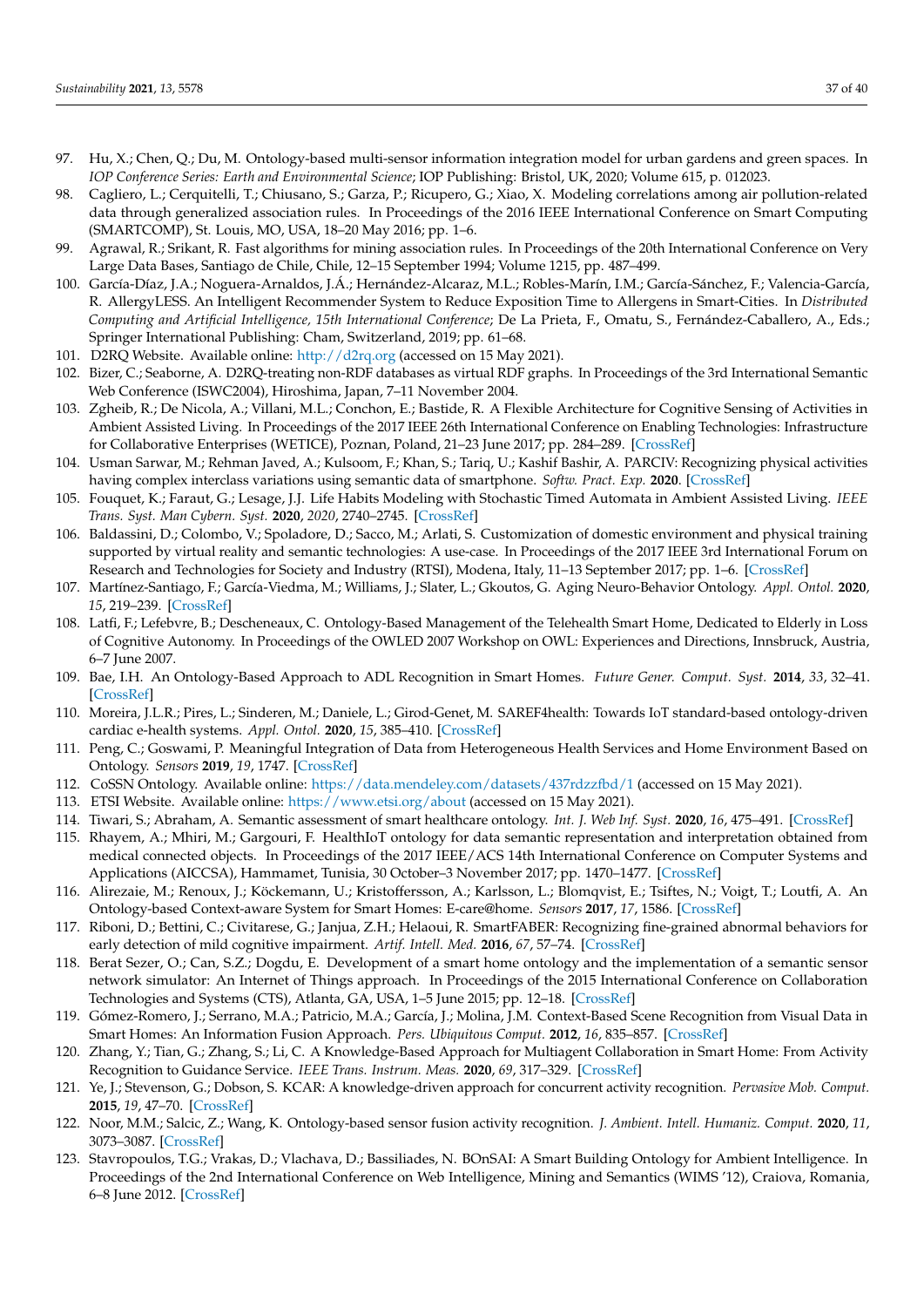97. Hu, X.; Chen, Q.; Du, M. Ontology-based multi-sensor information integration model for urban gardens and green spaces. In *IOP Conference Series: Earth and Environmental Science*; IOP Publishing: Bristol, UK, 2020; Volume 615, p. 012023.
98. Cagliero, L.; Cerquitelli, T.; Chiusano, S.; Garza, P.; Ricupero, G.; Xiao, X. Modeling correlations among air pollution-related data through generalized association rules. In Proceedings of the 2016 IEEE International Conference on Smart Computing (SMARTCOMP), St. Louis, MO, USA, 18–20 May 2016; pp. 1–6.
99. Agrawal, R.; Srikant, R. Fast algorithms for mining association rules. In Proceedings of the 20th International Conference on Very Large Data Bases, Santiago de Chile, Chile, 12–15 September 1994; Volume 1215, pp. 487–499.
100. García-Díaz, J.A.; Noguera-Arnaldos, J.Á.; Hernández-Alcaraz, M.L.; Robles-Marín, I.M.; García-Sánchez, F.; Valencia-García, R. AllergyLESS. An Intelligent Recommender System to Reduce Exposition Time to Allergens in Smart-Cities. In *Distributed Computing and Artificial Intelligence, 15th International Conference*; De La Prieta, F., Omatu, S., Fernández-Caballero, A., Eds.; Springer International Publishing: Cham, Switzerland, 2019; pp. 61–68.
101. D2RQ Website. Available online: http://d2rq.org (accessed on 15 May 2021).
102. Bizer, C.; Seaborne, A. D2RQ-treating non-RDF databases as virtual RDF graphs. In Proceedings of the 3rd International Semantic Web Conference (ISWC2004), Hiroshima, Japan, 7–11 November 2004.
103. Zgheib, R.; De Nicola, A.; Villani, M.L.; Conchon, E.; Bastide, R. A Flexible Architecture for Cognitive Sensing of Activities in Ambient Assisted Living. In Proceedings of the 2017 IEEE 26th International Conference on Enabling Technologies: Infrastructure for Collaborative Enterprises (WETICE), Poznan, Poland, 21–23 June 2017; pp. 284–289. [CrossRef]
104. Usman Sarwar, M.; Rehman Javed, A.; Kulsoom, F.; Khan, S.; Tariq, U.; Kashif Bashir, A. PARCIV: Recognizing physical activities having complex interclass variations using semantic data of smartphone. *Softw. Pract. Exp.* **2020**. [CrossRef]
105. Fouquet, K.; Faraut, G.; Lesage, J.J. Life Habits Modeling with Stochastic Timed Automata in Ambient Assisted Living. *IEEE Trans. Syst. Man Cybern. Syst.* **2020**, *2020*, 2740–2745. [CrossRef]
106. Baldassini, D.; Colombo, V.; Spoladore, D.; Sacco, M.; Arlati, S. Customization of domestic environment and physical training supported by virtual reality and semantic technologies: A use-case. In Proceedings of the 2017 IEEE 3rd International Forum on Research and Technologies for Society and Industry (RTSI), Modena, Italy, 11–13 September 2017; pp. 1–6. [CrossRef]
107. Martínez-Santiago, F.; García-Viedma, M.; Williams, J.; Slater, L.; Gkoutos, G. Aging Neuro-Behavior Ontology. *Appl. Ontol.* **2020**, *15*, 219–239. [CrossRef]
108. Latfi, F.; Lefebvre, B.; Descheneaux, C. Ontology-Based Management of the Telehealth Smart Home, Dedicated to Elderly in Loss of Cognitive Autonomy. In Proceedings of the OWLED 2007 Workshop on OWL: Experiences and Directions, Innsbruck, Austria, 6–7 June 2007.
109. Bae, I.H. An Ontology-Based Approach to ADL Recognition in Smart Homes. *Future Gener. Comput. Syst.* **2014**, *33*, 32–41. [CrossRef]
110. Moreira, J.L.R.; Pires, L.; Sinderen, M.; Daniele, L.; Girod-Genet, M. SAREF4health: Towards IoT standard-based ontology-driven cardiac e-health systems. *Appl. Ontol.* **2020**, *15*, 385–410. [CrossRef]
111. Peng, C.; Goswami, P. Meaningful Integration of Data from Heterogeneous Health Services and Home Environment Based on Ontology. *Sensors* **2019**, *19*, 1747. [CrossRef]
112. CoSSN Ontology. Available online: https://data.mendeley.com/datasets/437rdzzfbd/1 (accessed on 15 May 2021).
113. ETSI Website. Available online: https://www.etsi.org/about (accessed on 15 May 2021).
114. Tiwari, S.; Abraham, A. Semantic assessment of smart healthcare ontology. *Int. J. Web Inf. Syst.* **2020**, *16*, 475–491. [CrossRef]
115. Rhayem, A.; Mhiri, M.; Gargouri, F. HealthIoT ontology for data semantic representation and interpretation obtained from medical connected objects. In Proceedings of the 2017 IEEE/ACS 14th International Conference on Computer Systems and Applications (AICCSA), Hammamet, Tunisia, 30 October–3 November 2017; pp. 1470–1477. [CrossRef]
116. Alirezaie, M.; Renoux, J.; Köckemann, U.; Kristoffersson, A.; Karlsson, L.; Blomqvist, E.; Tsiftes, N.; Voigt, T.; Loutfi, A. An Ontology-based Context-aware System for Smart Homes: E-care@home. *Sensors* **2017**, *17*, 1586. [CrossRef]
117. Riboni, D.; Bettini, C.; Civitarese, G.; Janjua, Z.H.; Helaoui, R. SmartFABER: Recognizing fine-grained abnormal behaviors for early detection of mild cognitive impairment. *Artif. Intell. Med.* **2016**, *67*, 57–74. [CrossRef]
118. Berat Sezer, O.; Can, S.Z.; Dogdu, E. Development of a smart home ontology and the implementation of a semantic sensor network simulator: An Internet of Things approach. In Proceedings of the 2015 International Conference on Collaboration Technologies and Systems (CTS), Atlanta, GA, USA, 1–5 June 2015; pp. 12–18. [CrossRef]
119. Gómez-Romero, J.; Serrano, M.A.; Patricio, M.A.; García, J.; Molina, J.M. Context-Based Scene Recognition from Visual Data in Smart Homes: An Information Fusion Approach. *Pers. Ubiquitous Comput.* **2012**, *16*, 835–857. [CrossRef]
120. Zhang, Y.; Tian, G.; Zhang, S.; Li, C. A Knowledge-Based Approach for Multiagent Collaboration in Smart Home: From Activity Recognition to Guidance Service. *IEEE Trans. Instrum. Meas.* **2020**, *69*, 317–329. [CrossRef]
121. Ye, J.; Stevenson, G.; Dobson, S. KCAR: A knowledge-driven approach for concurrent activity recognition. *Pervasive Mob. Comput.* **2015**, *19*, 47–70. [CrossRef]
122. Noor, M.M.; Salcic, Z.; Wang, K. Ontology-based sensor fusion activity recognition. *J. Ambient. Intell. Humaniz. Comput.* **2020**, *11*, 3073–3087. [CrossRef]
123. Stavropoulos, T.G.; Vrakas, D.; Vlachava, D.; Bassiliades, N. BOnSAI: A Smart Building Ontology for Ambient Intelligence. In Proceedings of the 2nd International Conference on Web Intelligence, Mining and Semantics (WIMS '12), Craiova, Romania, 6–8 June 2012. [CrossRef]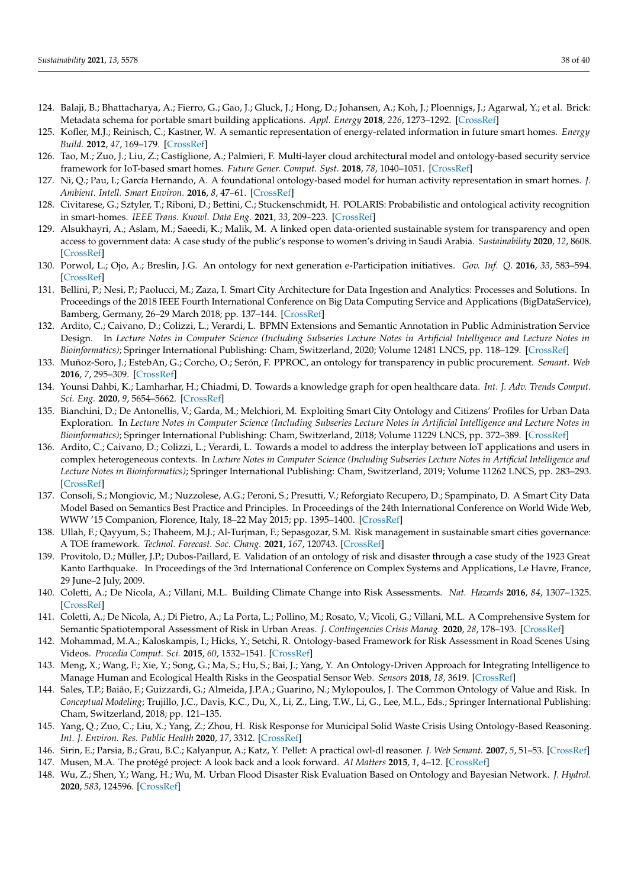124. Balaji, B.; Bhattacharya, A.; Fierro, G.; Gao, J.; Gluck, J.; Hong, D.; Johansen, A.; Koh, J.; Ploennigs, J.; Agarwal, Y.; et al. Brick: Metadata schema for portable smart building applications. *Appl. Energy* **2018**, *226*, 1273–1292. [CrossRef]
125. Kofler, M.J.; Reinisch, C.; Kastner, W. A semantic representation of energy-related information in future smart homes. *Energy Build.* **2012**, *47*, 169–179. [CrossRef]
126. Tao, M.; Zuo, J.; Liu, Z.; Castiglione, A.; Palmieri, F. Multi-layer cloud architectural model and ontology-based security service framework for IoT-based smart homes. *Future Gener. Comput. Syst.* **2018**, *78*, 1040–1051. [CrossRef]
127. Ni, Q.; Pau, I.; García Hernando, A. A foundational ontology-based model for human activity representation in smart homes. *J. Ambient. Intell. Smart Environ.* **2016**, *8*, 47–61. [CrossRef]
128. Civitarese, G.; Sztyler, T.; Riboni, D.; Bettini, C.; Stuckenschmidt, H. POLARIS: Probabilistic and ontological activity recognition in smart-homes. *IEEE Trans. Knowl. Data Eng.* **2021**, *33*, 209–223. [CrossRef]
129. Alsukhayri, A.; Aslam, M.; Saeedi, K.; Malik, M. A linked open data-oriented sustainable system for transparency and open access to government data: A case study of the public's response to women's driving in Saudi Arabia. *Sustainability* **2020**, *12*, 8608. [CrossRef]
130. Porwol, L.; Ojo, A.; Breslin, J.G. An ontology for next generation e-Participation initiatives. *Gov. Inf. Q.* **2016**, *33*, 583–594. [CrossRef]
131. Bellini, P.; Nesi, P.; Paolucci, M.; Zaza, I. Smart City Architecture for Data Ingestion and Analytics: Processes and Solutions. In Proceedings of the 2018 IEEE Fourth International Conference on Big Data Computing Service and Applications (BigDataService), Bamberg, Germany, 26–29 March 2018; pp. 137–144. [CrossRef]
132. Ardito, C.; Caivano, D.; Colizzi, L.; Verardi, L. BPMN Extensions and Semantic Annotation in Public Administration Service Design. In *Lecture Notes in Computer Science (Including Subseries Lecture Notes in Artificial Intelligence and Lecture Notes in Bioinformatics)*; Springer International Publishing: Cham, Switzerland, 2020; Volume 12481 LNCS, pp. 118–129. [CrossRef]
133. Muñoz-Soro, J.; EstebAn, G.; Corcho, O.; Serón, F. PPROC, an ontology for transparency in public procurement. *Semant. Web* **2016**, *7*, 295–309. [CrossRef]
134. Younsi Dahbi, K.; Lamharhar, H.; Chiadmi, D. Towards a knowledge graph for open healthcare data. *Int. J. Adv. Trends Comput. Sci. Eng.* **2020**, *9*, 5654–5662. [CrossRef]
135. Bianchini, D.; De Antonellis, V.; Garda, M.; Melchiori, M. Exploiting Smart City Ontology and Citizens' Profiles for Urban Data Exploration. In *Lecture Notes in Computer Science (Including Subseries Lecture Notes in Artificial Intelligence and Lecture Notes in Bioinformatics)*; Springer International Publishing: Cham, Switzerland, 2018; Volume 11229 LNCS, pp. 372–389. [CrossRef]
136. Ardito, C.; Caivano, D.; Colizzi, L.; Verardi, L. Towards a model to address the interplay between IoT applications and users in complex heterogeneous contexts. In *Lecture Notes in Computer Science (Including Subseries Lecture Notes in Artificial Intelligence and Lecture Notes in Bioinformatics)*; Springer International Publishing: Cham, Switzerland, 2019; Volume 11262 LNCS, pp. 283–293. [CrossRef]
137. Consoli, S.; Mongiovic, M.; Nuzzolese, A.G.; Peroni, S.; Presutti, V.; Reforgiato Recupero, D.; Spampinato, D. A Smart City Data Model Based on Semantics Best Practice and Principles. In Proceedings of the 24th International Conference on World Wide Web, WWW '15 Companion, Florence, Italy, 18–22 May 2015; pp. 1395–1400. [CrossRef]
138. Ullah, F.; Qayyum, S.; Thaheem, M.J.; Al-Turjman, F.; Sepasgozar, S.M. Risk management in sustainable smart cities governance: A TOE framework. *Technol. Forecast. Soc. Chang.* **2021**, *167*, 120743. [CrossRef]
139. Provitolo, D.; Müller, J.P.; Dubos-Paillard, E. Validation of an ontology of risk and disaster through a case study of the 1923 Great Kanto Earthquake. In Proceedings of the 3rd International Conference on Complex Systems and Applications, Le Havre, France, 29 June–2 July, 2009.
140. Coletti, A.; De Nicola, A.; Villani, M.L. Building Climate Change into Risk Assessments. *Nat. Hazards* **2016**, *84*, 1307–1325. [CrossRef]
141. Coletti, A.; De Nicola, A.; Di Pietro, A.; La Porta, L.; Pollino, M.; Rosato, V.; Vicoli, G.; Villani, M.L. A Comprehensive System for Semantic Spatiotemporal Assessment of Risk in Urban Areas. *J. Contingencies Crisis Manag.* **2020**, *28*, 178–193. [CrossRef]
142. Mohammad, M.A.; Kaloskampis, I.; Hicks, Y.; Setchi, R. Ontology-based Framework for Risk Assessment in Road Scenes Using Videos. *Procedia Comput. Sci.* **2015**, *60*, 1532–1541. [CrossRef]
143. Meng, X.; Wang, F.; Xie, Y.; Song, G.; Ma, S.; Hu, S.; Bai, J.; Yang, Y. An Ontology-Driven Approach for Integrating Intelligence to Manage Human and Ecological Health Risks in the Geospatial Sensor Web. *Sensors* **2018**, *18*, 3619. [CrossRef]
144. Sales, T.P.; Baião, F.; Guizzardi, G.; Almeida, J.P.A.; Guarino, N.; Mylopoulos, J. The Common Ontology of Value and Risk. In *Conceptual Modeling*; Trujillo, J.C., Davis, K.C., Du, X., Li, Z., Ling, T.W., Li, G., Lee, M.L., Eds.; Springer International Publishing: Cham, Switzerland, 2018; pp. 121–135.
145. Yang, Q.; Zuo, C.; Liu, X.; Yang, Z.; Zhou, H. Risk Response for Municipal Solid Waste Crisis Using Ontology-Based Reasoning. *Int. J. Environ. Res. Public Health* **2020**, *17*, 3312. [CrossRef]
146. Sirin, E.; Parsia, B.; Grau, B.C.; Kalyanpur, A.; Katz, Y. Pellet: A practical owl-dl reasoner. *J. Web Semant.* **2007**, *5*, 51–53. [CrossRef]
147. Musen, M.A. The protégé project: A look back and a look forward. *AI Matters* **2015**, *1*, 4–12. [CrossRef]
148. Wu, Z.; Shen, Y.; Wang, H.; Wu, M. Urban Flood Disaster Risk Evaluation Based on Ontology and Bayesian Network. *J. Hydrol.* **2020**, *583*, 124596. [CrossRef]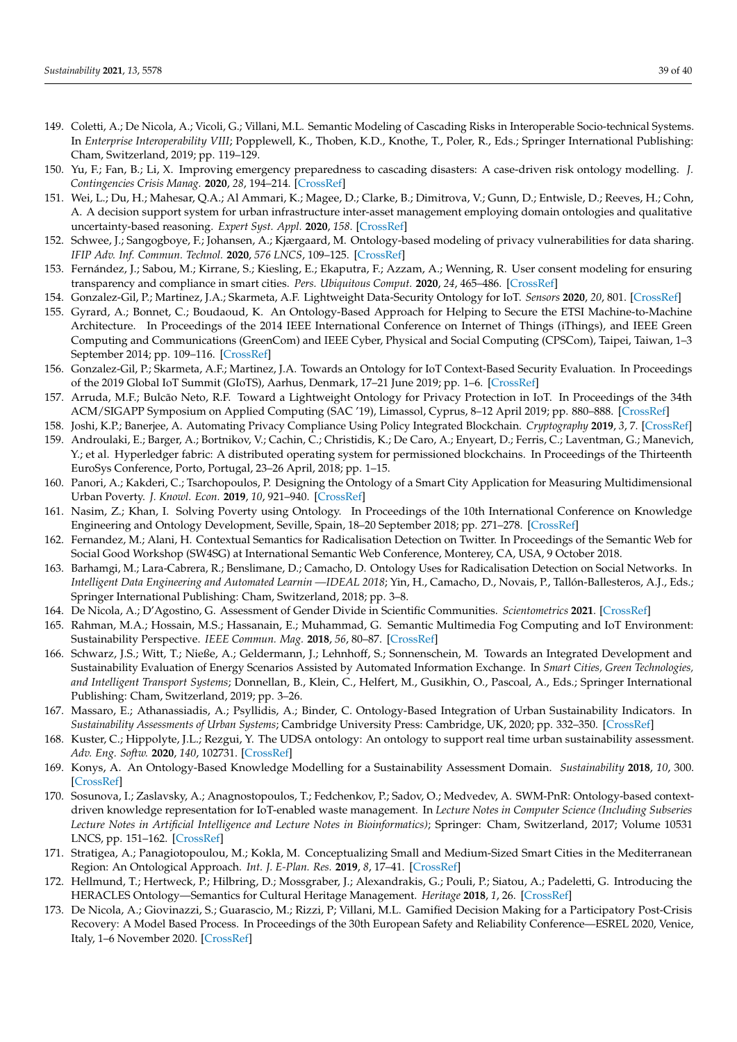149. Coletti, A.; De Nicola, A.; Vicoli, G.; Villani, M.L. Semantic Modeling of Cascading Risks in Interoperable Socio-technical Systems. In *Enterprise Interoperability VIII*; Popplewell, K., Thoben, K.D., Knothe, T., Poler, R., Eds.; Springer International Publishing: Cham, Switzerland, 2019; pp. 119–129.
150. Yu, F.; Fan, B.; Li, X. Improving emergency preparedness to cascading disasters: A case-driven risk ontology modelling. *J. Contingencies Crisis Manag.* **2020**, *28*, 194–214. [CrossRef]
151. Wei, L.; Du, H.; Mahesar, Q.A.; Al Ammari, K.; Magee, D.; Clarke, B.; Dimitrova, V.; Gunn, D.; Entwisle, D.; Reeves, H.; Cohn, A. A decision support system for urban infrastructure inter-asset management employing domain ontologies and qualitative uncertainty-based reasoning. *Expert Syst. Appl.* **2020**, *158*. [CrossRef]
152. Schwee, J.; Sangogboye, F.; Johansen, A.; Kjærgaard, M. Ontology-based modeling of privacy vulnerabilities for data sharing. *IFIP Adv. Inf. Commun. Technol.* **2020**, *576 LNCS*, 109–125. [CrossRef]
153. Fernández, J.; Sabou, M.; Kirrane, S.; Kiesling, E.; Ekaputra, F.; Azzam, A.; Wenning, R. User consent modeling for ensuring transparency and compliance in smart cities. *Pers. Ubiquitous Comput.* **2020**, *24*, 465–486. [CrossRef]
154. Gonzalez-Gil, P.; Martinez, J.A.; Skarmeta, A.F. Lightweight Data-Security Ontology for IoT. *Sensors* **2020**, *20*, 801. [CrossRef]
155. Gyrard, A.; Bonnet, C.; Boudaoud, K. An Ontology-Based Approach for Helping to Secure the ETSI Machine-to-Machine Architecture. In Proceedings of the 2014 IEEE International Conference on Internet of Things (iThings), and IEEE Green Computing and Communications (GreenCom) and IEEE Cyber, Physical and Social Computing (CPSCom), Taipei, Taiwan, 1–3 September 2014; pp. 109–116. [CrossRef]
156. Gonzalez-Gil, P.; Skarmeta, A.F.; Martinez, J.A. Towards an Ontology for IoT Context-Based Security Evaluation. In Proceedings of the 2019 Global IoT Summit (GIoTS), Aarhus, Denmark, 17–21 June 2019; pp. 1–6. [CrossRef]
157. Arruda, M.F.; Bulcão Neto, R.F. Toward a Lightweight Ontology for Privacy Protection in IoT. In Proceedings of the 34th ACM/SIGAPP Symposium on Applied Computing (SAC '19), Limassol, Cyprus, 8–12 April 2019; pp. 880–888. [CrossRef]
158. Joshi, K.P.; Banerjee, A. Automating Privacy Compliance Using Policy Integrated Blockchain. *Cryptography* **2019**, *3*, 7. [CrossRef]
159. Androulaki, E.; Barger, A.; Bortnikov, V.; Cachin, C.; Christidis, K.; De Caro, A.; Enyeart, D.; Ferris, C.; Laventman, G.; Manevich, Y.; et al. Hyperledger fabric: A distributed operating system for permissioned blockchains. In Proceedings of the Thirteenth EuroSys Conference, Porto, Portugal, 23–26 April, 2018; pp. 1–15.
160. Panori, A.; Kakderi, C.; Tsarchopoulos, P. Designing the Ontology of a Smart City Application for Measuring Multidimensional Urban Poverty. *J. Knowl. Econ.* **2019**, *10*, 921–940. [CrossRef]
161. Nasim, Z.; Khan, I. Solving Poverty using Ontology. In Proceedings of the 10th International Conference on Knowledge Engineering and Ontology Development, Seville, Spain, 18–20 September 2018; pp. 271–278. [CrossRef]
162. Fernandez, M.; Alani, H. Contextual Semantics for Radicalisation Detection on Twitter. In Proceedings of the Semantic Web for Social Good Workshop (SW4SG) at International Semantic Web Conference, Monterey, CA, USA, 9 October 2018.
163. Barhamgi, M.; Lara-Cabrera, R.; Benslimane, D.; Camacho, D. Ontology Uses for Radicalisation Detection on Social Networks. In *Intelligent Data Engineering and Automated Learnin —IDEAL 2018*; Yin, H., Camacho, D., Novais, P., Tallón-Ballesteros, A.J., Eds.; Springer International Publishing: Cham, Switzerland, 2018; pp. 3–8.
164. De Nicola, A.; D'Agostino, G. Assessment of Gender Divide in Scientific Communities. *Scientometrics* **2021**. [CrossRef]
165. Rahman, M.A.; Hossain, M.S.; Hassanain, E.; Muhammad, G. Semantic Multimedia Fog Computing and IoT Environment: Sustainability Perspective. *IEEE Commun. Mag.* **2018**, *56*, 80–87. [CrossRef]
166. Schwarz, J.S.; Witt, T.; Nieße, A.; Geldermann, J.; Lehnhoff, S.; Sonnenschein, M. Towards an Integrated Development and Sustainability Evaluation of Energy Scenarios Assisted by Automated Information Exchange. In *Smart Cities, Green Technologies, and Intelligent Transport Systems*; Donnellan, B., Klein, C., Helfert, M., Gusikhin, O., Pascoal, A., Eds.; Springer International Publishing: Cham, Switzerland, 2019; pp. 3–26.
167. Massaro, E.; Athanassiadis, A.; Psyllidis, A.; Binder, C. Ontology-Based Integration of Urban Sustainability Indicators. In *Sustainability Assessments of Urban Systems*; Cambridge University Press: Cambridge, UK, 2020; pp. 332–350. [CrossRef]
168. Kuster, C.; Hippolyte, J.L.; Rezgui, Y. The UDSA ontology: An ontology to support real time urban sustainability assessment. *Adv. Eng. Softw.* **2020**, *140*, 102731. [CrossRef]
169. Konys, A. An Ontology-Based Knowledge Modelling for a Sustainability Assessment Domain. *Sustainability* **2018**, *10*, 300. [CrossRef]
170. Sosunova, I.; Zaslavsky, A.; Anagnostopoulos, T.; Fedchenkov, P.; Sadov, O.; Medvedev, A. SWM-PnR: Ontology-based context-driven knowledge representation for IoT-enabled waste management. In *Lecture Notes in Computer Science (Including Subseries Lecture Notes in Artificial Intelligence and Lecture Notes in Bioinformatics)*; Springer: Cham, Switzerland, 2017; Volume 10531 LNCS, pp. 151–162. [CrossRef]
171. Stratigea, A.; Panagiotopoulou, M.; Kokla, M. Conceptualizing Small and Medium-Sized Smart Cities in the Mediterranean Region: An Ontological Approach. *Int. J. E-Plan. Res.* **2019**, *8*, 17–41. [CrossRef]
172. Hellmund, T.; Hertweck, P.; Hilbring, D.; Mossgraber, J.; Alexandrakis, G.; Pouli, P.; Siatou, A.; Padeletti, G. Introducing the HERACLES Ontology—Semantics for Cultural Heritage Management. *Heritage* **2018**, *1*, 26. [CrossRef]
173. De Nicola, A.; Giovinazzi, S.; Guarascio, M.; Rizzi, P; Villani, M.L. Gamified Decision Making for a Participatory Post-Crisis Recovery: A Model Based Process. In Proceedings of the 30th European Safety and Reliability Conference—ESREL 2020, Venice, Italy, 1–6 November 2020. [CrossRef]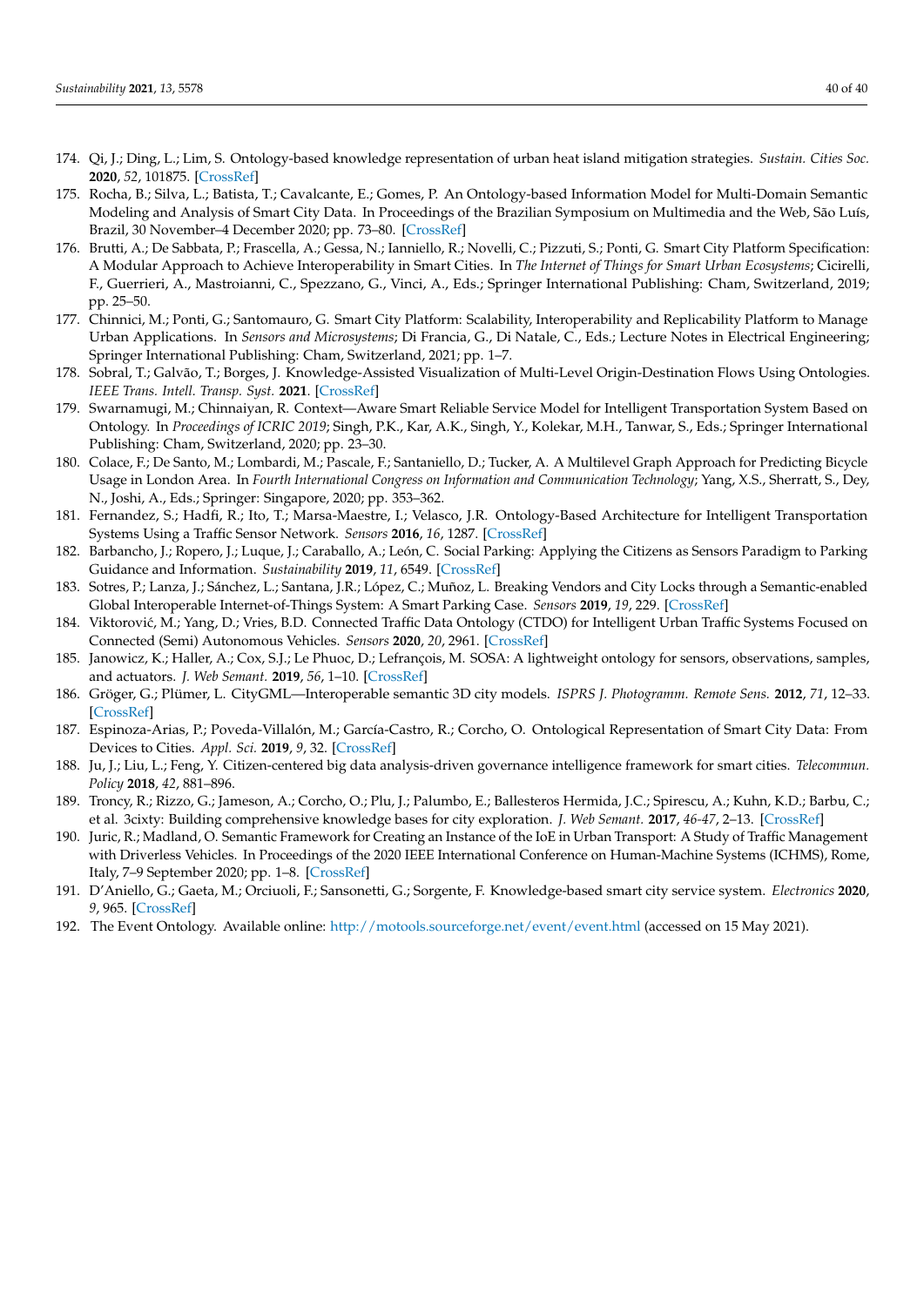174. Qi, J.; Ding, L.; Lim, S. Ontology-based knowledge representation of urban heat island mitigation strategies. *Sustain. Cities Soc.* **2020**, *52*, 101875. [CrossRef]
175. Rocha, B.; Silva, L.; Batista, T.; Cavalcante, E.; Gomes, P. An Ontology-based Information Model for Multi-Domain Semantic Modeling and Analysis of Smart City Data. In Proceedings of the Brazilian Symposium on Multimedia and the Web, São Luís, Brazil, 30 November–4 December 2020; pp. 73–80. [CrossRef]
176. Brutti, A.; De Sabbata, P.; Frascella, A.; Gessa, N.; Ianniello, R.; Novelli, C.; Pizzuti, S.; Ponti, G. Smart City Platform Specification: A Modular Approach to Achieve Interoperability in Smart Cities. In *The Internet of Things for Smart Urban Ecosystems*; Cicirelli, F., Guerrieri, A., Mastroianni, C., Spezzano, G., Vinci, A., Eds.; Springer International Publishing: Cham, Switzerland, 2019; pp. 25–50.
177. Chinnici, M.; Ponti, G.; Santomauro, G. Smart City Platform: Scalability, Interoperability and Replicability Platform to Manage Urban Applications. In *Sensors and Microsystems*; Di Francia, G., Di Natale, C., Eds.; Lecture Notes in Electrical Engineering; Springer International Publishing: Cham, Switzerland, 2021; pp. 1–7.
178. Sobral, T.; Galvão, T.; Borges, J. Knowledge-Assisted Visualization of Multi-Level Origin-Destination Flows Using Ontologies. *IEEE Trans. Intell. Transp. Syst.* **2021**. [CrossRef]
179. Swarnamugi, M.; Chinnaiyan, R. Context—Aware Smart Reliable Service Model for Intelligent Transportation System Based on Ontology. In *Proceedings of ICRIC 2019*; Singh, P.K., Kar, A.K., Singh, Y., Kolekar, M.H., Tanwar, S., Eds.; Springer International Publishing: Cham, Switzerland, 2020; pp. 23–30.
180. Colace, F.; De Santo, M.; Lombardi, M.; Pascale, F.; Santaniello, D.; Tucker, A. A Multilevel Graph Approach for Predicting Bicycle Usage in London Area. In *Fourth International Congress on Information and Communication Technology*; Yang, X.S., Sherratt, S., Dey, N., Joshi, A., Eds.; Springer: Singapore, 2020; pp. 353–362.
181. Fernandez, S.; Hadfi, R.; Ito, T.; Marsa-Maestre, I.; Velasco, J.R. Ontology-Based Architecture for Intelligent Transportation Systems Using a Traffic Sensor Network. *Sensors* **2016**, *16*, 1287. [CrossRef]
182. Barbancho, J.; Ropero, J.; Luque, J.; Caraballo, A.; León, C. Social Parking: Applying the Citizens as Sensors Paradigm to Parking Guidance and Information. *Sustainability* **2019**, *11*, 6549. [CrossRef]
183. Sotres, P.; Lanza, J.; Sánchez, L.; Santana, J.R.; López, C.; Muñoz, L. Breaking Vendors and City Locks through a Semantic-enabled Global Interoperable Internet-of-Things System: A Smart Parking Case. *Sensors* **2019**, *19*, 229. [CrossRef]
184. Viktorović, M.; Yang, D.; Vries, B.D. Connected Traffic Data Ontology (CTDO) for Intelligent Urban Traffic Systems Focused on Connected (Semi) Autonomous Vehicles. *Sensors* **2020**, *20*, 2961. [CrossRef]
185. Janowicz, K.; Haller, A.; Cox, S.J.; Le Phuoc, D.; Lefrançois, M. SOSA: A lightweight ontology for sensors, observations, samples, and actuators. *J. Web Semant.* **2019**, *56*, 1–10. [CrossRef]
186. Gröger, G.; Plümer, L. CityGML—Interoperable semantic 3D city models. *ISPRS J. Photogramm. Remote Sens.* **2012**, *71*, 12–33. [CrossRef]
187. Espinoza-Arias, P.; Poveda-Villalón, M.; García-Castro, R.; Corcho, O. Ontological Representation of Smart City Data: From Devices to Cities. *Appl. Sci.* **2019**, *9*, 32. [CrossRef]
188. Ju, J.; Liu, L.; Feng, Y. Citizen-centered big data analysis-driven governance intelligence framework for smart cities. *Telecommun. Policy* **2018**, *42*, 881–896.
189. Troncy, R.; Rizzo, G.; Jameson, A.; Corcho, O.; Plu, J.; Palumbo, E.; Ballesteros Hermida, J.C.; Spirescu, A.; Kuhn, K.D.; Barbu, C.; et al. 3cixty: Building comprehensive knowledge bases for city exploration. *J. Web Semant.* **2017**, *46-47*, 2–13. [CrossRef]
190. Juric, R.; Madland, O. Semantic Framework for Creating an Instance of the IoE in Urban Transport: A Study of Traffic Management with Driverless Vehicles. In Proceedings of the 2020 IEEE International Conference on Human-Machine Systems (ICHMS), Rome, Italy, 7–9 September 2020; pp. 1–8. [CrossRef]
191. D'Aniello, G.; Gaeta, M.; Orciuoli, F.; Sansonetti, G.; Sorgente, F. Knowledge-based smart city service system. *Electronics* **2020**, *9*, 965. [CrossRef]
192. The Event Ontology. Available online: http://motools.sourceforge.net/event/event.html (accessed on 15 May 2021).